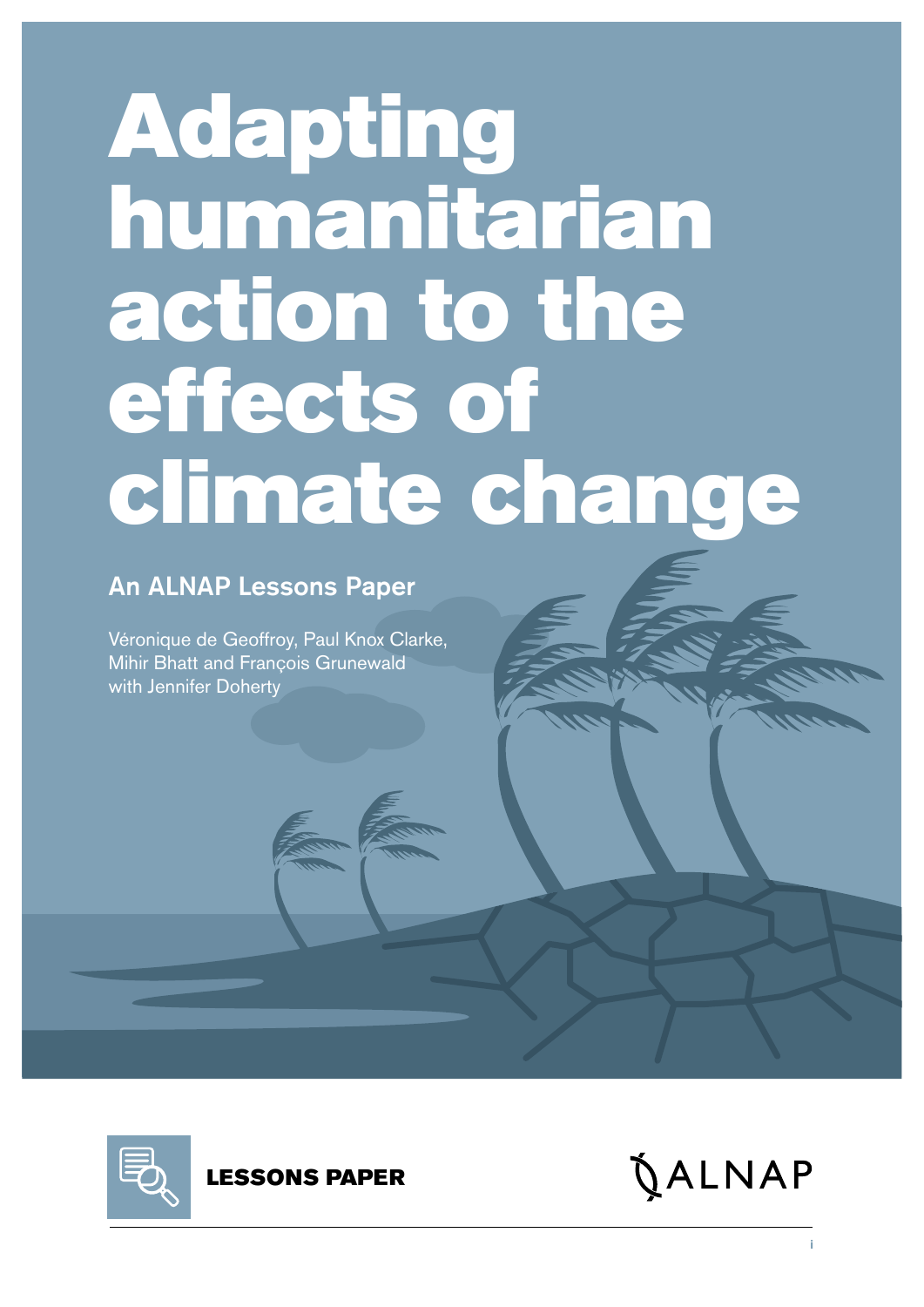# Adapting humanitarian action to the effects of climate change

## An ALNAP Lessons Paper

Véronique de Geoffroy, Paul Knox Clarke, Mihir Bhatt and François Grunewald with Jennifer Doherty

**LESSONS PAPER**

ALNAP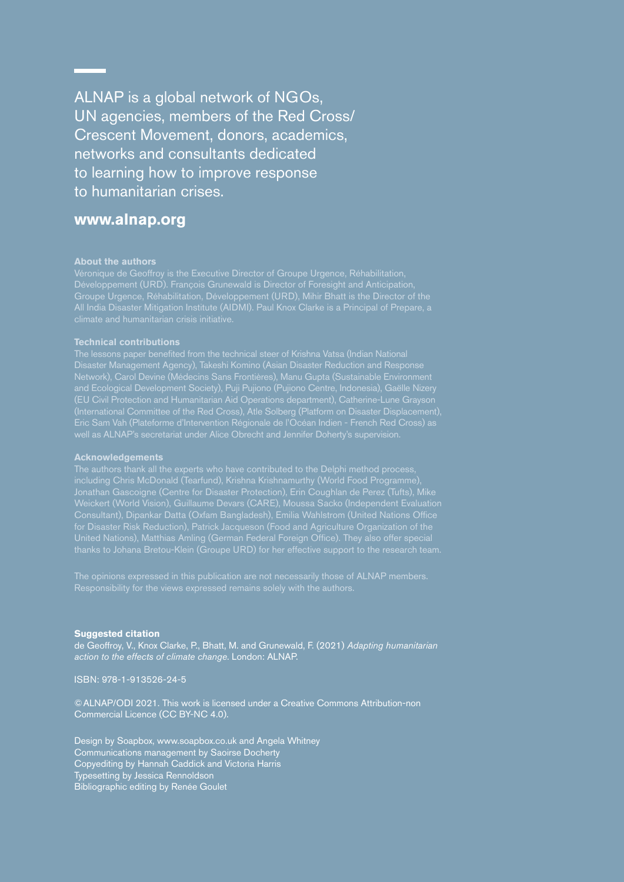ALNAP is a global network of NGOs, UN agencies, members of the Red Cross/ Crescent Movement, donors, academics, networks and consultants dedicated to learning how to improve response to humanitarian crises.

**www.alnap.org**

**About the authors**

Véronique de Geoffroy is the Executive Director of Groupe Urgence, Réhabilitation, Développement (URD). François Grunewald is Director of Foresight and Anticipation, Groupe Urgence, Réhabilitation, Développement (URD), Mihir Bhatt is the Director of the All India Disaster Mitigation Institute (AIDMI). Paul Knox Clarke is a Principal of Prepare, a climate and humanitarian crisis initiative.

**Technical contributions**

The lessons paper benefited from the technical steer of Krishna Vatsa (Indian National Disaster Management Agency), Takeshi Komino (Asian Disaster Reduction and Response Network), Carol Devine (Médecins Sans Frontières), Manu Gupta (Sustainable Environment and Ecological Development Society), Puji Pujiono (Pujiono Centre, Indonesia), Gaëlle Nizery (EU Civil Protection and Humanitarian Aid Operations department), Catherine-Lune Grayson (International Committee of the Red Cross), Atle Solberg (Platform on Disaster Displacement), Eric Sam Vah (Plateforme d'Intervention Régionale de l'Océan Indien - French Red Cross) as well as ALNAP's secretariat under Alice Obrecht and Jennifer Doherty's supervision.

**Acknowledgements**

The authors thank all the experts who have contributed to the Delphi method process, including Chris McDonald (Tearfund), Krishna Krishnamurthy (World Food Programme), Jonathan Gascoigne (Centre for Disaster Protection), Erin Coughlan de Perez (Tufts), Mike Weickert (World Vision), Guillaume Devars (CARE), Moussa Sacko (Independent Evaluation Consultant), Dipankar Datta (Oxfam Bangladesh), Emilia Wahlstrom (United Nations Office for Disaster Risk Reduction), Patrick Jacqueson (Food and Agriculture Organization of the United Nations), Matthias Amling (German Federal Foreign Office). They also offer special thanks to Johana Bretou-Klein (Groupe URD) for her effective support to the research team.

The opinions expressed in this publication are not necessarily those of ALNAP members. Responsibility for the views expressed remains solely with the authors.

**Suggested citation**

de Geoffroy, V., Knox Clarke, P., Bhatt, M. and Grunewald, F. (2021) *Adapting humanitarian action to the effects of climate change*. London: ALNAP.

ISBN: 978-1-913526-24-5

© ALNAP/ODI 2021. This work is licensed under a Creative Commons Attribution-non Commercial Licence (CC BY-NC 4.0).

Design by Soapbox, www.soapbox.co.uk and Angela Whitney
Communications management by Saoirse Docherty
Copyediting by Hannah Caddick and Victoria Harris
Typesetting by Jessica Rennoldson
Bibliographic editing by Renée Goulet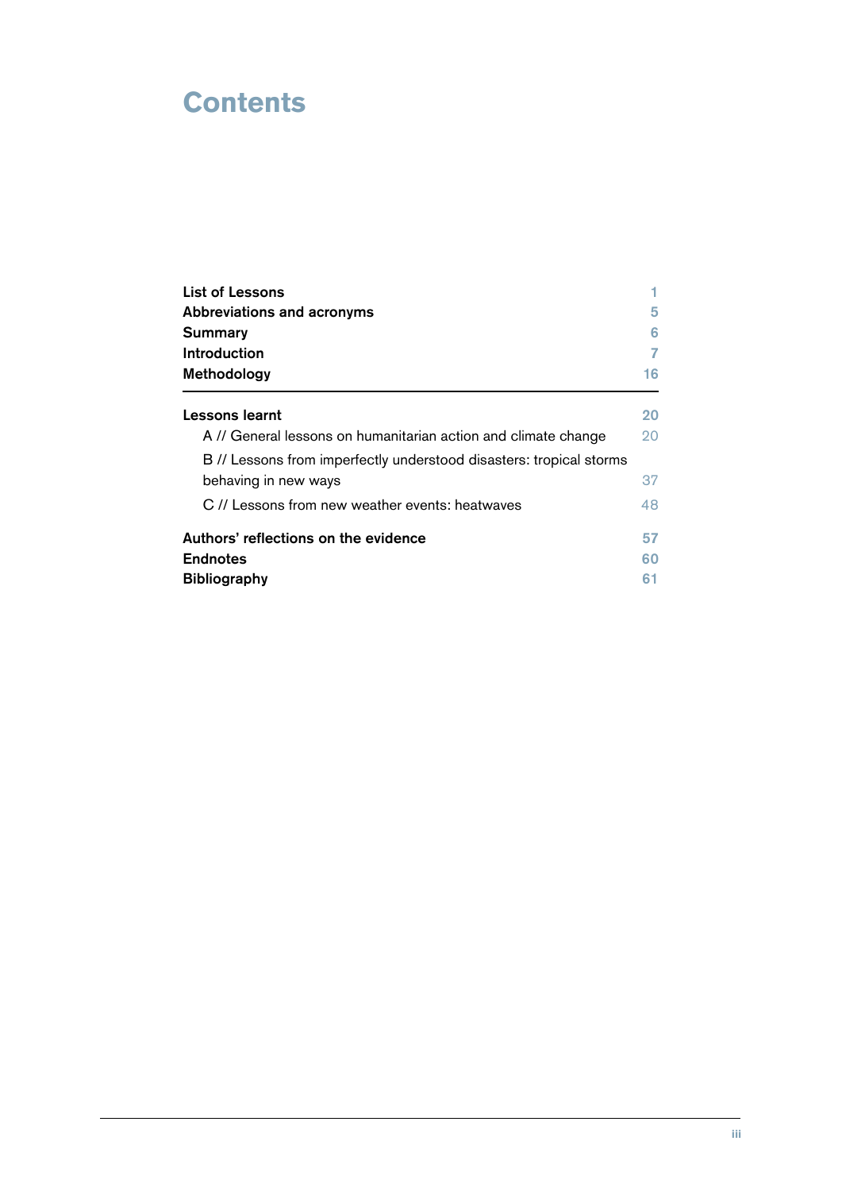# Contents

| | |
|---|---|
| **List of Lessons** | 1 |
| **Abbreviations and acronyms** | 5 |
| **Summary** | 6 |
| **Introduction** | 7 |
| **Methodology** | 16 |
| **Lessons learnt** | 20 |
| A // General lessons on humanitarian action and climate change | 20 |
| B // Lessons from imperfectly understood disasters: tropical storms behaving in new ways | 37 |
| C // Lessons from new weather events: heatwaves | 48 |
| **Authors' reflections on the evidence** | 57 |
| **Endnotes** | 60 |
| **Bibliography** | 61 |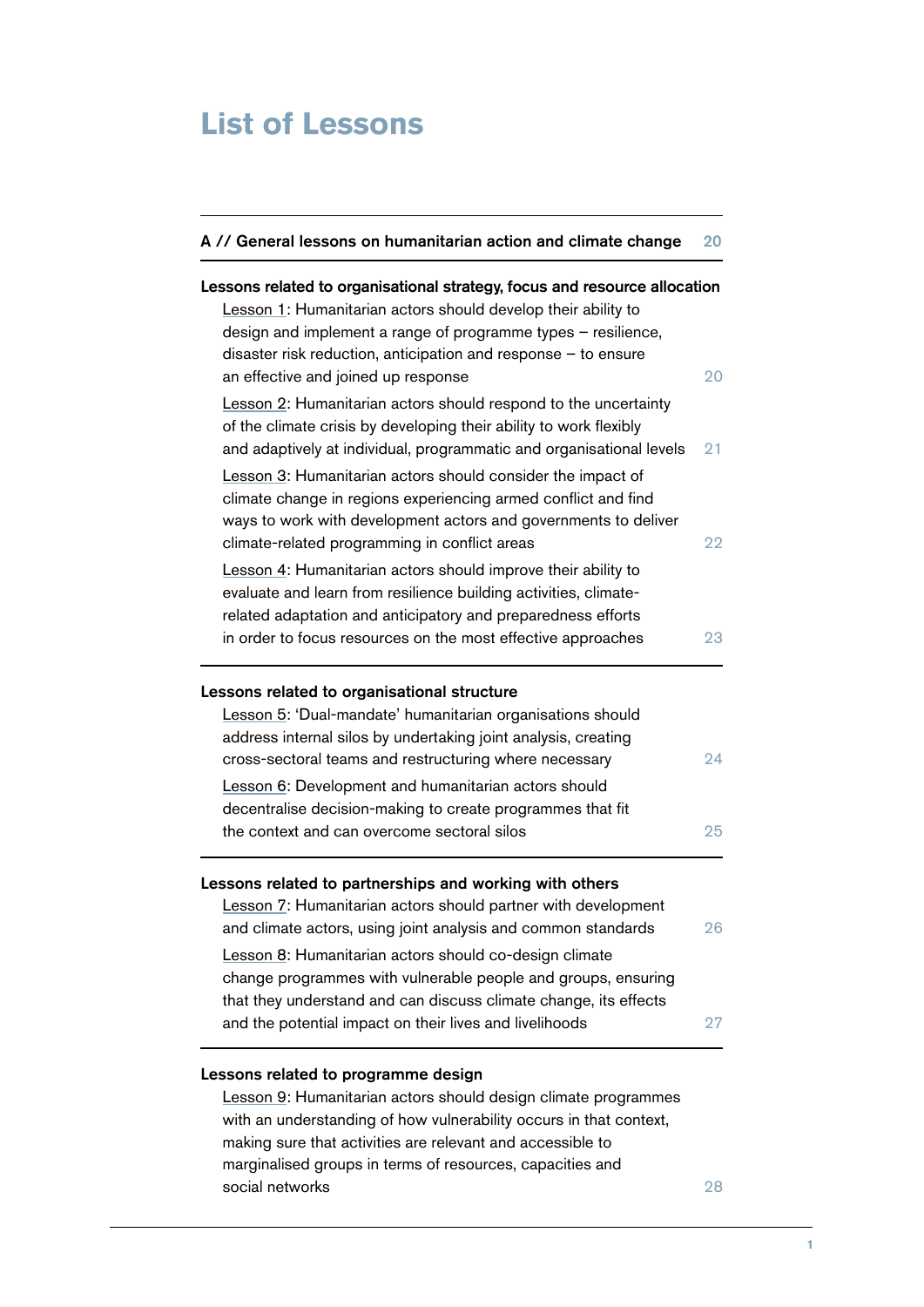# List of Lessons

**A // General lessons on humanitarian action and climate change** 20

**Lessons related to organisational strategy, focus and resource allocation**

Lesson 1: Humanitarian actors should develop their ability to design and implement a range of programme types – resilience, disaster risk reduction, anticipation and response – to ensure an effective and joined up response 20

Lesson 2: Humanitarian actors should respond to the uncertainty of the climate crisis by developing their ability to work flexibly and adaptively at individual, programmatic and organisational levels 21

Lesson 3: Humanitarian actors should consider the impact of climate change in regions experiencing armed conflict and find ways to work with development actors and governments to deliver climate-related programming in conflict areas 22

Lesson 4: Humanitarian actors should improve their ability to evaluate and learn from resilience building activities, climate-related adaptation and anticipatory and preparedness efforts in order to focus resources on the most effective approaches 23

**Lessons related to organisational structure**

Lesson 5: 'Dual-mandate' humanitarian organisations should address internal silos by undertaking joint analysis, creating cross-sectoral teams and restructuring where necessary 24

Lesson 6: Development and humanitarian actors should decentralise decision-making to create programmes that fit the context and can overcome sectoral silos 25

**Lessons related to partnerships and working with others**

Lesson 7: Humanitarian actors should partner with development and climate actors, using joint analysis and common standards 26

Lesson 8: Humanitarian actors should co-design climate change programmes with vulnerable people and groups, ensuring that they understand and can discuss climate change, its effects and the potential impact on their lives and livelihoods 27

**Lessons related to programme design**

Lesson 9: Humanitarian actors should design climate programmes with an understanding of how vulnerability occurs in that context, making sure that activities are relevant and accessible to marginalised groups in terms of resources, capacities and social networks 28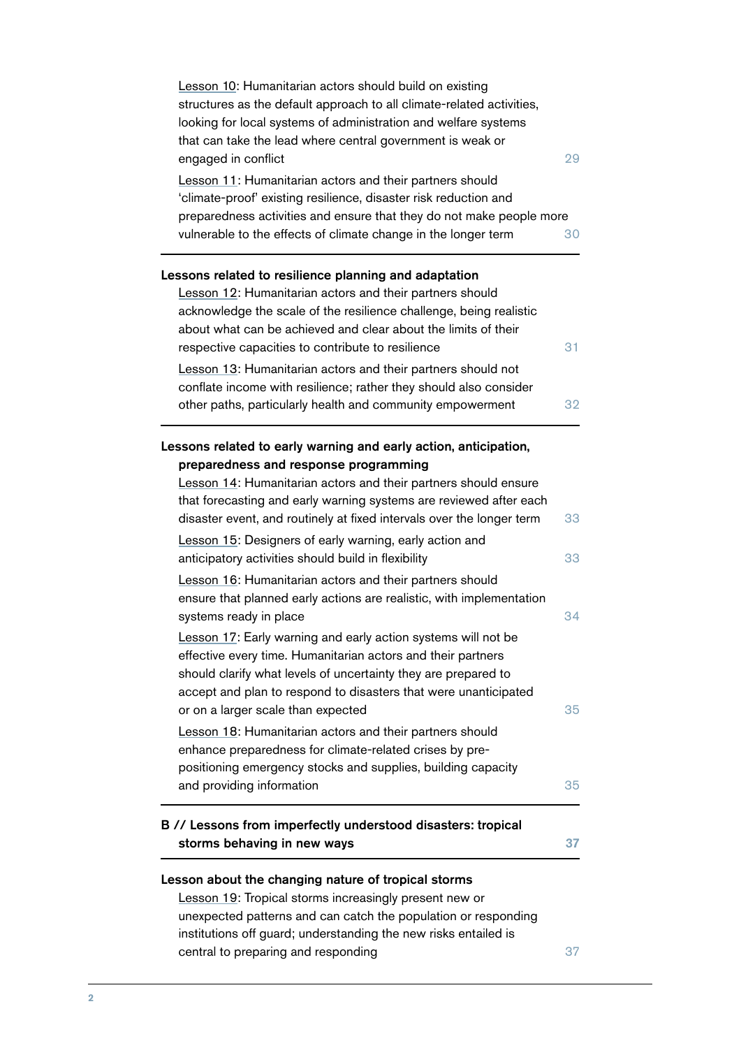Lesson 10: Humanitarian actors should build on existing structures as the default approach to all climate-related activities, looking for local systems of administration and welfare systems that can take the lead where central government is weak or engaged in conflict 29

Lesson 11: Humanitarian actors and their partners should 'climate-proof' existing resilience, disaster risk reduction and preparedness activities and ensure that they do not make people more vulnerable to the effects of climate change in the longer term 30

**Lessons related to resilience planning and adaptation**

Lesson 12: Humanitarian actors and their partners should acknowledge the scale of the resilience challenge, being realistic about what can be achieved and clear about the limits of their respective capacities to contribute to resilience 31

Lesson 13: Humanitarian actors and their partners should not conflate income with resilience; rather they should also consider other paths, particularly health and community empowerment 32

**Lessons related to early warning and early action, anticipation, preparedness and response programming**

Lesson 14: Humanitarian actors and their partners should ensure that forecasting and early warning systems are reviewed after each disaster event, and routinely at fixed intervals over the longer term 33

Lesson 15: Designers of early warning, early action and anticipatory activities should build in flexibility 33

Lesson 16: Humanitarian actors and their partners should ensure that planned early actions are realistic, with implementation systems ready in place 34

Lesson 17: Early warning and early action systems will not be effective every time. Humanitarian actors and their partners should clarify what levels of uncertainty they are prepared to accept and plan to respond to disasters that were unanticipated or on a larger scale than expected 35

Lesson 18: Humanitarian actors and their partners should enhance preparedness for climate-related crises by pre-positioning emergency stocks and supplies, building capacity and providing information 35

**B // Lessons from imperfectly understood disasters: tropical storms behaving in new ways** 37

**Lesson about the changing nature of tropical storms**

Lesson 19: Tropical storms increasingly present new or unexpected patterns and can catch the population or responding institutions off guard; understanding the new risks entailed is central to preparing and responding 37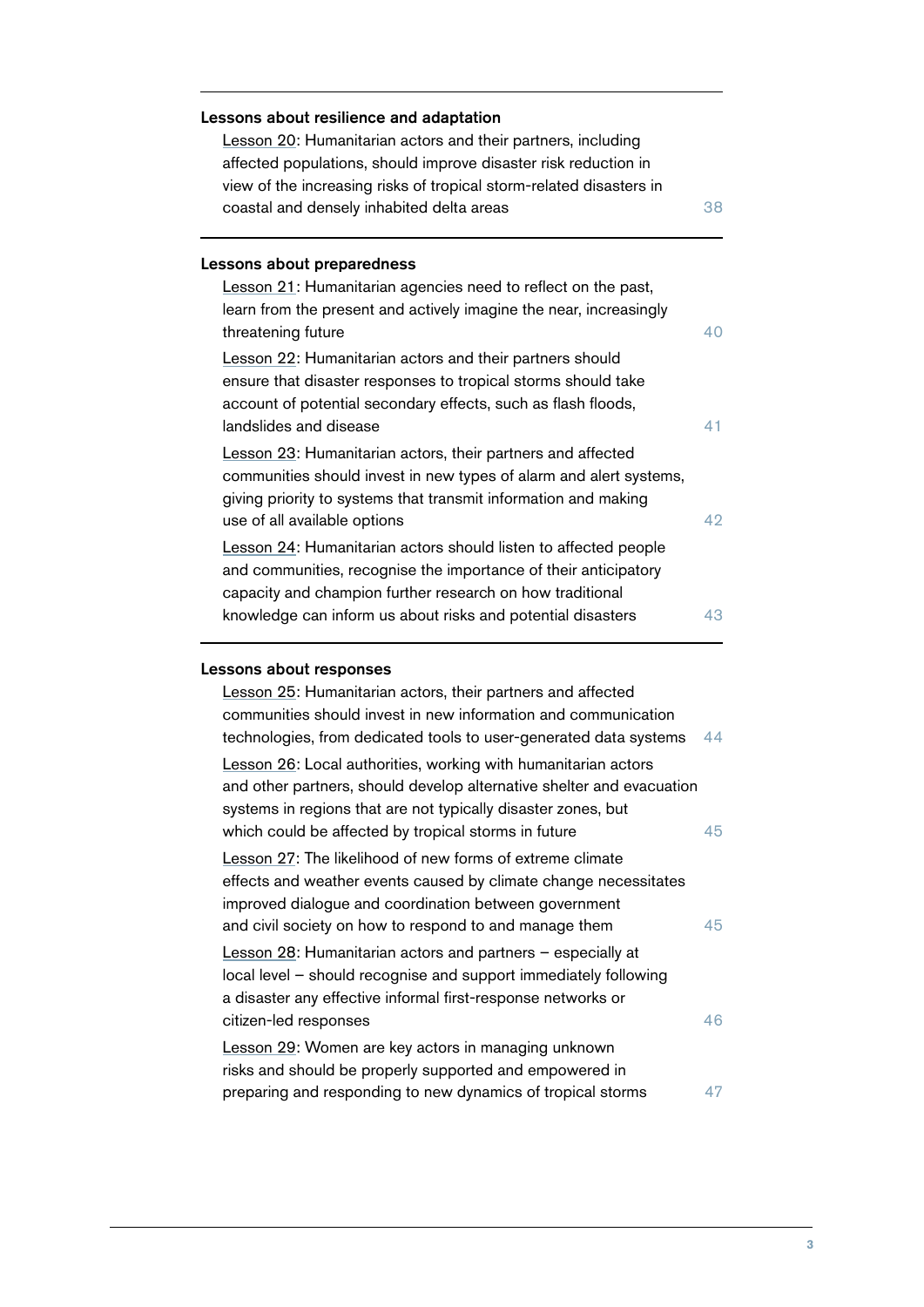**Lessons about resilience and adaptation**

Lesson 20: Humanitarian actors and their partners, including affected populations, should improve disaster risk reduction in view of the increasing risks of tropical storm-related disasters in coastal and densely inhabited delta areas 38

**Lessons about preparedness**

Lesson 21: Humanitarian agencies need to reflect on the past, learn from the present and actively imagine the near, increasingly threatening future 40

Lesson 22: Humanitarian actors and their partners should ensure that disaster responses to tropical storms should take account of potential secondary effects, such as flash floods, landslides and disease 41

Lesson 23: Humanitarian actors, their partners and affected communities should invest in new types of alarm and alert systems, giving priority to systems that transmit information and making use of all available options 42

Lesson 24: Humanitarian actors should listen to affected people and communities, recognise the importance of their anticipatory capacity and champion further research on how traditional knowledge can inform us about risks and potential disasters 43

**Lessons about responses**

Lesson 25: Humanitarian actors, their partners and affected communities should invest in new information and communication technologies, from dedicated tools to user-generated data systems 44

Lesson 26: Local authorities, working with humanitarian actors and other partners, should develop alternative shelter and evacuation systems in regions that are not typically disaster zones, but which could be affected by tropical storms in future 45

Lesson 27: The likelihood of new forms of extreme climate effects and weather events caused by climate change necessitates improved dialogue and coordination between government and civil society on how to respond to and manage them 45

Lesson 28: Humanitarian actors and partners – especially at local level – should recognise and support immediately following a disaster any effective informal first-response networks or citizen-led responses 46

Lesson 29: Women are key actors in managing unknown risks and should be properly supported and empowered in preparing and responding to new dynamics of tropical storms 47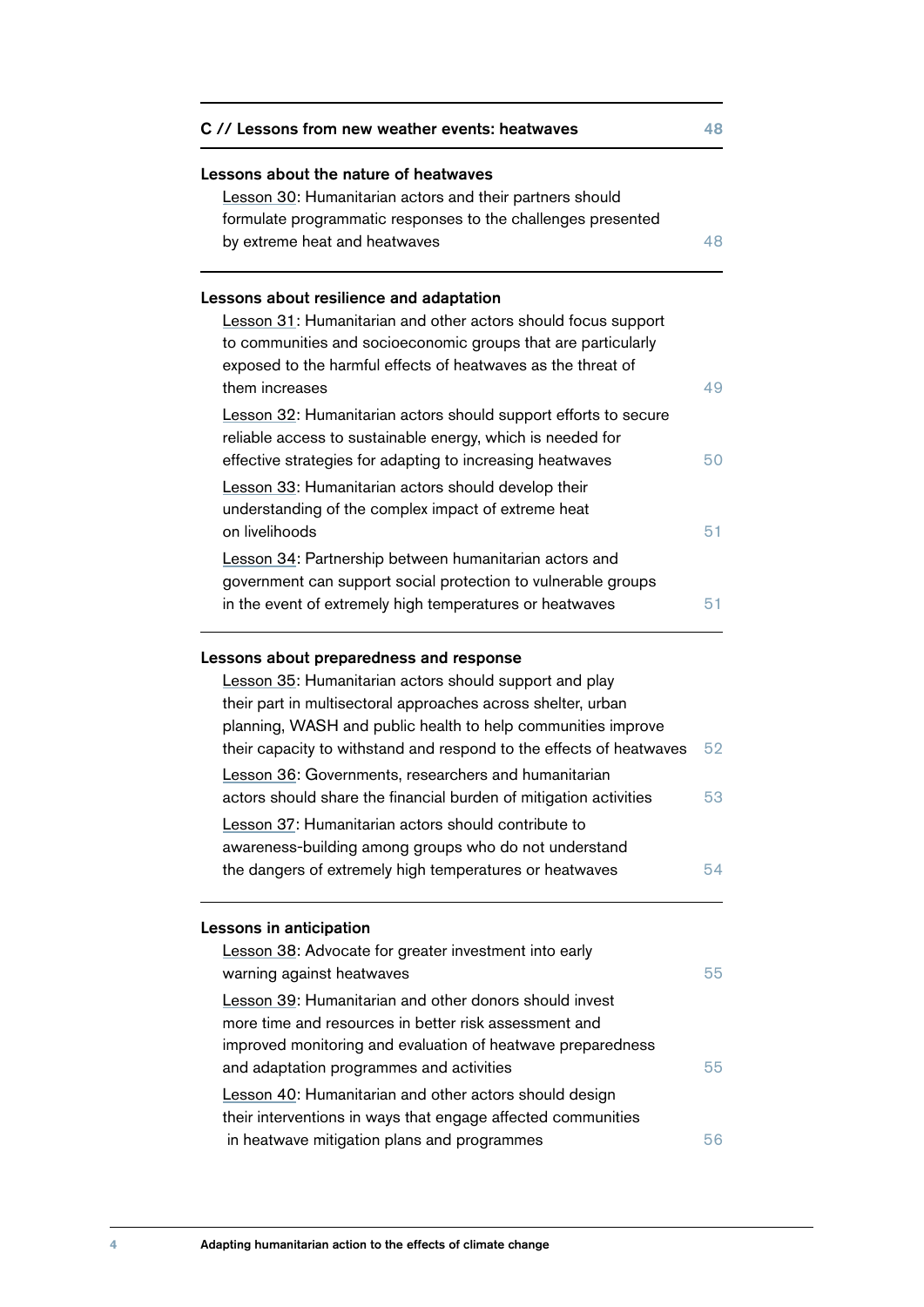## C // Lessons from new weather events: heatwaves 48

### Lessons about the nature of heatwaves

Lesson 30: Humanitarian actors and their partners should formulate programmatic responses to the challenges presented by extreme heat and heatwaves 48

### Lessons about resilience and adaptation

Lesson 31: Humanitarian and other actors should focus support to communities and socioeconomic groups that are particularly exposed to the harmful effects of heatwaves as the threat of them increases 49

Lesson 32: Humanitarian actors should support efforts to secure reliable access to sustainable energy, which is needed for effective strategies for adapting to increasing heatwaves 50

Lesson 33: Humanitarian actors should develop their understanding of the complex impact of extreme heat on livelihoods 51

Lesson 34: Partnership between humanitarian actors and government can support social protection to vulnerable groups in the event of extremely high temperatures or heatwaves 51

### Lessons about preparedness and response

Lesson 35: Humanitarian actors should support and play their part in multisectoral approaches across shelter, urban planning, WASH and public health to help communities improve their capacity to withstand and respond to the effects of heatwaves 52

Lesson 36: Governments, researchers and humanitarian actors should share the financial burden of mitigation activities 53

Lesson 37: Humanitarian actors should contribute to awareness-building among groups who do not understand the dangers of extremely high temperatures or heatwaves 54

### Lessons in anticipation

Lesson 38: Advocate for greater investment into early warning against heatwaves 55

Lesson 39: Humanitarian and other donors should invest more time and resources in better risk assessment and improved monitoring and evaluation of heatwave preparedness and adaptation programmes and activities 55

Lesson 40: Humanitarian and other actors should design their interventions in ways that engage affected communities in heatwave mitigation plans and programmes 56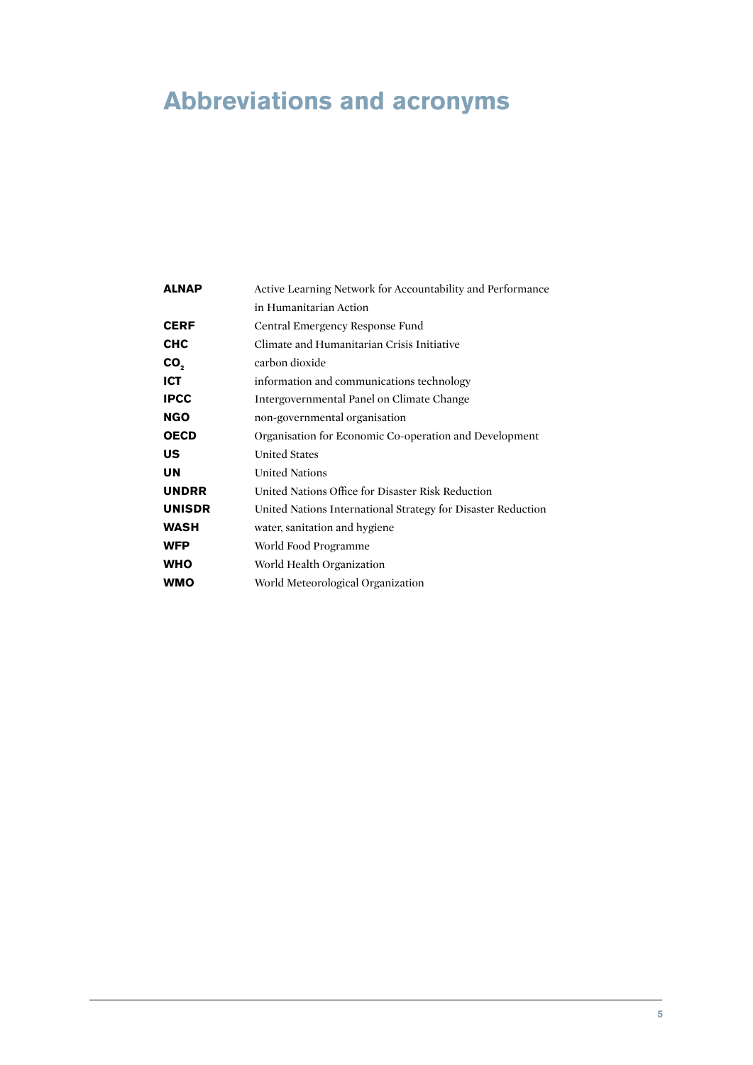# Abbreviations and acronyms

| | |
|---|---|
| **ALNAP** | Active Learning Network for Accountability and Performance in Humanitarian Action |
| **CERF** | Central Emergency Response Fund |
| **CHC** | Climate and Humanitarian Crisis Initiative |
| **$CO_2$** | carbon dioxide |
| **ICT** | information and communications technology |
| **IPCC** | Intergovernmental Panel on Climate Change |
| **NGO** | non-governmental organisation |
| **OECD** | Organisation for Economic Co-operation and Development |
| **US** | United States |
| **UN** | United Nations |
| **UNDRR** | United Nations Office for Disaster Risk Reduction |
| **UNISDR** | United Nations International Strategy for Disaster Reduction |
| **WASH** | water, sanitation and hygiene |
| **WFP** | World Food Programme |
| **WHO** | World Health Organization |
| **WMO** | World Meteorological Organization |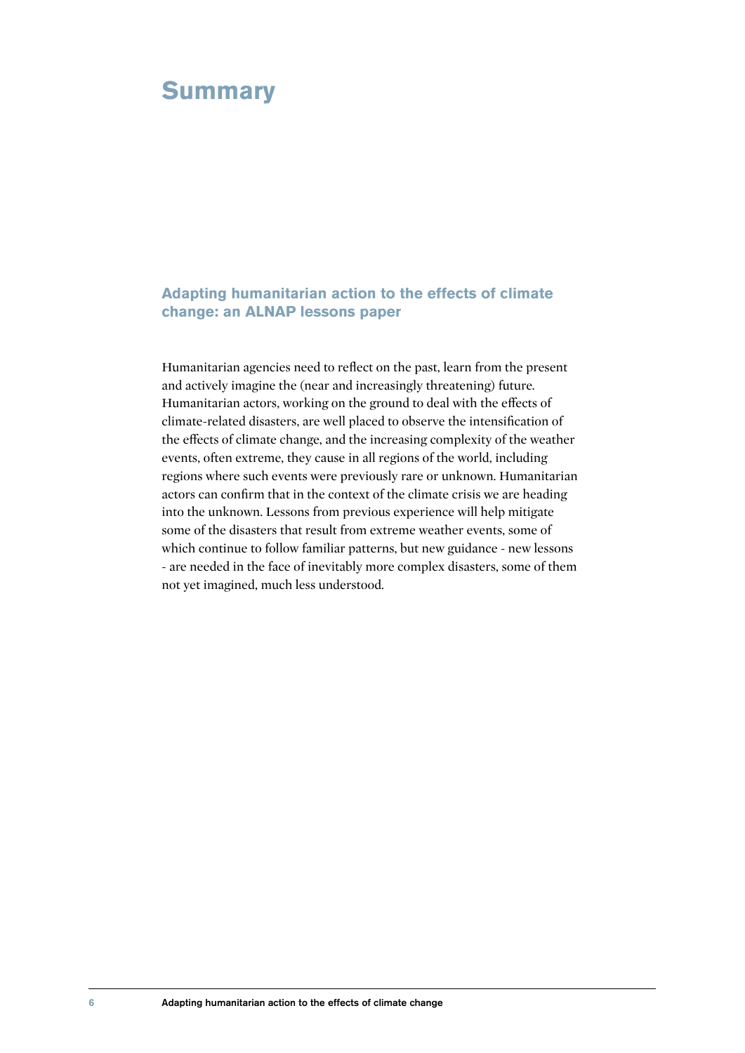# Summary

## Adapting humanitarian action to the effects of climate change: an ALNAP lessons paper

Humanitarian agencies need to reflect on the past, learn from the present and actively imagine the (near and increasingly threatening) future. Humanitarian actors, working on the ground to deal with the effects of climate-related disasters, are well placed to observe the intensification of the effects of climate change, and the increasing complexity of the weather events, often extreme, they cause in all regions of the world, including regions where such events were previously rare or unknown. Humanitarian actors can confirm that in the context of the climate crisis we are heading into the unknown. Lessons from previous experience will help mitigate some of the disasters that result from extreme weather events, some of which continue to follow familiar patterns, but new guidance - new lessons - are needed in the face of inevitably more complex disasters, some of them not yet imagined, much less understood.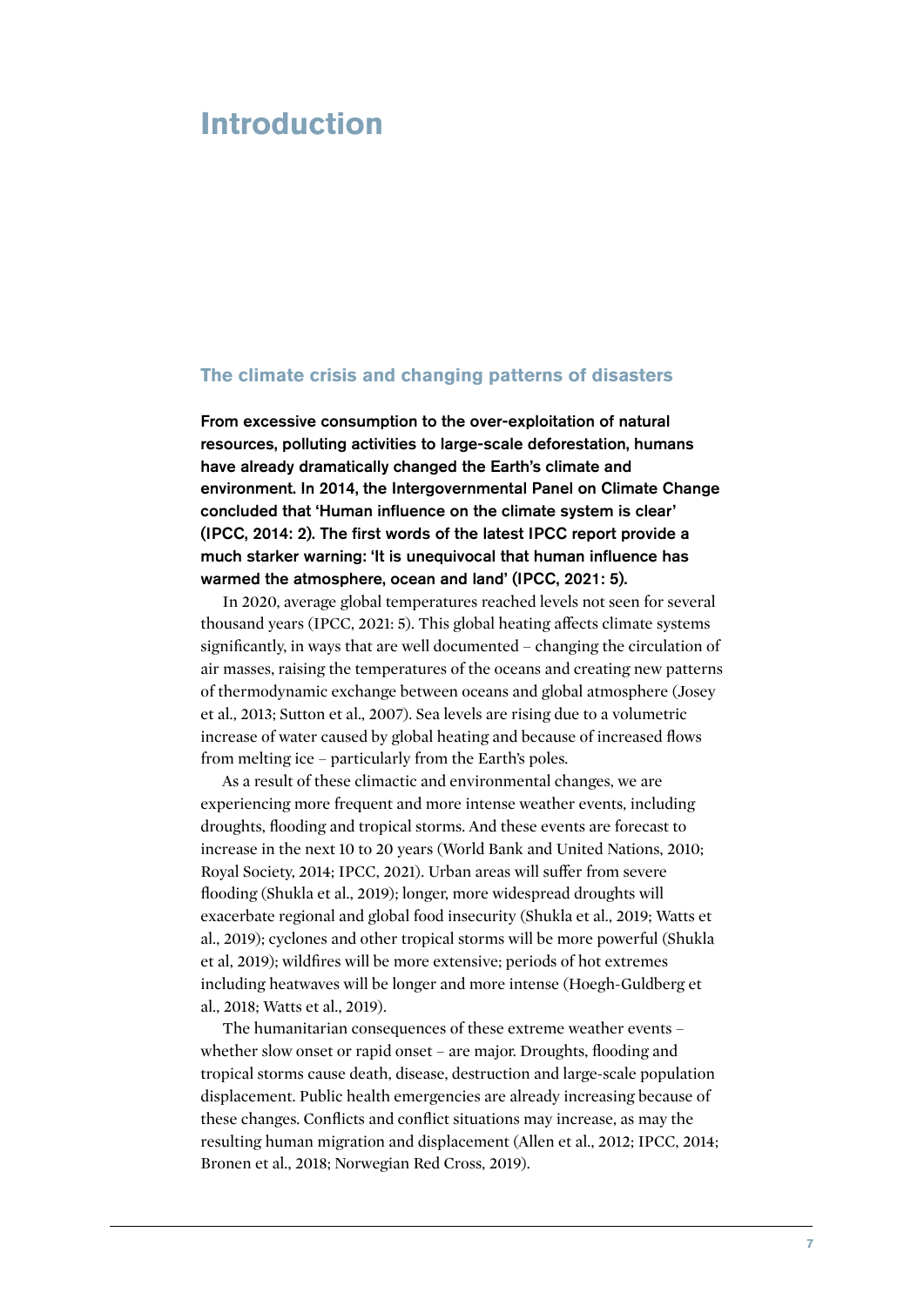# Introduction

## The climate crisis and changing patterns of disasters

**From excessive consumption to the over-exploitation of natural resources, polluting activities to large-scale deforestation, humans have already dramatically changed the Earth's climate and environment. In 2014, the Intergovernmental Panel on Climate Change concluded that 'Human influence on the climate system is clear' (IPCC, 2014: 2). The first words of the latest IPCC report provide a much starker warning: 'It is unequivocal that human influence has warmed the atmosphere, ocean and land' (IPCC, 2021: 5).**

In 2020, average global temperatures reached levels not seen for several thousand years (IPCC, 2021: 5). This global heating affects climate systems significantly, in ways that are well documented – changing the circulation of air masses, raising the temperatures of the oceans and creating new patterns of thermodynamic exchange between oceans and global atmosphere (Josey et al., 2013; Sutton et al., 2007). Sea levels are rising due to a volumetric increase of water caused by global heating and because of increased flows from melting ice – particularly from the Earth's poles.

As a result of these climactic and environmental changes, we are experiencing more frequent and more intense weather events, including droughts, flooding and tropical storms. And these events are forecast to increase in the next 10 to 20 years (World Bank and United Nations, 2010; Royal Society, 2014; IPCC, 2021). Urban areas will suffer from severe flooding (Shukla et al., 2019); longer, more widespread droughts will exacerbate regional and global food insecurity (Shukla et al., 2019; Watts et al., 2019); cyclones and other tropical storms will be more powerful (Shukla et al, 2019); wildfires will be more extensive; periods of hot extremes including heatwaves will be longer and more intense (Hoegh-Guldberg et al., 2018; Watts et al., 2019).

The humanitarian consequences of these extreme weather events – whether slow onset or rapid onset – are major. Droughts, flooding and tropical storms cause death, disease, destruction and large-scale population displacement. Public health emergencies are already increasing because of these changes. Conflicts and conflict situations may increase, as may the resulting human migration and displacement (Allen et al., 2012; IPCC, 2014; Bronen et al., 2018; Norwegian Red Cross, 2019).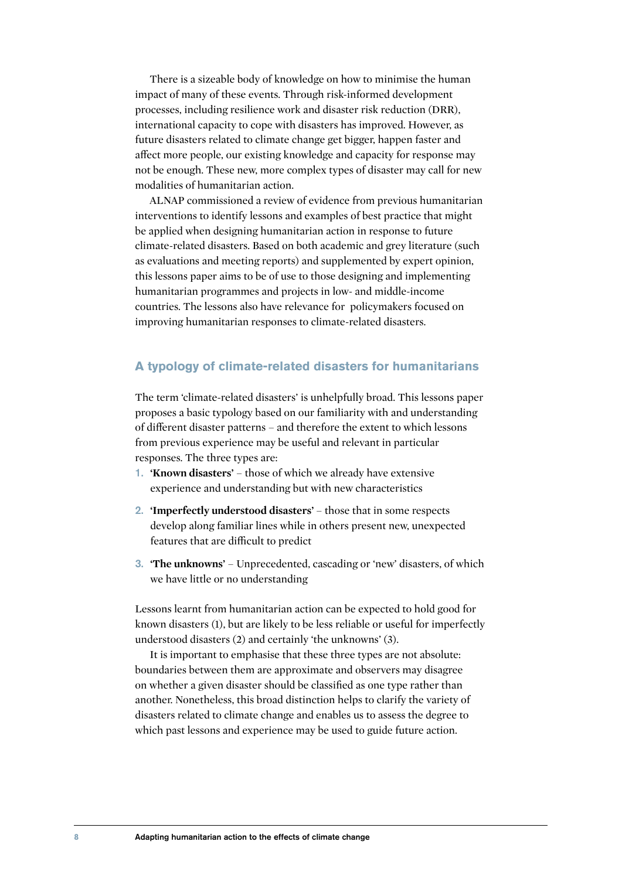There is a sizeable body of knowledge on how to minimise the human impact of many of these events. Through risk-informed development processes, including resilience work and disaster risk reduction (DRR), international capacity to cope with disasters has improved. However, as future disasters related to climate change get bigger, happen faster and affect more people, our existing knowledge and capacity for response may not be enough. These new, more complex types of disaster may call for new modalities of humanitarian action.

ALNAP commissioned a review of evidence from previous humanitarian interventions to identify lessons and examples of best practice that might be applied when designing humanitarian action in response to future climate-related disasters. Based on both academic and grey literature (such as evaluations and meeting reports) and supplemented by expert opinion, this lessons paper aims to be of use to those designing and implementing humanitarian programmes and projects in low- and middle-income countries. The lessons also have relevance for policymakers focused on improving humanitarian responses to climate-related disasters.

## A typology of climate-related disasters for humanitarians

The term 'climate-related disasters' is unhelpfully broad. This lessons paper proposes a basic typology based on our familiarity with and understanding of different disaster patterns – and therefore the extent to which lessons from previous experience may be useful and relevant in particular responses. The three types are:

1. **'Known disasters'** – those of which we already have extensive experience and understanding but with new characteristics
2. **'Imperfectly understood disasters'** – those that in some respects develop along familiar lines while in others present new, unexpected features that are difficult to predict
3. **'The unknowns'** – Unprecedented, cascading or 'new' disasters, of which we have little or no understanding

Lessons learnt from humanitarian action can be expected to hold good for known disasters (1), but are likely to be less reliable or useful for imperfectly understood disasters (2) and certainly 'the unknowns' (3).

It is important to emphasise that these three types are not absolute: boundaries between them are approximate and observers may disagree on whether a given disaster should be classified as one type rather than another. Nonetheless, this broad distinction helps to clarify the variety of disasters related to climate change and enables us to assess the degree to which past lessons and experience may be used to guide future action.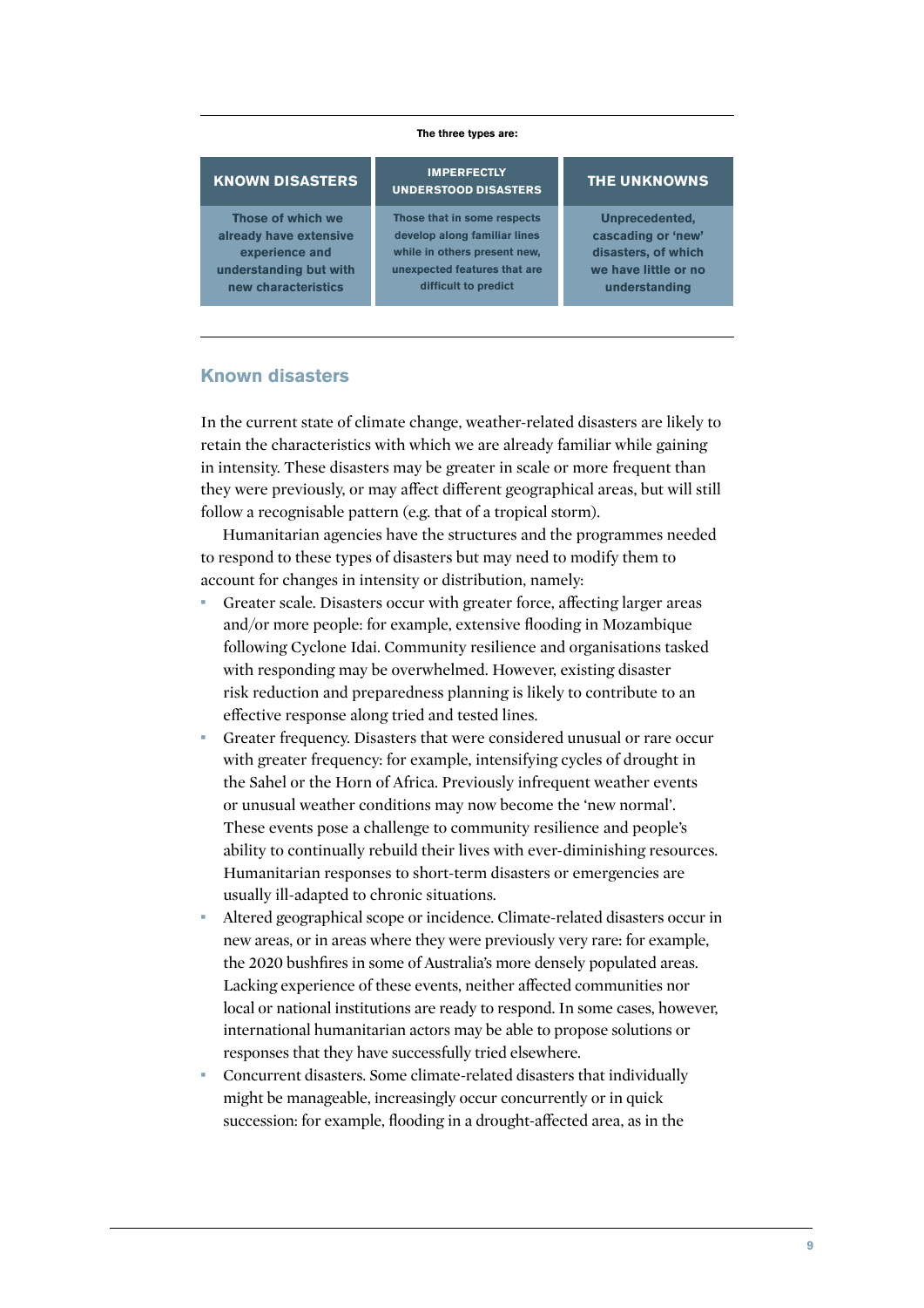**The three types are:**

| KNOWN DISASTERS | IMPERFECTLY UNDERSTOOD DISASTERS | THE UNKNOWNS |
|---|---|---|
| Those of which we already have extensive experience and understanding but with new characteristics | Those that in some respects develop along familiar lines while in others present new, unexpected features that are difficult to predict | Unprecedented, cascading or 'new' disasters, of which we have little or no understanding |

## Known disasters

In the current state of climate change, weather-related disasters are likely to retain the characteristics with which we are already familiar while gaining in intensity. These disasters may be greater in scale or more frequent than they were previously, or may affect different geographical areas, but will still follow a recognisable pattern (e.g. that of a tropical storm).

Humanitarian agencies have the structures and the programmes needed to respond to these types of disasters but may need to modify them to account for changes in intensity or distribution, namely:

- Greater scale. Disasters occur with greater force, affecting larger areas and/or more people: for example, extensive flooding in Mozambique following Cyclone Idai. Community resilience and organisations tasked with responding may be overwhelmed. However, existing disaster risk reduction and preparedness planning is likely to contribute to an effective response along tried and tested lines.
- Greater frequency. Disasters that were considered unusual or rare occur with greater frequency: for example, intensifying cycles of drought in the Sahel or the Horn of Africa. Previously infrequent weather events or unusual weather conditions may now become the 'new normal'. These events pose a challenge to community resilience and people's ability to continually rebuild their lives with ever-diminishing resources. Humanitarian responses to short-term disasters or emergencies are usually ill-adapted to chronic situations.
- Altered geographical scope or incidence. Climate-related disasters occur in new areas, or in areas where they were previously very rare: for example, the 2020 bushfires in some of Australia's more densely populated areas. Lacking experience of these events, neither affected communities nor local or national institutions are ready to respond. In some cases, however, international humanitarian actors may be able to propose solutions or responses that they have successfully tried elsewhere.
- Concurrent disasters. Some climate-related disasters that individually might be manageable, increasingly occur concurrently or in quick succession: for example, flooding in a drought-affected area, as in the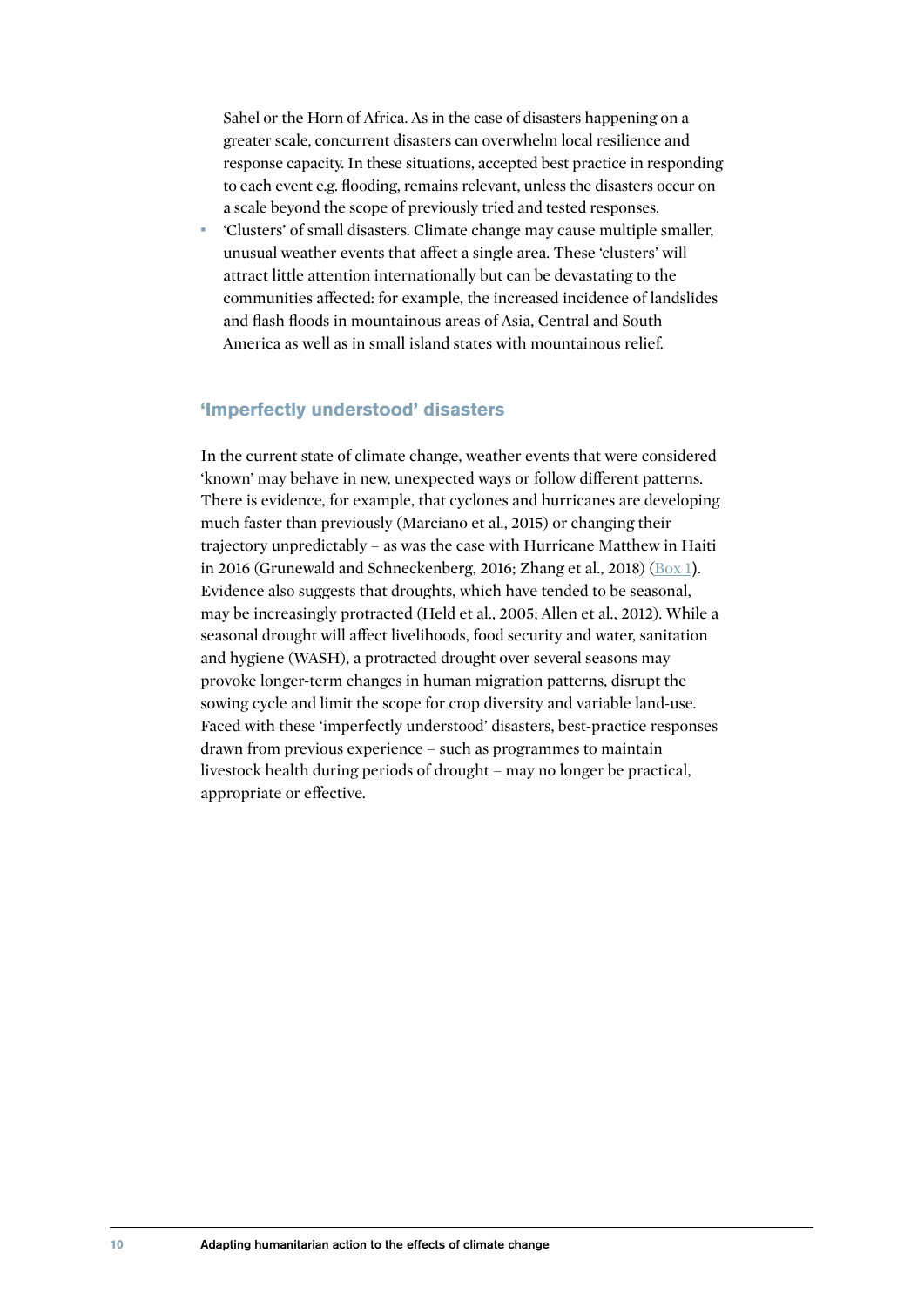Sahel or the Horn of Africa. As in the case of disasters happening on a greater scale, concurrent disasters can overwhelm local resilience and response capacity. In these situations, accepted best practice in responding to each event e.g. flooding, remains relevant, unless the disasters occur on a scale beyond the scope of previously tried and tested responses.

- 'Clusters' of small disasters. Climate change may cause multiple smaller, unusual weather events that affect a single area. These 'clusters' will attract little attention internationally but can be devastating to the communities affected: for example, the increased incidence of landslides and flash floods in mountainous areas of Asia, Central and South America as well as in small island states with mountainous relief.

### 'Imperfectly understood' disasters

In the current state of climate change, weather events that were considered 'known' may behave in new, unexpected ways or follow different patterns. There is evidence, for example, that cyclones and hurricanes are developing much faster than previously (Marciano et al., 2015) or changing their trajectory unpredictably – as was the case with Hurricane Matthew in Haiti in 2016 (Grunewald and Schneckenberg, 2016; Zhang et al., 2018) (Box 1). Evidence also suggests that droughts, which have tended to be seasonal, may be increasingly protracted (Held et al., 2005; Allen et al., 2012). While a seasonal drought will affect livelihoods, food security and water, sanitation and hygiene (WASH), a protracted drought over several seasons may provoke longer-term changes in human migration patterns, disrupt the sowing cycle and limit the scope for crop diversity and variable land-use. Faced with these 'imperfectly understood' disasters, best-practice responses drawn from previous experience – such as programmes to maintain livestock health during periods of drought – may no longer be practical, appropriate or effective.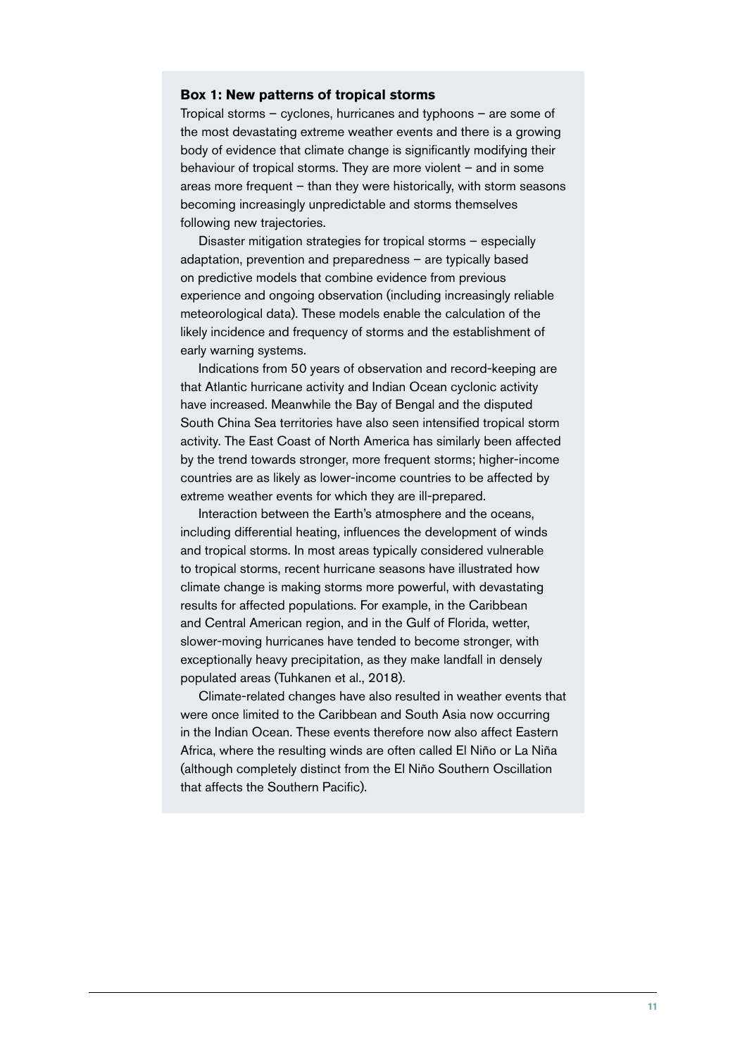### Box 1: New patterns of tropical storms

Tropical storms – cyclones, hurricanes and typhoons – are some of the most devastating extreme weather events and there is a growing body of evidence that climate change is significantly modifying their behaviour of tropical storms. They are more violent – and in some areas more frequent – than they were historically, with storm seasons becoming increasingly unpredictable and storms themselves following new trajectories.

Disaster mitigation strategies for tropical storms – especially adaptation, prevention and preparedness – are typically based on predictive models that combine evidence from previous experience and ongoing observation (including increasingly reliable meteorological data). These models enable the calculation of the likely incidence and frequency of storms and the establishment of early warning systems.

Indications from 50 years of observation and record-keeping are that Atlantic hurricane activity and Indian Ocean cyclonic activity have increased. Meanwhile the Bay of Bengal and the disputed South China Sea territories have also seen intensified tropical storm activity. The East Coast of North America has similarly been affected by the trend towards stronger, more frequent storms; higher-income countries are as likely as lower-income countries to be affected by extreme weather events for which they are ill-prepared.

Interaction between the Earth's atmosphere and the oceans, including differential heating, influences the development of winds and tropical storms. In most areas typically considered vulnerable to tropical storms, recent hurricane seasons have illustrated how climate change is making storms more powerful, with devastating results for affected populations. For example, in the Caribbean and Central American region, and in the Gulf of Florida, wetter, slower-moving hurricanes have tended to become stronger, with exceptionally heavy precipitation, as they make landfall in densely populated areas (Tuhkanen et al., 2018).

Climate-related changes have also resulted in weather events that were once limited to the Caribbean and South Asia now occurring in the Indian Ocean. These events therefore now also affect Eastern Africa, where the resulting winds are often called El Niño or La Niña (although completely distinct from the El Niño Southern Oscillation that affects the Southern Pacific).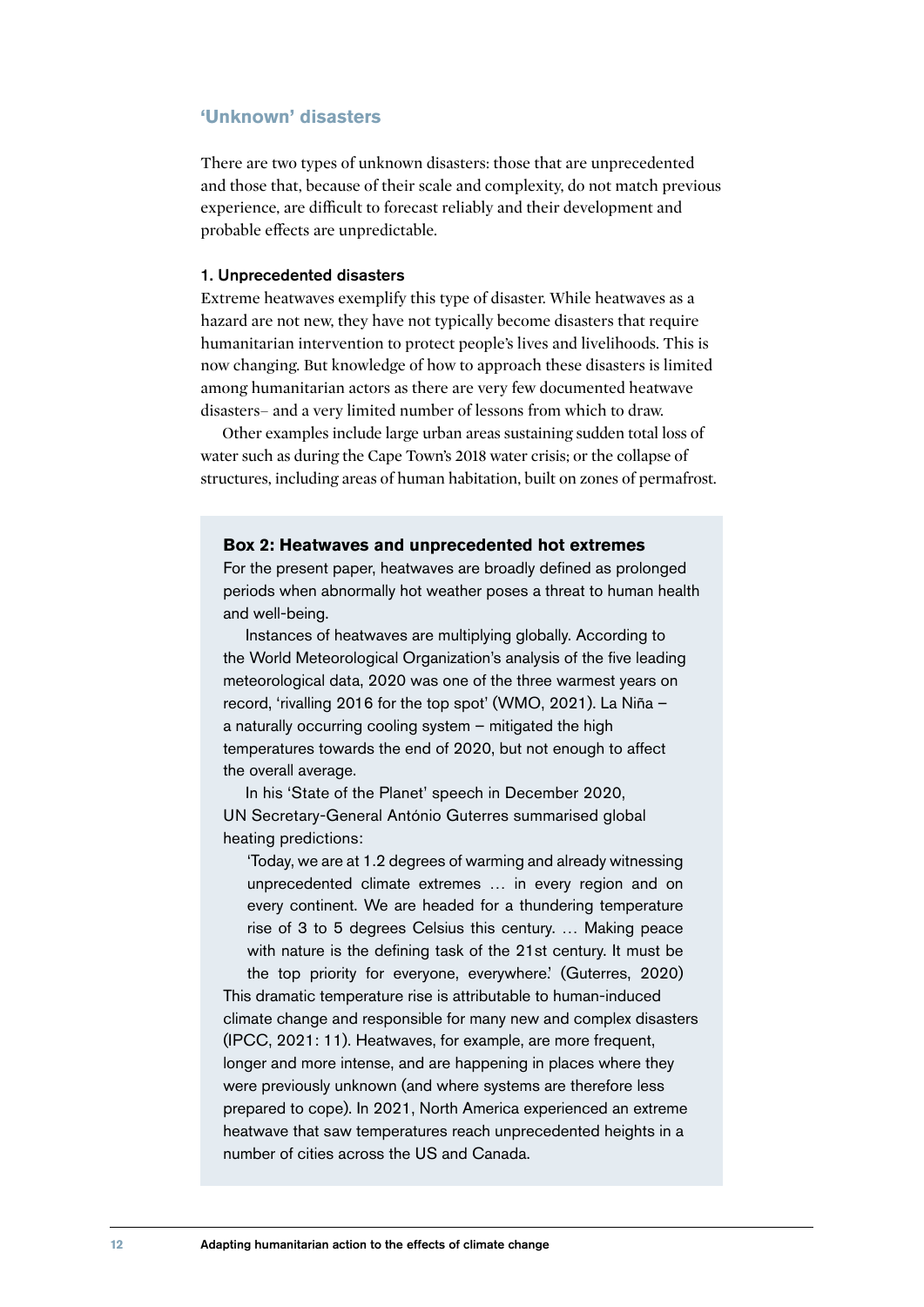## 'Unknown' disasters

There are two types of unknown disasters: those that are unprecedented and those that, because of their scale and complexity, do not match previous experience, are difficult to forecast reliably and their development and probable effects are unpredictable.

### 1. Unprecedented disasters

Extreme heatwaves exemplify this type of disaster. While heatwaves as a hazard are not new, they have not typically become disasters that require humanitarian intervention to protect people's lives and livelihoods. This is now changing. But knowledge of how to approach these disasters is limited among humanitarian actors as there are very few documented heatwave disasters– and a very limited number of lessons from which to draw.

Other examples include large urban areas sustaining sudden total loss of water such as during the Cape Town's 2018 water crisis; or the collapse of structures, including areas of human habitation, built on zones of permafrost.

> **Box 2: Heatwaves and unprecedented hot extremes**
>
> For the present paper, heatwaves are broadly defined as prolonged periods when abnormally hot weather poses a threat to human health and well-being.
>
> Instances of heatwaves are multiplying globally. According to the World Meteorological Organization's analysis of the five leading meteorological data, 2020 was one of the three warmest years on record, 'rivalling 2016 for the top spot' (WMO, 2021). La Niña – a naturally occurring cooling system – mitigated the high temperatures towards the end of 2020, but not enough to affect the overall average.
>
> In his 'State of the Planet' speech in December 2020, UN Secretary-General António Guterres summarised global heating predictions:
>
> > 'Today, we are at 1.2 degrees of warming and already witnessing unprecedented climate extremes … in every region and on every continent. We are headed for a thundering temperature rise of 3 to 5 degrees Celsius this century. … Making peace with nature is the defining task of the 21st century. It must be the top priority for everyone, everywhere.' (Guterres, 2020)
>
> This dramatic temperature rise is attributable to human-induced climate change and responsible for many new and complex disasters (IPCC, 2021: 11). Heatwaves, for example, are more frequent, longer and more intense, and are happening in places where they were previously unknown (and where systems are therefore less prepared to cope). In 2021, North America experienced an extreme heatwave that saw temperatures reach unprecedented heights in a number of cities across the US and Canada.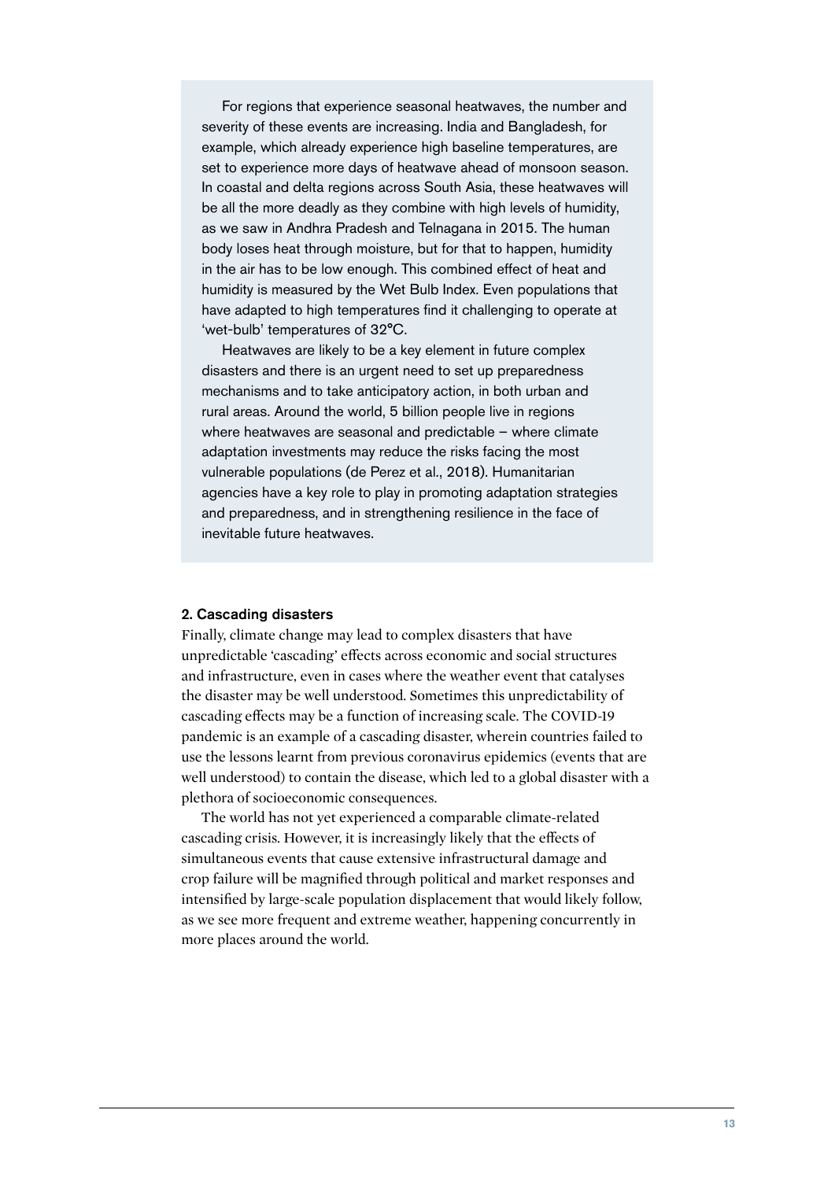For regions that experience seasonal heatwaves, the number and severity of these events are increasing. India and Bangladesh, for example, which already experience high baseline temperatures, are set to experience more days of heatwave ahead of monsoon season. In coastal and delta regions across South Asia, these heatwaves will be all the more deadly as they combine with high levels of humidity, as we saw in Andhra Pradesh and Telnagana in 2015. The human body loses heat through moisture, but for that to happen, humidity in the air has to be low enough. This combined effect of heat and humidity is measured by the Wet Bulb Index. Even populations that have adapted to high temperatures find it challenging to operate at 'wet-bulb' temperatures of 32°C.

Heatwaves are likely to be a key element in future complex disasters and there is an urgent need to set up preparedness mechanisms and to take anticipatory action, in both urban and rural areas. Around the world, 5 billion people live in regions where heatwaves are seasonal and predictable – where climate adaptation investments may reduce the risks facing the most vulnerable populations (de Perez et al., 2018). Humanitarian agencies have a key role to play in promoting adaptation strategies and preparedness, and in strengthening resilience in the face of inevitable future heatwaves.

#### 2. Cascading disasters

Finally, climate change may lead to complex disasters that have unpredictable 'cascading' effects across economic and social structures and infrastructure, even in cases where the weather event that catalyses the disaster may be well understood. Sometimes this unpredictability of cascading effects may be a function of increasing scale. The COVID-19 pandemic is an example of a cascading disaster, wherein countries failed to use the lessons learnt from previous coronavirus epidemics (events that are well understood) to contain the disease, which led to a global disaster with a plethora of socioeconomic consequences.

The world has not yet experienced a comparable climate-related cascading crisis. However, it is increasingly likely that the effects of simultaneous events that cause extensive infrastructural damage and crop failure will be magnified through political and market responses and intensified by large-scale population displacement that would likely follow, as we see more frequent and extreme weather, happening concurrently in more places around the world.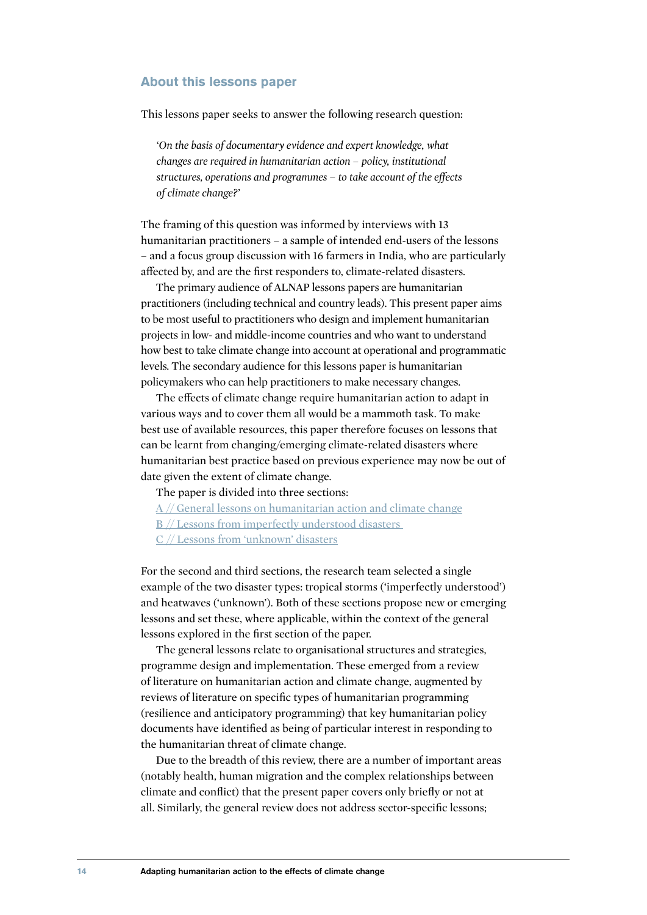## About this lessons paper

This lessons paper seeks to answer the following research question:

> *'On the basis of documentary evidence and expert knowledge, what changes are required in humanitarian action – policy, institutional structures, operations and programmes – to take account of the effects of climate change?'*

The framing of this question was informed by interviews with 13 humanitarian practitioners – a sample of intended end-users of the lessons – and a focus group discussion with 16 farmers in India, who are particularly affected by, and are the first responders to, climate-related disasters.

The primary audience of ALNAP lessons papers are humanitarian practitioners (including technical and country leads). This present paper aims to be most useful to practitioners who design and implement humanitarian projects in low- and middle-income countries and who want to understand how best to take climate change into account at operational and programmatic levels. The secondary audience for this lessons paper is humanitarian policymakers who can help practitioners to make necessary changes.

The effects of climate change require humanitarian action to adapt in various ways and to cover them all would be a mammoth task. To make best use of available resources, this paper therefore focuses on lessons that can be learnt from changing/emerging climate-related disasters where humanitarian best practice based on previous experience may now be out of date given the extent of climate change.

The paper is divided into three sections:

A // General lessons on humanitarian action and climate change
B // Lessons from imperfectly understood disasters
C // Lessons from 'unknown' disasters

For the second and third sections, the research team selected a single example of the two disaster types: tropical storms ('imperfectly understood') and heatwaves ('unknown'). Both of these sections propose new or emerging lessons and set these, where applicable, within the context of the general lessons explored in the first section of the paper.

The general lessons relate to organisational structures and strategies, programme design and implementation. These emerged from a review of literature on humanitarian action and climate change, augmented by reviews of literature on specific types of humanitarian programming (resilience and anticipatory programming) that key humanitarian policy documents have identified as being of particular interest in responding to the humanitarian threat of climate change.

Due to the breadth of this review, there are a number of important areas (notably health, human migration and the complex relationships between climate and conflict) that the present paper covers only briefly or not at all. Similarly, the general review does not address sector-specific lessons;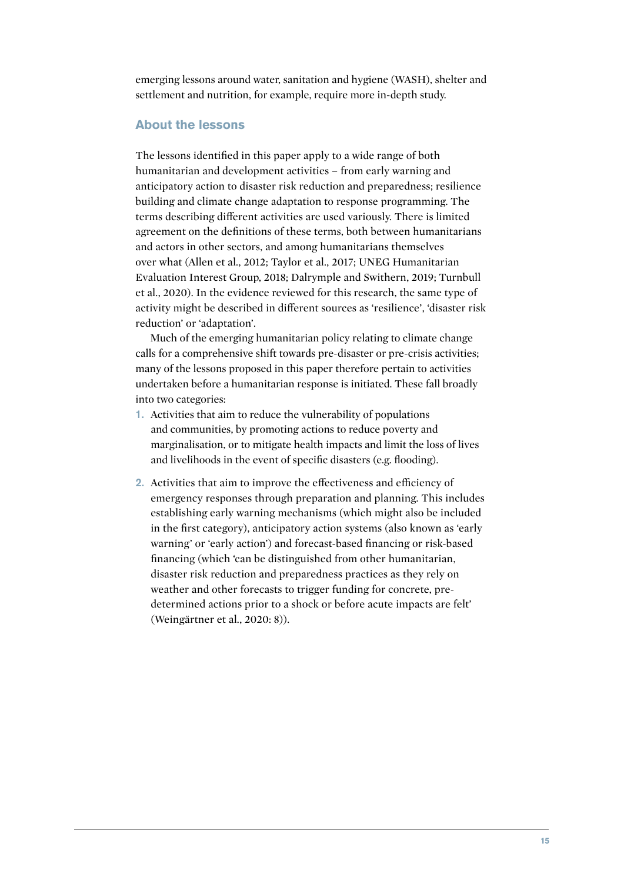emerging lessons around water, sanitation and hygiene (WASH), shelter and settlement and nutrition, for example, require more in-depth study.

### About the lessons

The lessons identified in this paper apply to a wide range of both humanitarian and development activities – from early warning and anticipatory action to disaster risk reduction and preparedness; resilience building and climate change adaptation to response programming. The terms describing different activities are used variously. There is limited agreement on the definitions of these terms, both between humanitarians and actors in other sectors, and among humanitarians themselves over what (Allen et al., 2012; Taylor et al., 2017; UNEG Humanitarian Evaluation Interest Group, 2018; Dalrymple and Swithern, 2019; Turnbull et al., 2020). In the evidence reviewed for this research, the same type of activity might be described in different sources as 'resilience', 'disaster risk reduction' or 'adaptation'.

Much of the emerging humanitarian policy relating to climate change calls for a comprehensive shift towards pre-disaster or pre-crisis activities; many of the lessons proposed in this paper therefore pertain to activities undertaken before a humanitarian response is initiated. These fall broadly into two categories:

1. Activities that aim to reduce the vulnerability of populations and communities, by promoting actions to reduce poverty and marginalisation, or to mitigate health impacts and limit the loss of lives and livelihoods in the event of specific disasters (e.g. flooding).
2. Activities that aim to improve the effectiveness and efficiency of emergency responses through preparation and planning. This includes establishing early warning mechanisms (which might also be included in the first category), anticipatory action systems (also known as 'early warning' or 'early action') and forecast-based financing or risk-based financing (which 'can be distinguished from other humanitarian, disaster risk reduction and preparedness practices as they rely on weather and other forecasts to trigger funding for concrete, pre-determined actions prior to a shock or before acute impacts are felt' (Weingärtner et al., 2020: 8)).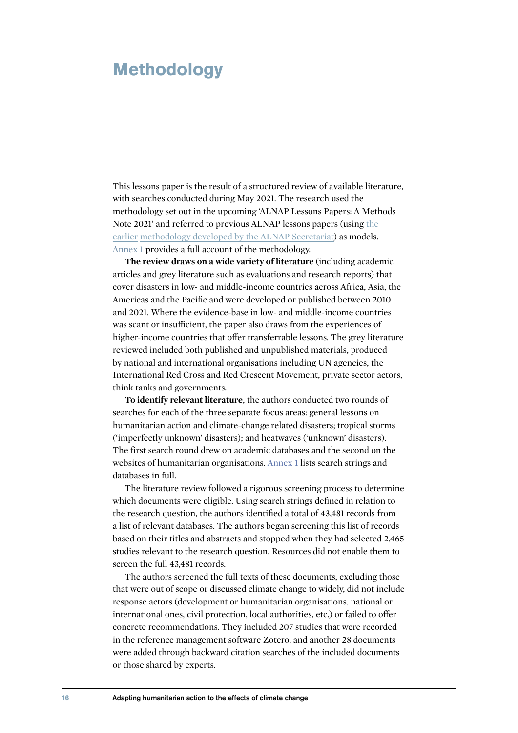# Methodology

This lessons paper is the result of a structured review of available literature, with searches conducted during May 2021. The research used the methodology set out in the upcoming 'ALNAP Lessons Papers: A Methods Note 2021' and referred to previous ALNAP lessons papers (using the earlier methodology developed by the ALNAP Secretariat) as models. Annex 1 provides a full account of the methodology.

**The review draws on a wide variety of literature** (including academic articles and grey literature such as evaluations and research reports) that cover disasters in low- and middle-income countries across Africa, Asia, the Americas and the Pacific and were developed or published between 2010 and 2021. Where the evidence-base in low- and middle-income countries was scant or insufficient, the paper also draws from the experiences of higher-income countries that offer transferrable lessons. The grey literature reviewed included both published and unpublished materials, produced by national and international organisations including UN agencies, the International Red Cross and Red Crescent Movement, private sector actors, think tanks and governments.

**To identify relevant literature**, the authors conducted two rounds of searches for each of the three separate focus areas: general lessons on humanitarian action and climate-change related disasters; tropical storms ('imperfectly unknown' disasters); and heatwaves ('unknown' disasters). The first search round drew on academic databases and the second on the websites of humanitarian organisations. Annex 1 lists search strings and databases in full.

The literature review followed a rigorous screening process to determine which documents were eligible. Using search strings defined in relation to the research question, the authors identified a total of 43,481 records from a list of relevant databases. The authors began screening this list of records based on their titles and abstracts and stopped when they had selected 2,465 studies relevant to the research question. Resources did not enable them to screen the full 43,481 records.

The authors screened the full texts of these documents, excluding those that were out of scope or discussed climate change to widely, did not include response actors (development or humanitarian organisations, national or international ones, civil protection, local authorities, etc.) or failed to offer concrete recommendations. They included 207 studies that were recorded in the reference management software Zotero, and another 28 documents were added through backward citation searches of the included documents or those shared by experts.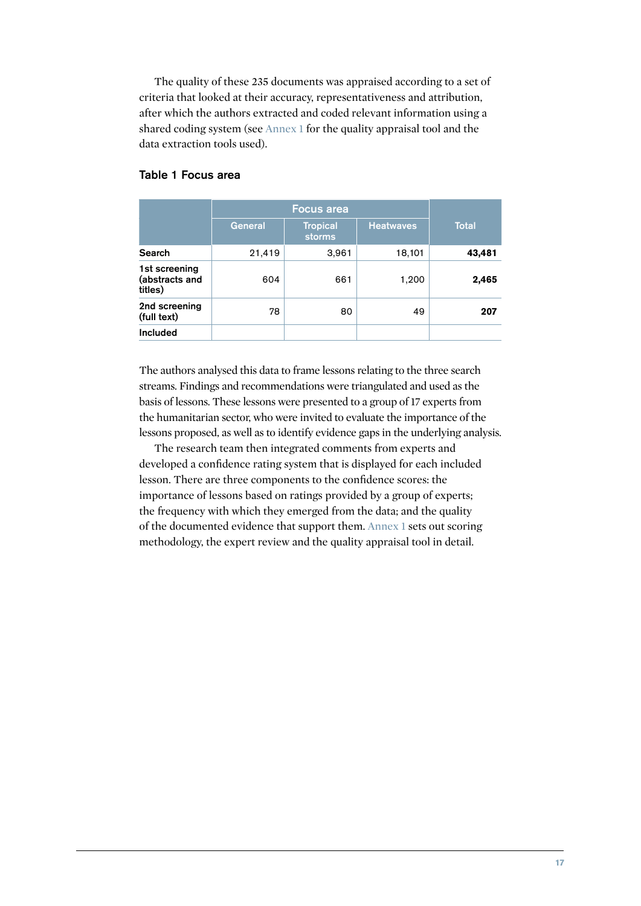The quality of these 235 documents was appraised according to a set of criteria that looked at their accuracy, representativeness and attribution, after which the authors extracted and coded relevant information using a shared coding system (see Annex 1 for the quality appraisal tool and the data extraction tools used).

**Table 1 Focus area**

| | Focus area | | | Total |
|---|---|---|---|---|
| | General | Tropical storms | Heatwaves | |
| **Search** | 21,419 | 3,961 | 18,101 | **43,481** |
| **1st screening (abstracts and titles)** | 604 | 661 | 1,200 | **2,465** |
| **2nd screening (full text)** | 78 | 80 | 49 | **207** |
| **Included** | | | | |

The authors analysed this data to frame lessons relating to the three search streams. Findings and recommendations were triangulated and used as the basis of lessons. These lessons were presented to a group of 17 experts from the humanitarian sector, who were invited to evaluate the importance of the lessons proposed, as well as to identify evidence gaps in the underlying analysis.

The research team then integrated comments from experts and developed a confidence rating system that is displayed for each included lesson. There are three components to the confidence scores: the importance of lessons based on ratings provided by a group of experts; the frequency with which they emerged from the data; and the quality of the documented evidence that support them. Annex 1 sets out scoring methodology, the expert review and the quality appraisal tool in detail.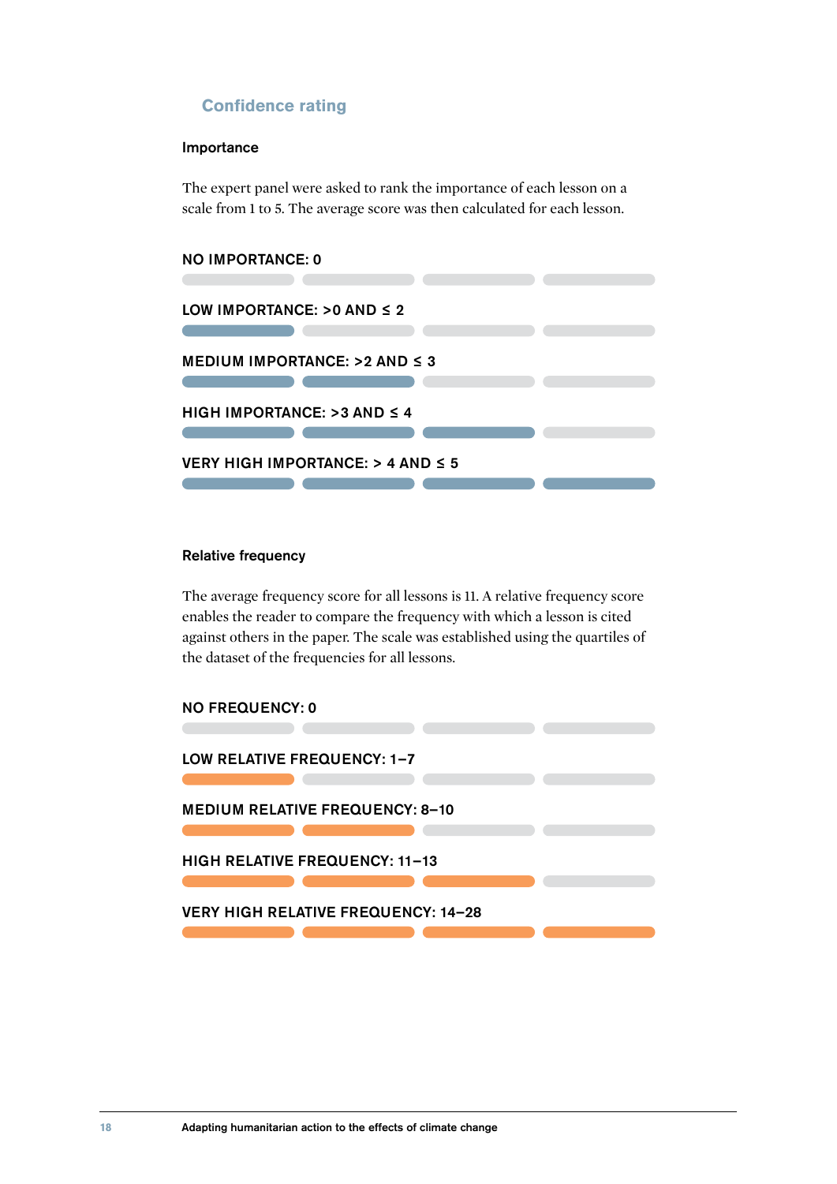## Confidence rating

### Importance

The expert panel were asked to rank the importance of each lesson on a scale from 1 to 5. The average score was then calculated for each lesson.

**NO IMPORTANCE: 0**

**LOW IMPORTANCE: >0 AND ≤ 2**

**MEDIUM IMPORTANCE: >2 AND ≤ 3**

**HIGH IMPORTANCE: >3 AND ≤ 4**

**VERY HIGH IMPORTANCE: > 4 AND ≤ 5**

### Relative frequency

The average frequency score for all lessons is 11. A relative frequency score enables the reader to compare the frequency with which a lesson is cited against others in the paper. The scale was established using the quartiles of the dataset of the frequencies for all lessons.

**NO FREQUENCY: 0**

**LOW RELATIVE FREQUENCY: 1–7**

**MEDIUM RELATIVE FREQUENCY: 8–10**

**HIGH RELATIVE FREQUENCY: 11–13**

**VERY HIGH RELATIVE FREQUENCY: 14–28**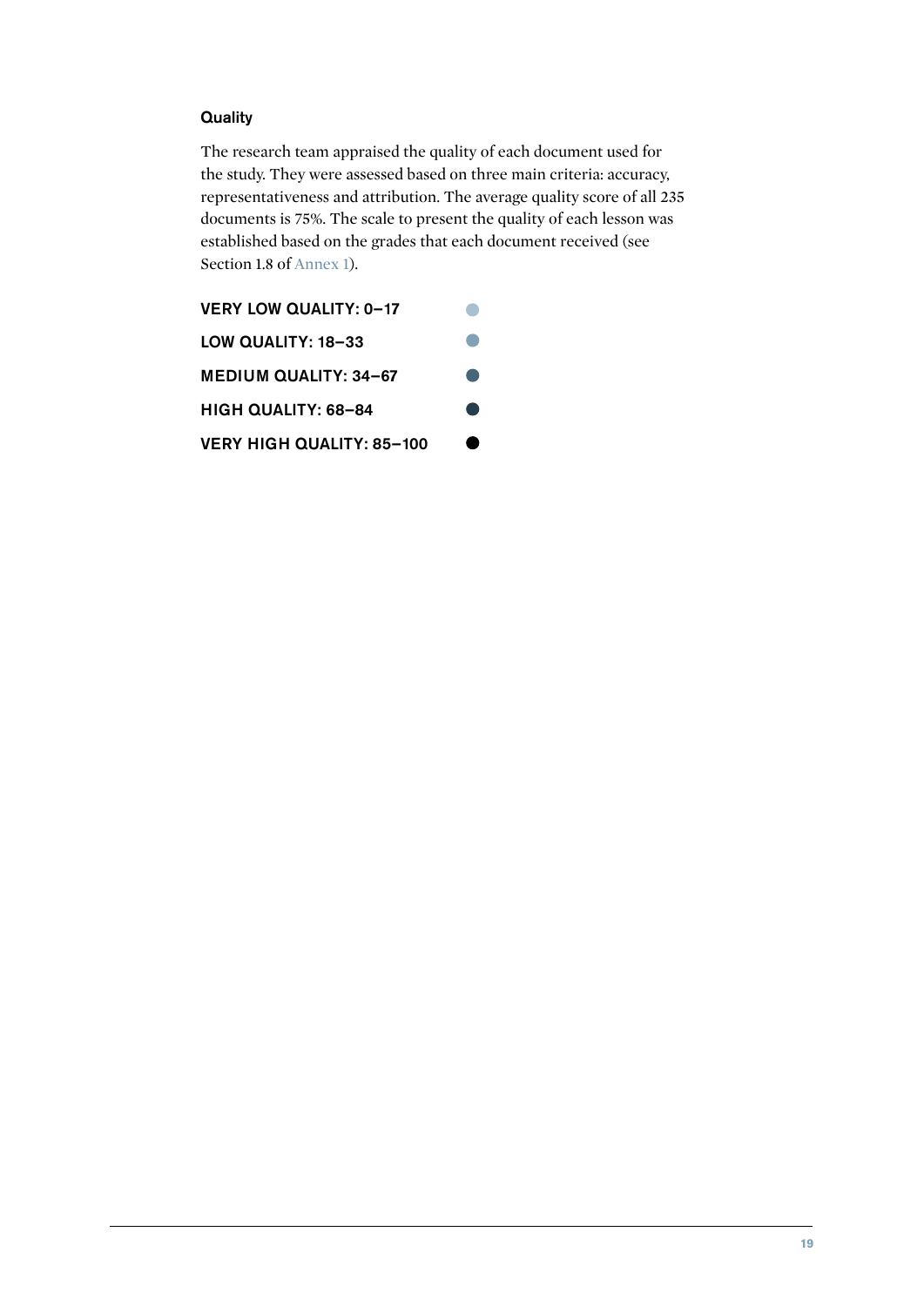### Quality

The research team appraised the quality of each document used for the study. They were assessed based on three main criteria: accuracy, representativeness and attribution. The average quality score of all 235 documents is 75%. The scale to present the quality of each lesson was established based on the grades that each document received (see Section 1.8 of Annex 1).

- **VERY LOW QUALITY: 0–17**
- **LOW QUALITY: 18–33**
- **MEDIUM QUALITY: 34–67**
- **HIGH QUALITY: 68–84**
- **VERY HIGH QUALITY: 85–100**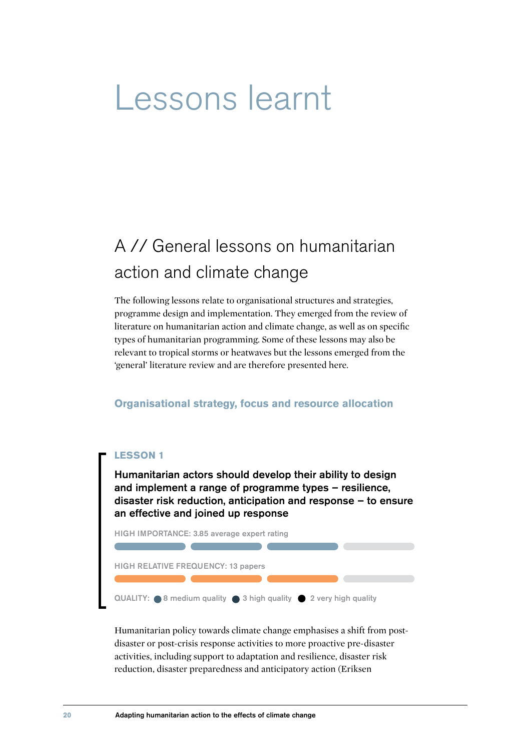# Lessons learnt

## A // General lessons on humanitarian action and climate change

The following lessons relate to organisational structures and strategies, programme design and implementation. They emerged from the review of literature on humanitarian action and climate change, as well as on specific types of humanitarian programming. Some of these lessons may also be relevant to tropical storms or heatwaves but the lessons emerged from the 'general' literature review and are therefore presented here.

### Organisational strategy, focus and resource allocation

**LESSON 1**

**Humanitarian actors should develop their ability to design and implement a range of programme types – resilience, disaster risk reduction, anticipation and response – to ensure an effective and joined up response**

HIGH IMPORTANCE: 3.85 average expert rating

HIGH RELATIVE FREQUENCY: 13 papers

QUALITY: 8 medium quality, 3 high quality, 2 very high quality

Humanitarian policy towards climate change emphasises a shift from post-disaster or post-crisis response activities to more proactive pre-disaster activities, including support to adaptation and resilience, disaster risk reduction, disaster preparedness and anticipatory action (Eriksen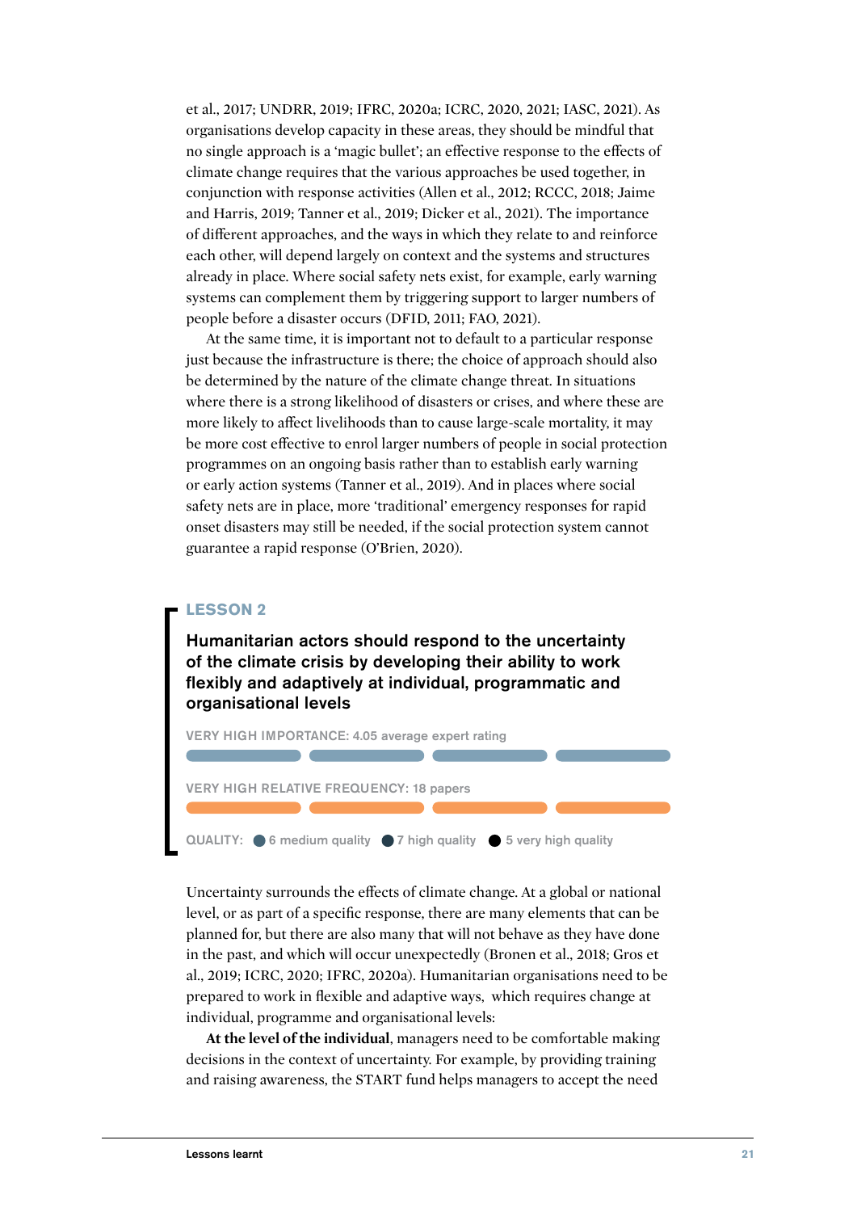et al., 2017; UNDRR, 2019; IFRC, 2020a; ICRC, 2020, 2021; IASC, 2021). As organisations develop capacity in these areas, they should be mindful that no single approach is a 'magic bullet'; an effective response to the effects of climate change requires that the various approaches be used together, in conjunction with response activities (Allen et al., 2012; RCCC, 2018; Jaime and Harris, 2019; Tanner et al., 2019; Dicker et al., 2021). The importance of different approaches, and the ways in which they relate to and reinforce each other, will depend largely on context and the systems and structures already in place. Where social safety nets exist, for example, early warning systems can complement them by triggering support to larger numbers of people before a disaster occurs (DFID, 2011; FAO, 2021).

At the same time, it is important not to default to a particular response just because the infrastructure is there; the choice of approach should also be determined by the nature of the climate change threat. In situations where there is a strong likelihood of disasters or crises, and where these are more likely to affect livelihoods than to cause large-scale mortality, it may be more cost effective to enrol larger numbers of people in social protection programmes on an ongoing basis rather than to establish early warning or early action systems (Tanner et al., 2019). And in places where social safety nets are in place, more 'traditional' emergency responses for rapid onset disasters may still be needed, if the social protection system cannot guarantee a rapid response (O'Brien, 2020).

## LESSON 2

### Humanitarian actors should respond to the uncertainty of the climate crisis by developing their ability to work flexibly and adaptively at individual, programmatic and organisational levels

VERY HIGH IMPORTANCE: 4.05 average expert rating

VERY HIGH RELATIVE FREQUENCY: 18 papers

QUALITY: 6 medium quality, 7 high quality, 5 very high quality

Uncertainty surrounds the effects of climate change. At a global or national level, or as part of a specific response, there are many elements that can be planned for, but there are also many that will not behave as they have done in the past, and which will occur unexpectedly (Bronen et al., 2018; Gros et al., 2019; ICRC, 2020; IFRC, 2020a). Humanitarian organisations need to be prepared to work in flexible and adaptive ways, which requires change at individual, programme and organisational levels:

**At the level of the individual**, managers need to be comfortable making decisions in the context of uncertainty. For example, by providing training and raising awareness, the START fund helps managers to accept the need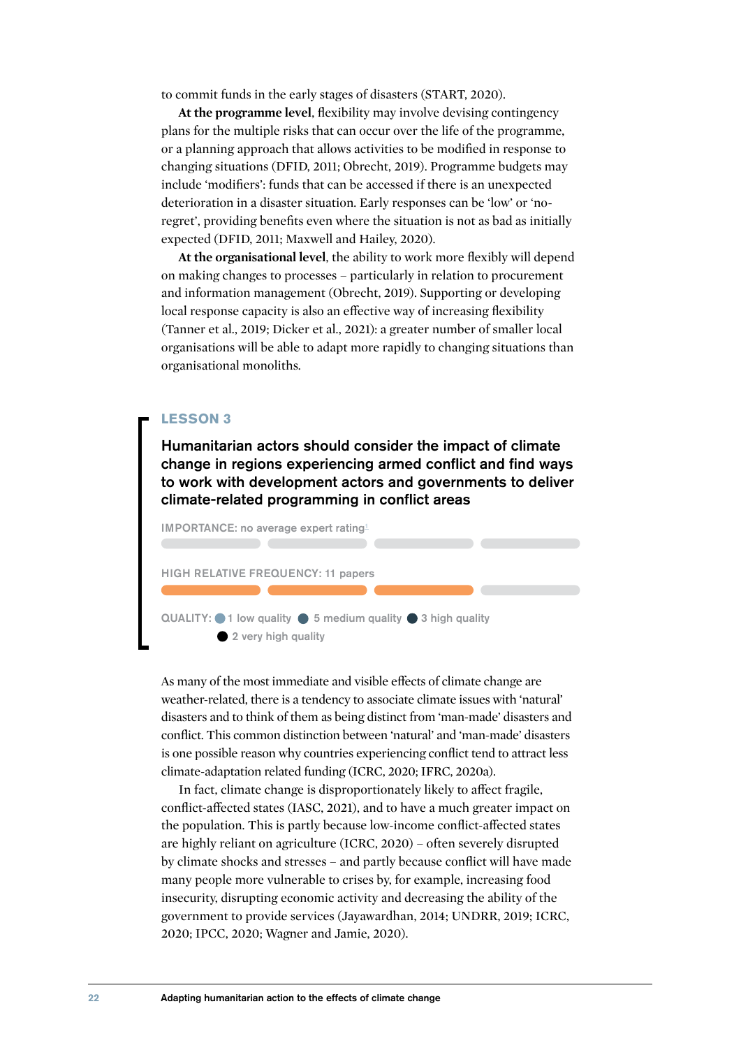to commit funds in the early stages of disasters (START, 2020).

**At the programme level**, flexibility may involve devising contingency plans for the multiple risks that can occur over the life of the programme, or a planning approach that allows activities to be modified in response to changing situations (DFID, 2011; Obrecht, 2019). Programme budgets may include 'modifiers': funds that can be accessed if there is an unexpected deterioration in a disaster situation. Early responses can be 'low' or 'no-regret', providing benefits even where the situation is not as bad as initially expected (DFID, 2011; Maxwell and Hailey, 2020).

**At the organisational level**, the ability to work more flexibly will depend on making changes to processes – particularly in relation to procurement and information management (Obrecht, 2019). Supporting or developing local response capacity is also an effective way of increasing flexibility (Tanner et al., 2019; Dicker et al., 2021): a greater number of smaller local organisations will be able to adapt more rapidly to changing situations than organisational monoliths.

## LESSON 3

### Humanitarian actors should consider the impact of climate change in regions experiencing armed conflict and find ways to work with development actors and governments to deliver climate-related programming in conflict areas

IMPORTANCE: no average expert rating[1]

HIGH RELATIVE FREQUENCY: 11 papers

QUALITY: 1 low quality, 5 medium quality, 3 high quality, 2 very high quality

As many of the most immediate and visible effects of climate change are weather-related, there is a tendency to associate climate issues with 'natural' disasters and to think of them as being distinct from 'man-made' disasters and conflict. This common distinction between 'natural' and 'man-made' disasters is one possible reason why countries experiencing conflict tend to attract less climate-adaptation related funding (ICRC, 2020; IFRC, 2020a).

In fact, climate change is disproportionately likely to affect fragile, conflict-affected states (IASC, 2021), and to have a much greater impact on the population. This is partly because low-income conflict-affected states are highly reliant on agriculture (ICRC, 2020) – often severely disrupted by climate shocks and stresses – and partly because conflict will have made many people more vulnerable to crises by, for example, increasing food insecurity, disrupting economic activity and decreasing the ability of the government to provide services (Jayawardhan, 2014; UNDRR, 2019; ICRC, 2020; IPCC, 2020; Wagner and Jamie, 2020).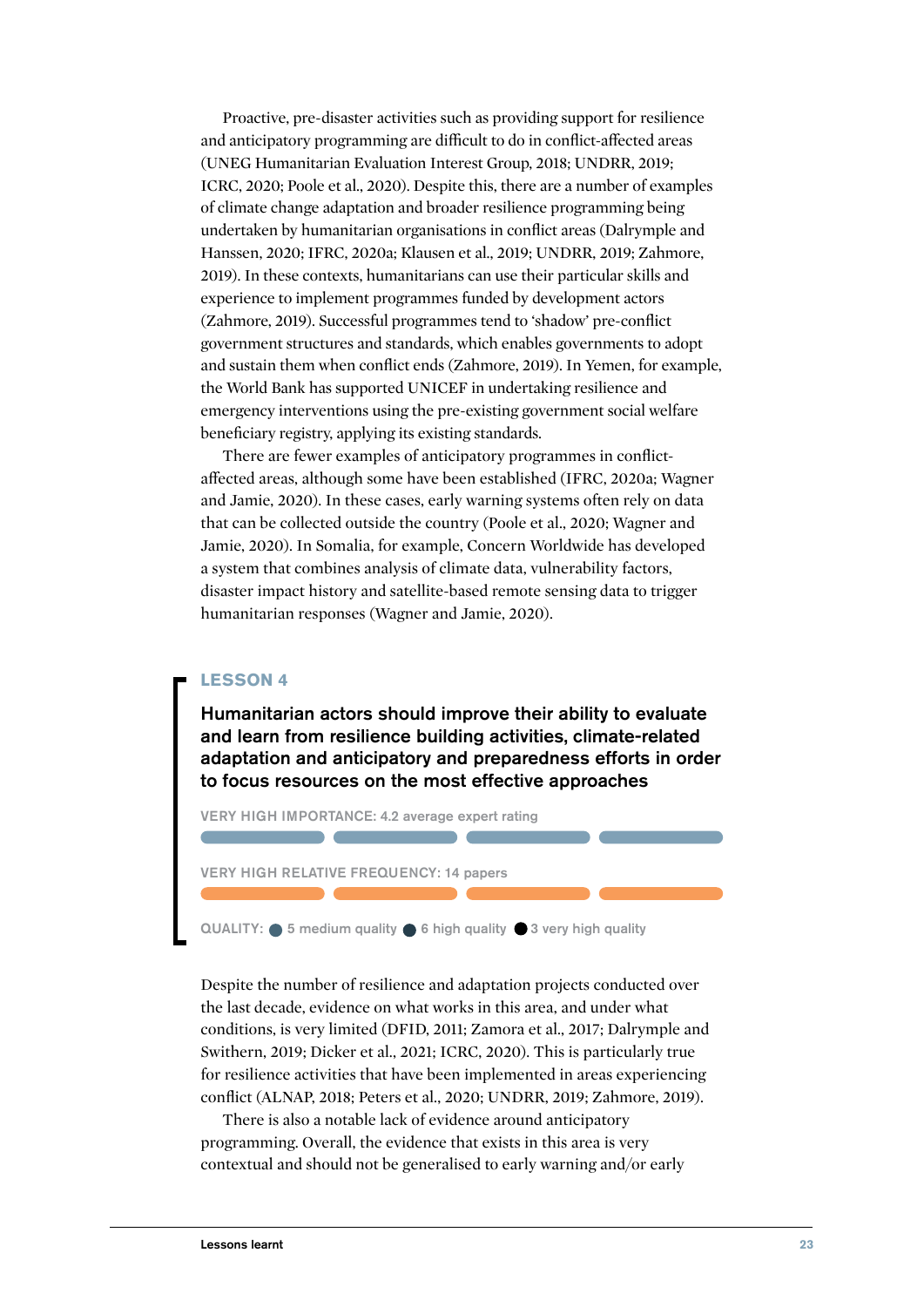Proactive, pre-disaster activities such as providing support for resilience and anticipatory programming are difficult to do in conflict-affected areas (UNEG Humanitarian Evaluation Interest Group, 2018; UNDRR, 2019; ICRC, 2020; Poole et al., 2020). Despite this, there are a number of examples of climate change adaptation and broader resilience programming being undertaken by humanitarian organisations in conflict areas (Dalrymple and Hanssen, 2020; IFRC, 2020a; Klausen et al., 2019; UNDRR, 2019; Zahmore, 2019). In these contexts, humanitarians can use their particular skills and experience to implement programmes funded by development actors (Zahmore, 2019). Successful programmes tend to 'shadow' pre-conflict government structures and standards, which enables governments to adopt and sustain them when conflict ends (Zahmore, 2019). In Yemen, for example, the World Bank has supported UNICEF in undertaking resilience and emergency interventions using the pre-existing government social welfare beneficiary registry, applying its existing standards.

There are fewer examples of anticipatory programmes in conflict-affected areas, although some have been established (IFRC, 2020a; Wagner and Jamie, 2020). In these cases, early warning systems often rely on data that can be collected outside the country (Poole et al., 2020; Wagner and Jamie, 2020). In Somalia, for example, Concern Worldwide has developed a system that combines analysis of climate data, vulnerability factors, disaster impact history and satellite-based remote sensing data to trigger humanitarian responses (Wagner and Jamie, 2020).

## LESSON 4

**Humanitarian actors should improve their ability to evaluate and learn from resilience building activities, climate-related adaptation and anticipatory and preparedness efforts in order to focus resources on the most effective approaches**

VERY HIGH IMPORTANCE: 4.2 average expert rating

VERY HIGH RELATIVE FREQUENCY: 14 papers

QUALITY: 5 medium quality, 6 high quality, 3 very high quality

Despite the number of resilience and adaptation projects conducted over the last decade, evidence on what works in this area, and under what conditions, is very limited (DFID, 2011; Zamora et al., 2017; Dalrymple and Swithern, 2019; Dicker et al., 2021; ICRC, 2020). This is particularly true for resilience activities that have been implemented in areas experiencing conflict (ALNAP, 2018; Peters et al., 2020; UNDRR, 2019; Zahmore, 2019).

There is also a notable lack of evidence around anticipatory programming. Overall, the evidence that exists in this area is very contextual and should not be generalised to early warning and/or early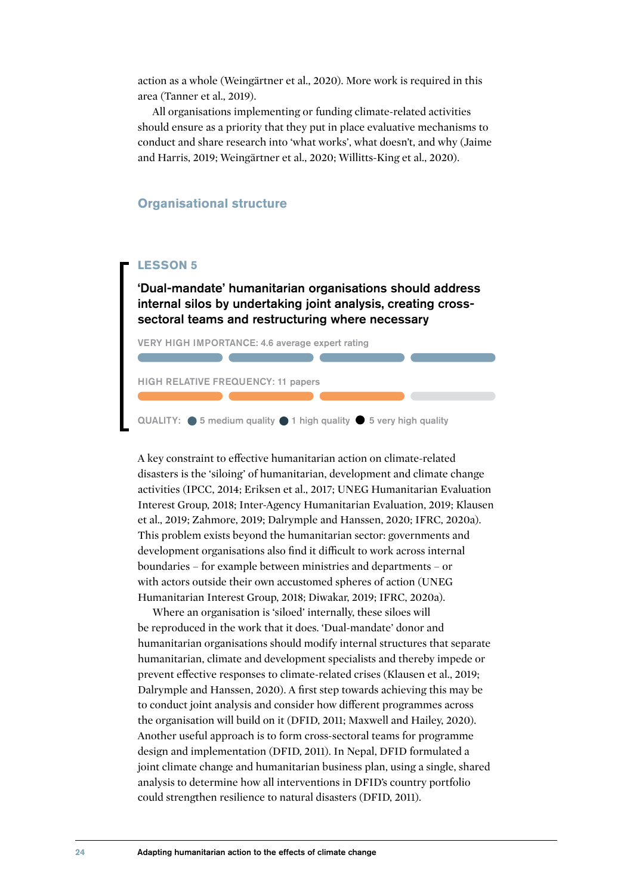action as a whole (Weingärtner et al., 2020). More work is required in this area (Tanner et al., 2019).

All organisations implementing or funding climate-related activities should ensure as a priority that they put in place evaluative mechanisms to conduct and share research into 'what works', what doesn't, and why (Jaime and Harris, 2019; Weingärtner et al., 2020; Willitts-King et al., 2020).

## Organisational structure

### LESSON 5

**'Dual-mandate' humanitarian organisations should address internal silos by undertaking joint analysis, creating cross-sectoral teams and restructuring where necessary**

VERY HIGH IMPORTANCE: 4.6 average expert rating

HIGH RELATIVE FREQUENCY: 11 papers

QUALITY: 5 medium quality, 1 high quality, 5 very high quality

A key constraint to effective humanitarian action on climate-related disasters is the 'siloing' of humanitarian, development and climate change activities (IPCC, 2014; Eriksen et al., 2017; UNEG Humanitarian Evaluation Interest Group, 2018; Inter-Agency Humanitarian Evaluation, 2019; Klausen et al., 2019; Zahmore, 2019; Dalrymple and Hanssen, 2020; IFRC, 2020a). This problem exists beyond the humanitarian sector: governments and development organisations also find it difficult to work across internal boundaries – for example between ministries and departments – or with actors outside their own accustomed spheres of action (UNEG Humanitarian Interest Group, 2018; Diwakar, 2019; IFRC, 2020a).

Where an organisation is 'siloed' internally, these siloes will be reproduced in the work that it does. 'Dual-mandate' donor and humanitarian organisations should modify internal structures that separate humanitarian, climate and development specialists and thereby impede or prevent effective responses to climate-related crises (Klausen et al., 2019; Dalrymple and Hanssen, 2020). A first step towards achieving this may be to conduct joint analysis and consider how different programmes across the organisation will build on it (DFID, 2011; Maxwell and Hailey, 2020). Another useful approach is to form cross-sectoral teams for programme design and implementation (DFID, 2011). In Nepal, DFID formulated a joint climate change and humanitarian business plan, using a single, shared analysis to determine how all interventions in DFID's country portfolio could strengthen resilience to natural disasters (DFID, 2011).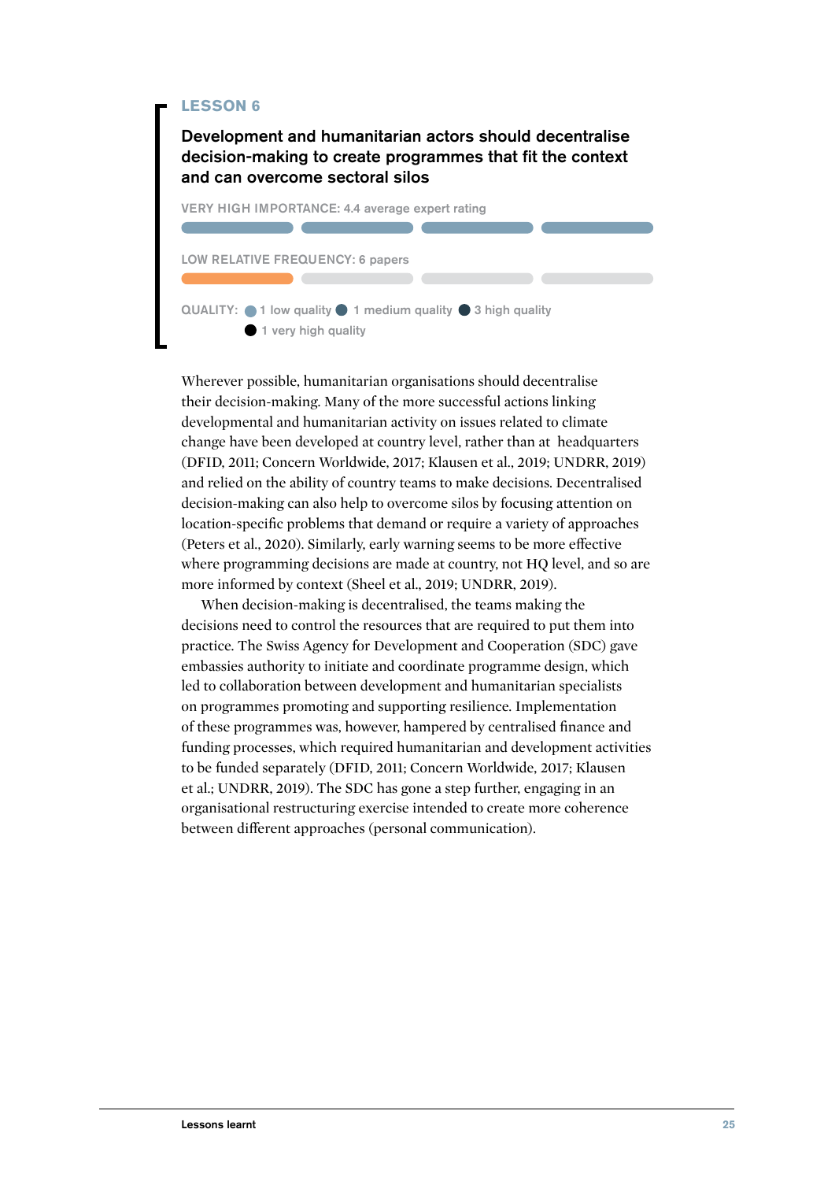**LESSON 6**

## Development and humanitarian actors should decentralise decision-making to create programmes that fit the context and can overcome sectoral silos

VERY HIGH IMPORTANCE: 4.4 average expert rating

LOW RELATIVE FREQUENCY: 6 papers

QUALITY: 1 low quality, 1 medium quality, 3 high quality, 1 very high quality

Wherever possible, humanitarian organisations should decentralise their decision-making. Many of the more successful actions linking developmental and humanitarian activity on issues related to climate change have been developed at country level, rather than at headquarters (DFID, 2011; Concern Worldwide, 2017; Klausen et al., 2019; UNDRR, 2019) and relied on the ability of country teams to make decisions. Decentralised decision-making can also help to overcome silos by focusing attention on location-specific problems that demand or require a variety of approaches (Peters et al., 2020). Similarly, early warning seems to be more effective where programming decisions are made at country, not HQ level, and so are more informed by context (Sheel et al., 2019; UNDRR, 2019).

When decision-making is decentralised, the teams making the decisions need to control the resources that are required to put them into practice. The Swiss Agency for Development and Cooperation (SDC) gave embassies authority to initiate and coordinate programme design, which led to collaboration between development and humanitarian specialists on programmes promoting and supporting resilience. Implementation of these programmes was, however, hampered by centralised finance and funding processes, which required humanitarian and development activities to be funded separately (DFID, 2011; Concern Worldwide, 2017; Klausen et al.; UNDRR, 2019). The SDC has gone a step further, engaging in an organisational restructuring exercise intended to create more coherence between different approaches (personal communication).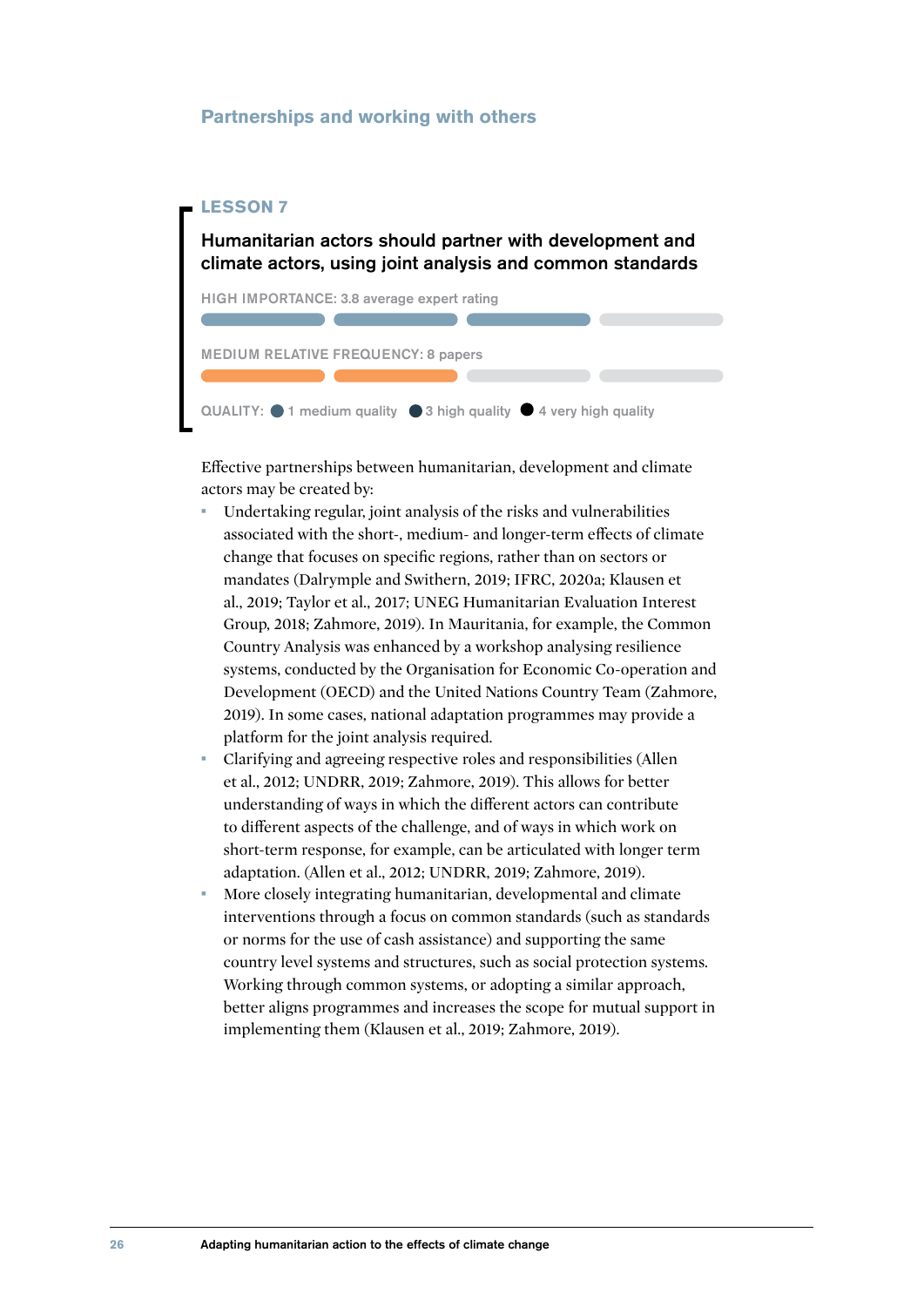## Partnerships and working with others

### LESSON 7

**Humanitarian actors should partner with development and climate actors, using joint analysis and common standards**

HIGH IMPORTANCE: 3.8 average expert rating

MEDIUM RELATIVE FREQUENCY: 8 papers

QUALITY: 1 medium quality, 3 high quality, 4 very high quality

Effective partnerships between humanitarian, development and climate actors may be created by:

- Undertaking regular, joint analysis of the risks and vulnerabilities associated with the short-, medium- and longer-term effects of climate change that focuses on specific regions, rather than on sectors or mandates (Dalrymple and Swithern, 2019; IFRC, 2020a; Klausen et al., 2019; Taylor et al., 2017; UNEG Humanitarian Evaluation Interest Group, 2018; Zahmore, 2019). In Mauritania, for example, the Common Country Analysis was enhanced by a workshop analysing resilience systems, conducted by the Organisation for Economic Co-operation and Development (OECD) and the United Nations Country Team (Zahmore, 2019). In some cases, national adaptation programmes may provide a platform for the joint analysis required.
- Clarifying and agreeing respective roles and responsibilities (Allen et al., 2012; UNDRR, 2019; Zahmore, 2019). This allows for better understanding of ways in which the different actors can contribute to different aspects of the challenge, and of ways in which work on short-term response, for example, can be articulated with longer term adaptation. (Allen et al., 2012; UNDRR, 2019; Zahmore, 2019).
- More closely integrating humanitarian, developmental and climate interventions through a focus on common standards (such as standards or norms for the use of cash assistance) and supporting the same country level systems and structures, such as social protection systems. Working through common systems, or adopting a similar approach, better aligns programmes and increases the scope for mutual support in implementing them (Klausen et al., 2019; Zahmore, 2019).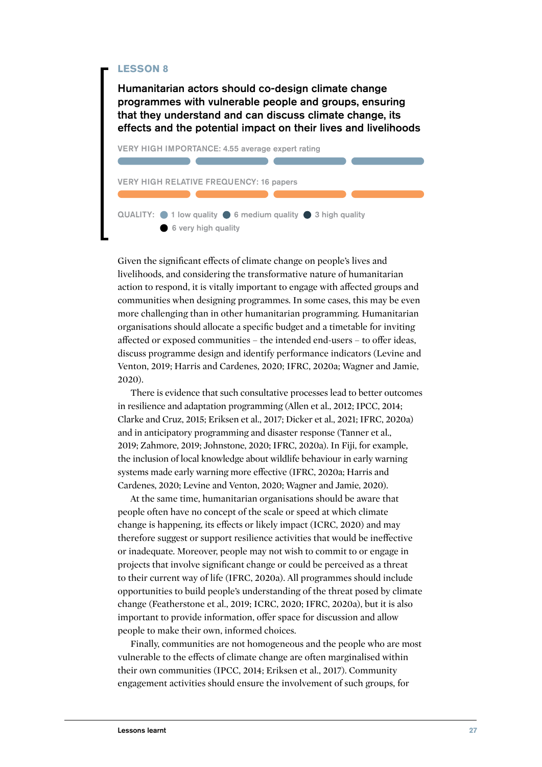**LESSON 8**

## Humanitarian actors should co-design climate change programmes with vulnerable people and groups, ensuring that they understand and can discuss climate change, its effects and the potential impact on their lives and livelihoods

VERY HIGH IMPORTANCE: 4.55 average expert rating

VERY HIGH RELATIVE FREQUENCY: 16 papers

QUALITY: 1 low quality · 6 medium quality · 3 high quality · 6 very high quality

Given the significant effects of climate change on people's lives and livelihoods, and considering the transformative nature of humanitarian action to respond, it is vitally important to engage with affected groups and communities when designing programmes. In some cases, this may be even more challenging than in other humanitarian programming. Humanitarian organisations should allocate a specific budget and a timetable for inviting affected or exposed communities – the intended end-users – to offer ideas, discuss programme design and identify performance indicators (Levine and Venton, 2019; Harris and Cardenes, 2020; IFRC, 2020a; Wagner and Jamie, 2020).

There is evidence that such consultative processes lead to better outcomes in resilience and adaptation programming (Allen et al., 2012; IPCC, 2014; Clarke and Cruz, 2015; Eriksen et al., 2017; Dicker et al., 2021; IFRC, 2020a) and in anticipatory programming and disaster response (Tanner et al., 2019; Zahmore, 2019; Johnstone, 2020; IFRC, 2020a). In Fiji, for example, the inclusion of local knowledge about wildlife behaviour in early warning systems made early warning more effective (IFRC, 2020a; Harris and Cardenes, 2020; Levine and Venton, 2020; Wagner and Jamie, 2020).

At the same time, humanitarian organisations should be aware that people often have no concept of the scale or speed at which climate change is happening, its effects or likely impact (ICRC, 2020) and may therefore suggest or support resilience activities that would be ineffective or inadequate. Moreover, people may not wish to commit to or engage in projects that involve significant change or could be perceived as a threat to their current way of life (IFRC, 2020a). All programmes should include opportunities to build people's understanding of the threat posed by climate change (Featherstone et al., 2019; ICRC, 2020; IFRC, 2020a), but it is also important to provide information, offer space for discussion and allow people to make their own, informed choices.

Finally, communities are not homogeneous and the people who are most vulnerable to the effects of climate change are often marginalised within their own communities (IPCC, 2014; Eriksen et al., 2017). Community engagement activities should ensure the involvement of such groups, for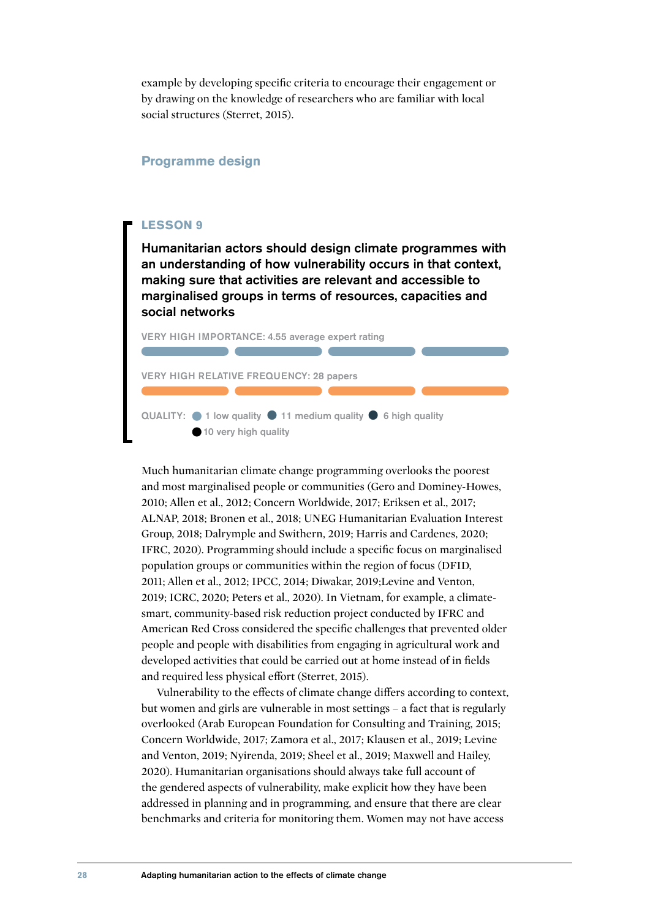example by developing specific criteria to encourage their engagement or by drawing on the knowledge of researchers who are familiar with local social structures (Sterret, 2015).

## Programme design

### LESSON 9

**Humanitarian actors should design climate programmes with an understanding of how vulnerability occurs in that context, making sure that activities are relevant and accessible to marginalised groups in terms of resources, capacities and social networks**

VERY HIGH IMPORTANCE: 4.55 average expert rating

VERY HIGH RELATIVE FREQUENCY: 28 papers

QUALITY: 1 low quality, 11 medium quality, 6 high quality, 10 very high quality

Much humanitarian climate change programming overlooks the poorest and most marginalised people or communities (Gero and Dominey-Howes, 2010; Allen et al., 2012; Concern Worldwide, 2017; Eriksen et al., 2017; ALNAP, 2018; Bronen et al., 2018; UNEG Humanitarian Evaluation Interest Group, 2018; Dalrymple and Swithern, 2019; Harris and Cardenes, 2020; IFRC, 2020). Programming should include a specific focus on marginalised population groups or communities within the region of focus (DFID, 2011; Allen et al., 2012; IPCC, 2014; Diwakar, 2019;Levine and Venton, 2019; ICRC, 2020; Peters et al., 2020). In Vietnam, for example, a climate-smart, community-based risk reduction project conducted by IFRC and American Red Cross considered the specific challenges that prevented older people and people with disabilities from engaging in agricultural work and developed activities that could be carried out at home instead of in fields and required less physical effort (Sterret, 2015).

Vulnerability to the effects of climate change differs according to context, but women and girls are vulnerable in most settings – a fact that is regularly overlooked (Arab European Foundation for Consulting and Training, 2015; Concern Worldwide, 2017; Zamora et al., 2017; Klausen et al., 2019; Levine and Venton, 2019; Nyirenda, 2019; Sheel et al., 2019; Maxwell and Hailey, 2020). Humanitarian organisations should always take full account of the gendered aspects of vulnerability, make explicit how they have been addressed in planning and in programming, and ensure that there are clear benchmarks and criteria for monitoring them. Women may not have access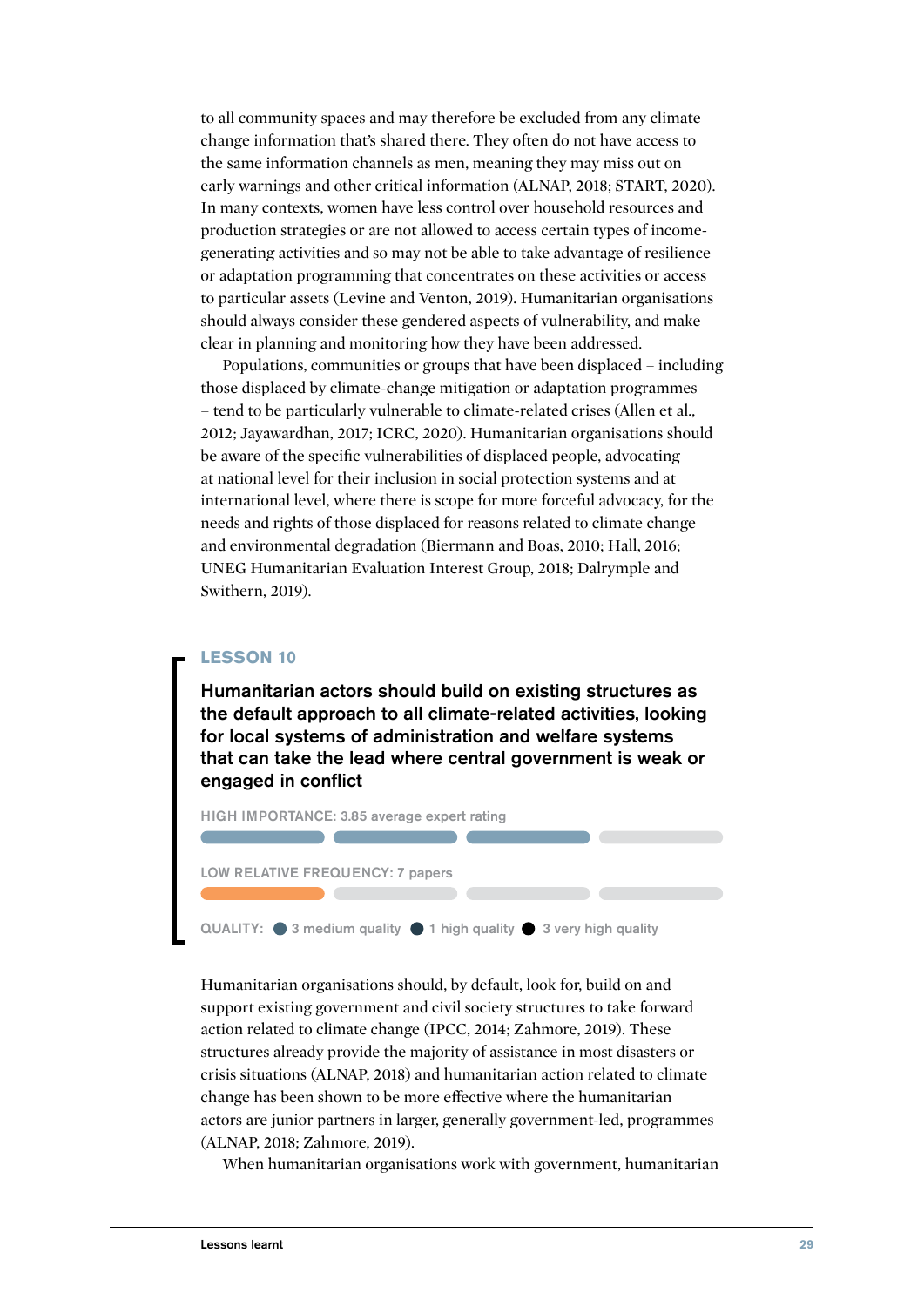to all community spaces and may therefore be excluded from any climate change information that's shared there. They often do not have access to the same information channels as men, meaning they may miss out on early warnings and other critical information (ALNAP, 2018; START, 2020). In many contexts, women have less control over household resources and production strategies or are not allowed to access certain types of income-generating activities and so may not be able to take advantage of resilience or adaptation programming that concentrates on these activities or access to particular assets (Levine and Venton, 2019). Humanitarian organisations should always consider these gendered aspects of vulnerability, and make clear in planning and monitoring how they have been addressed.

Populations, communities or groups that have been displaced – including those displaced by climate-change mitigation or adaptation programmes – tend to be particularly vulnerable to climate-related crises (Allen et al., 2012; Jayawardhan, 2017; ICRC, 2020). Humanitarian organisations should be aware of the specific vulnerabilities of displaced people, advocating at national level for their inclusion in social protection systems and at international level, where there is scope for more forceful advocacy, for the needs and rights of those displaced for reasons related to climate change and environmental degradation (Biermann and Boas, 2010; Hall, 2016; UNEG Humanitarian Evaluation Interest Group, 2018; Dalrymple and Swithern, 2019).

## LESSON 10

**Humanitarian actors should build on existing structures as the default approach to all climate-related activities, looking for local systems of administration and welfare systems that can take the lead where central government is weak or engaged in conflict**

HIGH IMPORTANCE: 3.85 average expert rating

LOW RELATIVE FREQUENCY: 7 papers

QUALITY: 3 medium quality, 1 high quality, 3 very high quality

Humanitarian organisations should, by default, look for, build on and support existing government and civil society structures to take forward action related to climate change (IPCC, 2014; Zahmore, 2019). These structures already provide the majority of assistance in most disasters or crisis situations (ALNAP, 2018) and humanitarian action related to climate change has been shown to be more effective where the humanitarian actors are junior partners in larger, generally government-led, programmes (ALNAP, 2018; Zahmore, 2019).

When humanitarian organisations work with government, humanitarian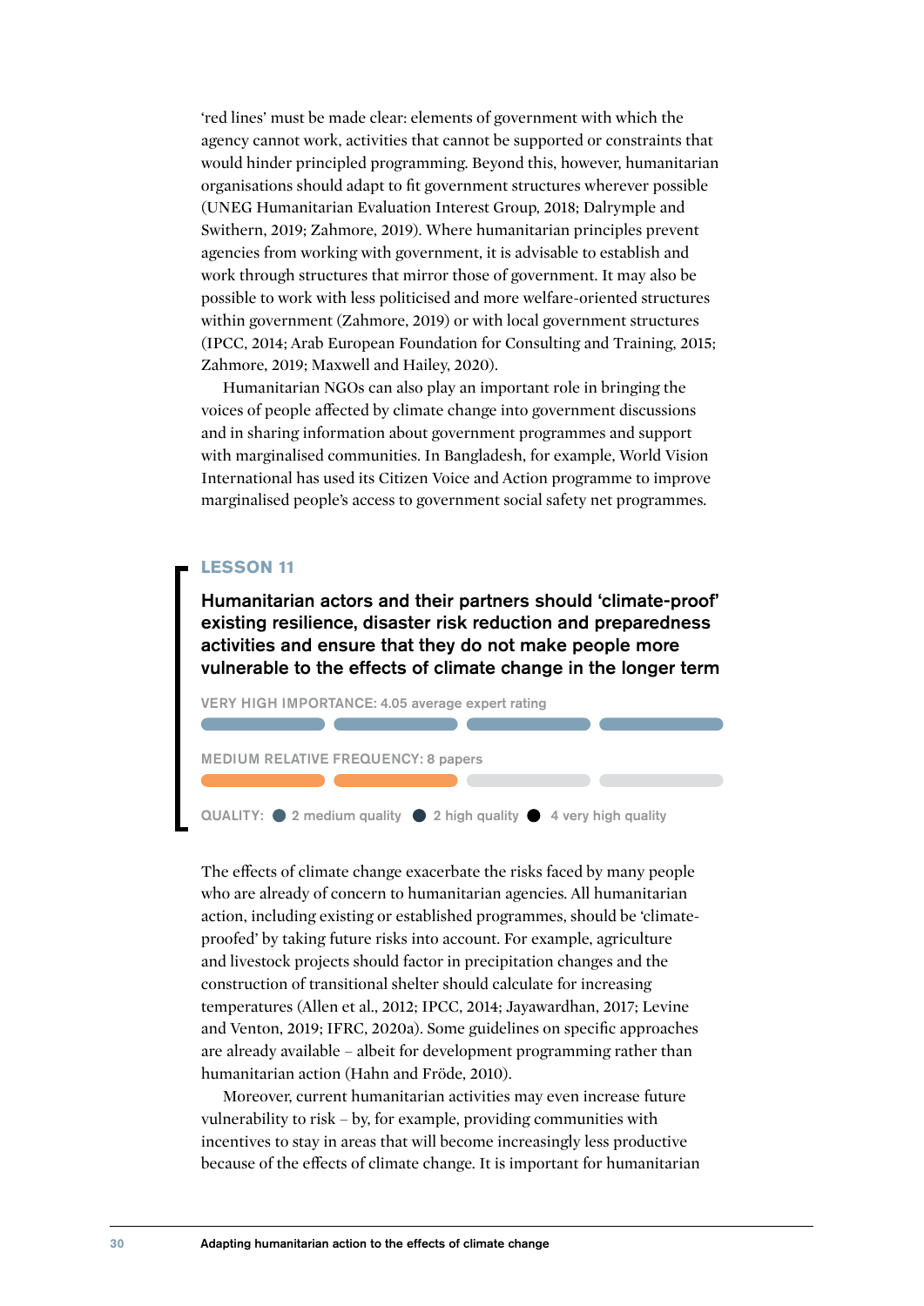'red lines' must be made clear: elements of government with which the agency cannot work, activities that cannot be supported or constraints that would hinder principled programming. Beyond this, however, humanitarian organisations should adapt to fit government structures wherever possible (UNEG Humanitarian Evaluation Interest Group, 2018; Dalrymple and Swithern, 2019; Zahmore, 2019). Where humanitarian principles prevent agencies from working with government, it is advisable to establish and work through structures that mirror those of government. It may also be possible to work with less politicised and more welfare-oriented structures within government (Zahmore, 2019) or with local government structures (IPCC, 2014; Arab European Foundation for Consulting and Training, 2015; Zahmore, 2019; Maxwell and Hailey, 2020).

Humanitarian NGOs can also play an important role in bringing the voices of people affected by climate change into government discussions and in sharing information about government programmes and support with marginalised communities. In Bangladesh, for example, World Vision International has used its Citizen Voice and Action programme to improve marginalised people's access to government social safety net programmes.

### LESSON 11

**Humanitarian actors and their partners should 'climate-proof' existing resilience, disaster risk reduction and preparedness activities and ensure that they do not make people more vulnerable to the effects of climate change in the longer term**

VERY HIGH IMPORTANCE: 4.05 average expert rating

MEDIUM RELATIVE FREQUENCY: 8 papers

QUALITY: 2 medium quality · 2 high quality · 4 very high quality

The effects of climate change exacerbate the risks faced by many people who are already of concern to humanitarian agencies. All humanitarian action, including existing or established programmes, should be 'climate-proofed' by taking future risks into account. For example, agriculture and livestock projects should factor in precipitation changes and the construction of transitional shelter should calculate for increasing temperatures (Allen et al., 2012; IPCC, 2014; Jayawardhan, 2017; Levine and Venton, 2019; IFRC, 2020a). Some guidelines on specific approaches are already available – albeit for development programming rather than humanitarian action (Hahn and Fröde, 2010).

Moreover, current humanitarian activities may even increase future vulnerability to risk – by, for example, providing communities with incentives to stay in areas that will become increasingly less productive because of the effects of climate change. It is important for humanitarian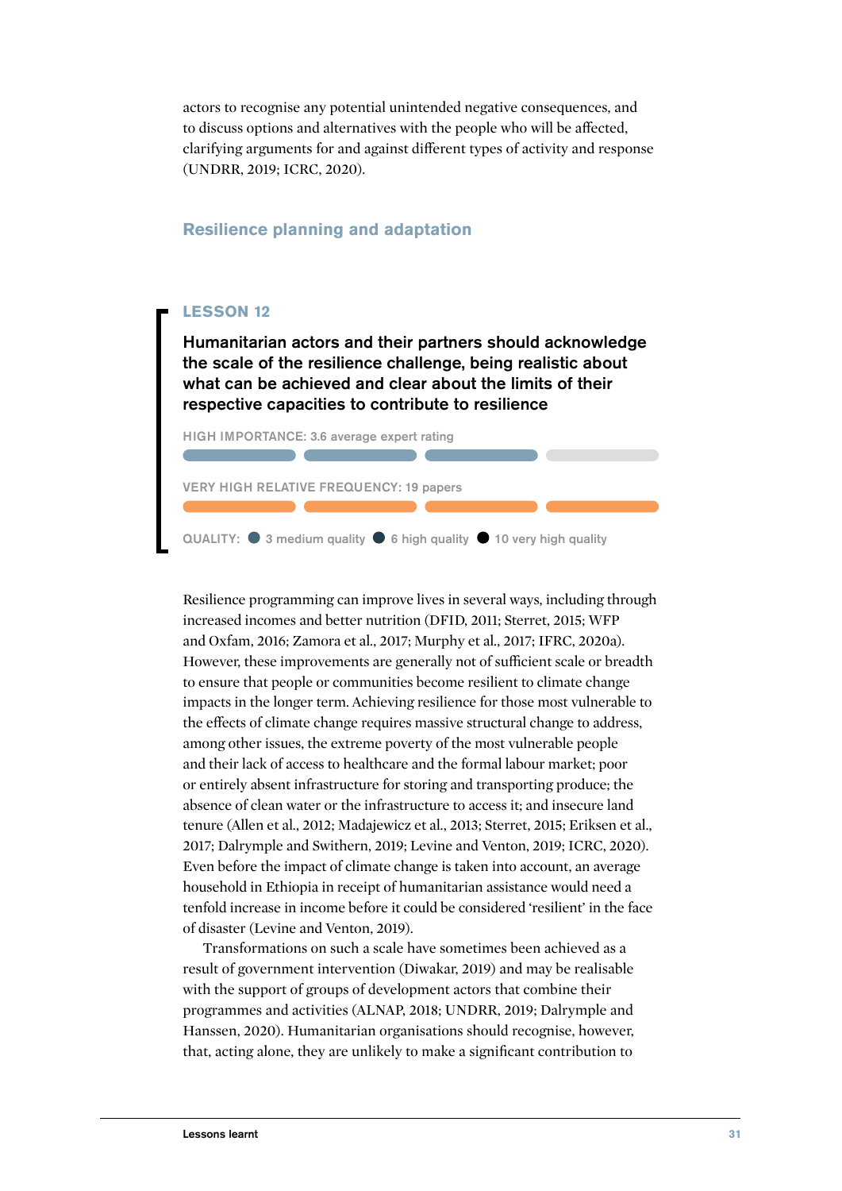actors to recognise any potential unintended negative consequences, and to discuss options and alternatives with the people who will be affected, clarifying arguments for and against different types of activity and response (UNDRR, 2019; ICRC, 2020).

## Resilience planning and adaptation

### LESSON 12

**Humanitarian actors and their partners should acknowledge the scale of the resilience challenge, being realistic about what can be achieved and clear about the limits of their respective capacities to contribute to resilience**

HIGH IMPORTANCE: 3.6 average expert rating

VERY HIGH RELATIVE FREQUENCY: 19 papers

QUALITY: 3 medium quality, 6 high quality, 10 very high quality

Resilience programming can improve lives in several ways, including through increased incomes and better nutrition (DFID, 2011; Sterret, 2015; WFP and Oxfam, 2016; Zamora et al., 2017; Murphy et al., 2017; IFRC, 2020a). However, these improvements are generally not of sufficient scale or breadth to ensure that people or communities become resilient to climate change impacts in the longer term. Achieving resilience for those most vulnerable to the effects of climate change requires massive structural change to address, among other issues, the extreme poverty of the most vulnerable people and their lack of access to healthcare and the formal labour market; poor or entirely absent infrastructure for storing and transporting produce; the absence of clean water or the infrastructure to access it; and insecure land tenure (Allen et al., 2012; Madajewicz et al., 2013; Sterret, 2015; Eriksen et al., 2017; Dalrymple and Swithern, 2019; Levine and Venton, 2019; ICRC, 2020). Even before the impact of climate change is taken into account, an average household in Ethiopia in receipt of humanitarian assistance would need a tenfold increase in income before it could be considered 'resilient' in the face of disaster (Levine and Venton, 2019).

Transformations on such a scale have sometimes been achieved as a result of government intervention (Diwakar, 2019) and may be realisable with the support of groups of development actors that combine their programmes and activities (ALNAP, 2018; UNDRR, 2019; Dalrymple and Hanssen, 2020). Humanitarian organisations should recognise, however, that, acting alone, they are unlikely to make a significant contribution to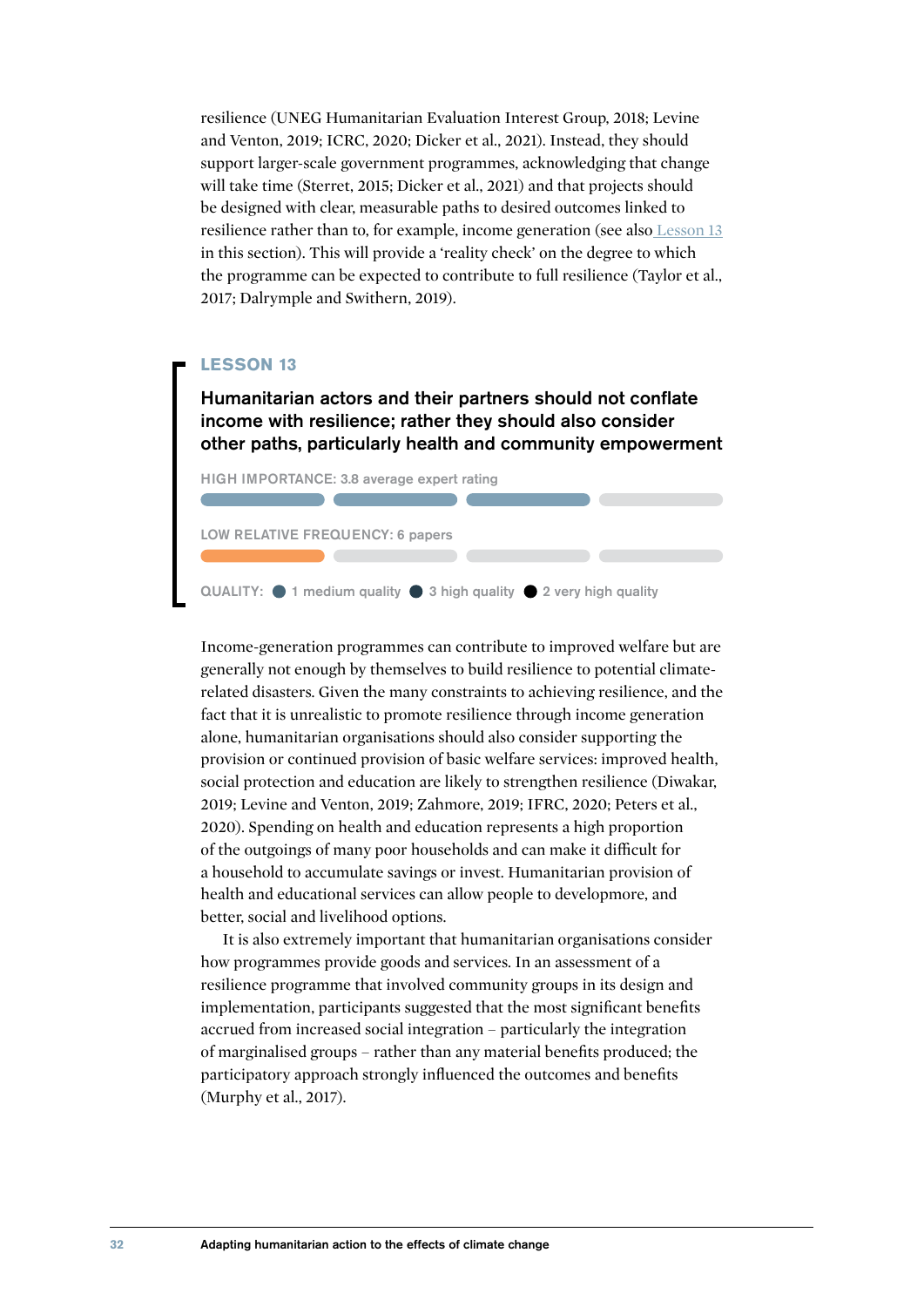resilience (UNEG Humanitarian Evaluation Interest Group, 2018; Levine and Venton, 2019; ICRC, 2020; Dicker et al., 2021). Instead, they should support larger-scale government programmes, acknowledging that change will take time (Sterret, 2015; Dicker et al., 2021) and that projects should be designed with clear, measurable paths to desired outcomes linked to resilience rather than to, for example, income generation (see also Lesson 13 in this section). This will provide a 'reality check' on the degree to which the programme can be expected to contribute to full resilience (Taylor et al., 2017; Dalrymple and Swithern, 2019).

## LESSON 13

### Humanitarian actors and their partners should not conflate income with resilience; rather they should also consider other paths, particularly health and community empowerment

HIGH IMPORTANCE: 3.8 average expert rating

LOW RELATIVE FREQUENCY: 6 papers

QUALITY: 1 medium quality, 3 high quality, 2 very high quality

Income-generation programmes can contribute to improved welfare but are generally not enough by themselves to build resilience to potential climate-related disasters. Given the many constraints to achieving resilience, and the fact that it is unrealistic to promote resilience through income generation alone, humanitarian organisations should also consider supporting the provision or continued provision of basic welfare services: improved health, social protection and education are likely to strengthen resilience (Diwakar, 2019; Levine and Venton, 2019; Zahmore, 2019; IFRC, 2020; Peters et al., 2020). Spending on health and education represents a high proportion of the outgoings of many poor households and can make it difficult for a household to accumulate savings or invest. Humanitarian provision of health and educational services can allow people to developmore, and better, social and livelihood options.

It is also extremely important that humanitarian organisations consider how programmes provide goods and services. In an assessment of a resilience programme that involved community groups in its design and implementation, participants suggested that the most significant benefits accrued from increased social integration – particularly the integration of marginalised groups – rather than any material benefits produced; the participatory approach strongly influenced the outcomes and benefits (Murphy et al., 2017).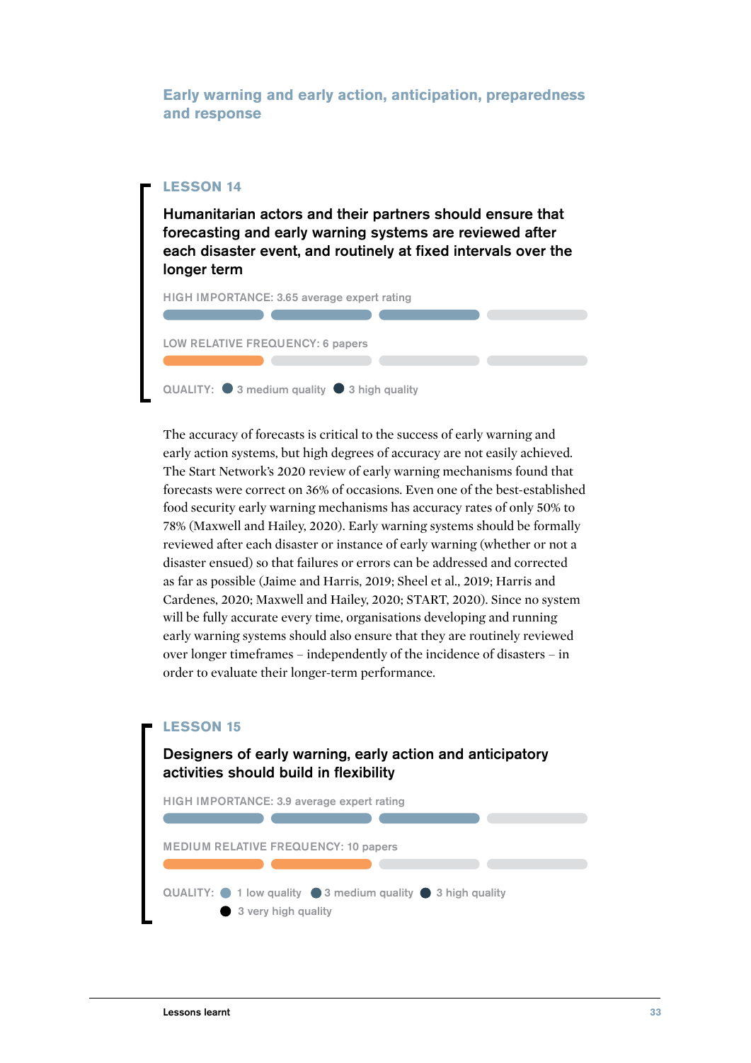## Early warning and early action, anticipation, preparedness and response

### LESSON 14

**Humanitarian actors and their partners should ensure that forecasting and early warning systems are reviewed after each disaster event, and routinely at fixed intervals over the longer term**

HIGH IMPORTANCE: 3.65 average expert rating

LOW RELATIVE FREQUENCY: 6 papers

QUALITY: 3 medium quality, 3 high quality

The accuracy of forecasts is critical to the success of early warning and early action systems, but high degrees of accuracy are not easily achieved. The Start Network's 2020 review of early warning mechanisms found that forecasts were correct on 36% of occasions. Even one of the best-established food security early warning mechanisms has accuracy rates of only 50% to 78% (Maxwell and Hailey, 2020). Early warning systems should be formally reviewed after each disaster or instance of early warning (whether or not a disaster ensued) so that failures or errors can be addressed and corrected as far as possible (Jaime and Harris, 2019; Sheel et al., 2019; Harris and Cardenes, 2020; Maxwell and Hailey, 2020; START, 2020). Since no system will be fully accurate every time, organisations developing and running early warning systems should also ensure that they are routinely reviewed over longer timeframes – independently of the incidence of disasters – in order to evaluate their longer-term performance.

### LESSON 15

**Designers of early warning, early action and anticipatory activities should build in flexibility**

HIGH IMPORTANCE: 3.9 average expert rating

MEDIUM RELATIVE FREQUENCY: 10 papers

QUALITY: 1 low quality, 3 medium quality, 3 high quality, 3 very high quality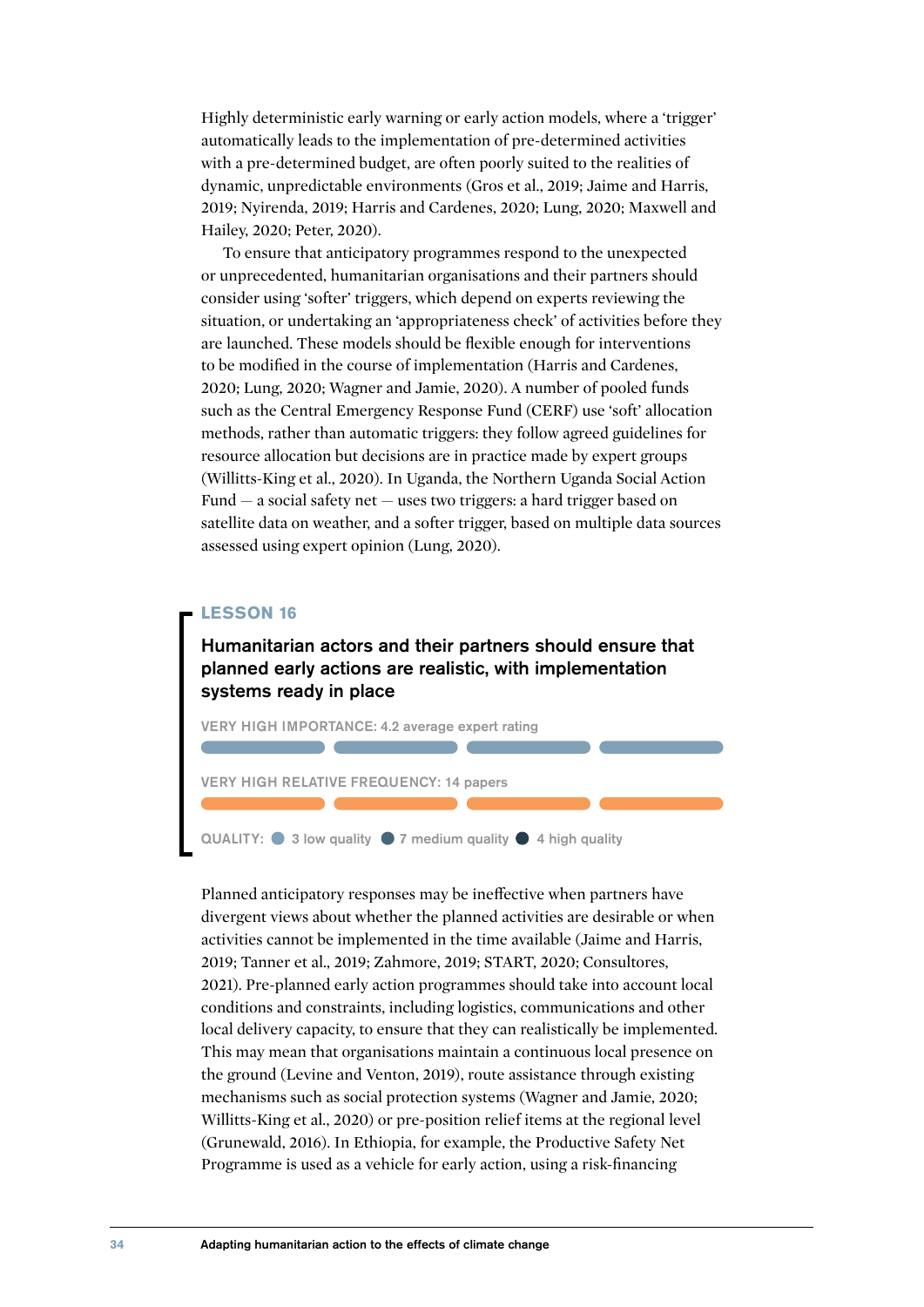Highly deterministic early warning or early action models, where a 'trigger' automatically leads to the implementation of pre-determined activities with a pre-determined budget, are often poorly suited to the realities of dynamic, unpredictable environments (Gros et al., 2019; Jaime and Harris, 2019; Nyirenda, 2019; Harris and Cardenes, 2020; Lung, 2020; Maxwell and Hailey, 2020; Peter, 2020).

To ensure that anticipatory programmes respond to the unexpected or unprecedented, humanitarian organisations and their partners should consider using 'softer' triggers, which depend on experts reviewing the situation, or undertaking an 'appropriateness check' of activities before they are launched. These models should be flexible enough for interventions to be modified in the course of implementation (Harris and Cardenes, 2020; Lung, 2020; Wagner and Jamie, 2020). A number of pooled funds such as the Central Emergency Response Fund (CERF) use 'soft' allocation methods, rather than automatic triggers: they follow agreed guidelines for resource allocation but decisions are in practice made by expert groups (Willitts-King et al., 2020). In Uganda, the Northern Uganda Social Action Fund — a social safety net — uses two triggers: a hard trigger based on satellite data on weather, and a softer trigger, based on multiple data sources assessed using expert opinion (Lung, 2020).

## LESSON 16

### Humanitarian actors and their partners should ensure that planned early actions are realistic, with implementation systems ready in place

VERY HIGH IMPORTANCE: 4.2 average expert rating

VERY HIGH RELATIVE FREQUENCY: 14 papers

QUALITY: 3 low quality, 7 medium quality, 4 high quality

Planned anticipatory responses may be ineffective when partners have divergent views about whether the planned activities are desirable or when activities cannot be implemented in the time available (Jaime and Harris, 2019; Tanner et al., 2019; Zahmore, 2019; START, 2020; Consultores, 2021). Pre-planned early action programmes should take into account local conditions and constraints, including logistics, communications and other local delivery capacity, to ensure that they can realistically be implemented. This may mean that organisations maintain a continuous local presence on the ground (Levine and Venton, 2019), route assistance through existing mechanisms such as social protection systems (Wagner and Jamie, 2020; Willitts-King et al., 2020) or pre-position relief items at the regional level (Grunewald, 2016). In Ethiopia, for example, the Productive Safety Net Programme is used as a vehicle for early action, using a risk-financing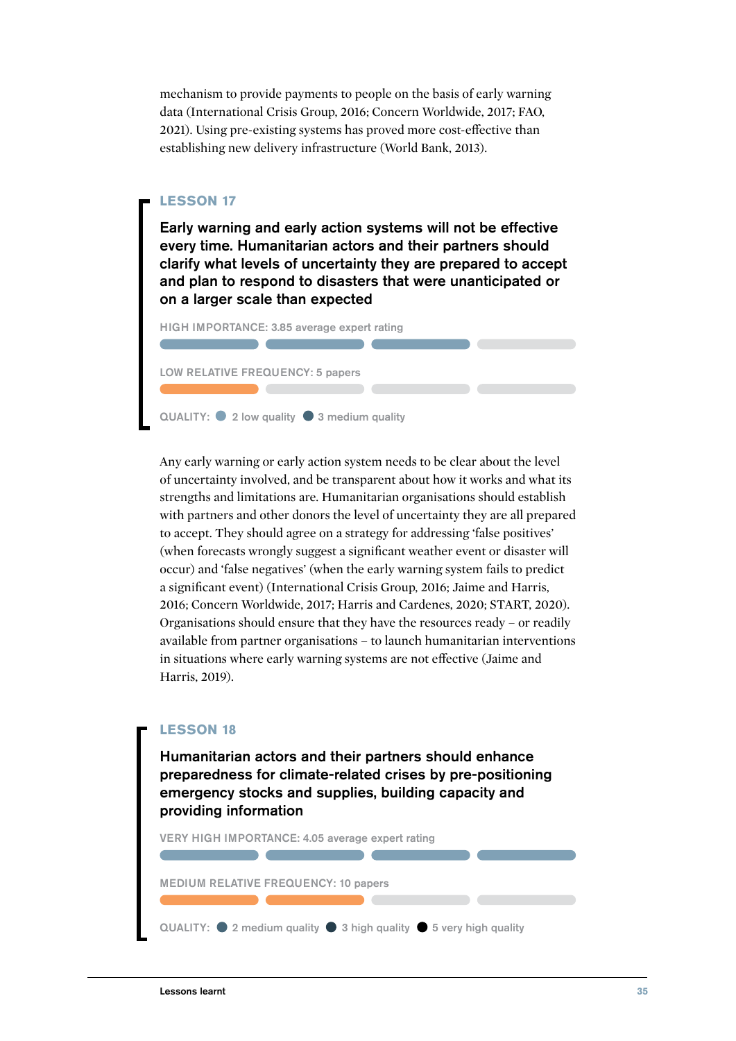mechanism to provide payments to people on the basis of early warning data (International Crisis Group, 2016; Concern Worldwide, 2017; FAO, 2021). Using pre-existing systems has proved more cost-effective than establishing new delivery infrastructure (World Bank, 2013).

### LESSON 17

**Early warning and early action systems will not be effective every time. Humanitarian actors and their partners should clarify what levels of uncertainty they are prepared to accept and plan to respond to disasters that were unanticipated or on a larger scale than expected**

HIGH IMPORTANCE: 3.85 average expert rating

LOW RELATIVE FREQUENCY: 5 papers

QUALITY: 2 low quality, 3 medium quality

Any early warning or early action system needs to be clear about the level of uncertainty involved, and be transparent about how it works and what its strengths and limitations are. Humanitarian organisations should establish with partners and other donors the level of uncertainty they are all prepared to accept. They should agree on a strategy for addressing 'false positives' (when forecasts wrongly suggest a significant weather event or disaster will occur) and 'false negatives' (when the early warning system fails to predict a significant event) (International Crisis Group, 2016; Jaime and Harris, 2016; Concern Worldwide, 2017; Harris and Cardenes, 2020; START, 2020). Organisations should ensure that they have the resources ready – or readily available from partner organisations – to launch humanitarian interventions in situations where early warning systems are not effective (Jaime and Harris, 2019).

### LESSON 18

**Humanitarian actors and their partners should enhance preparedness for climate-related crises by pre-positioning emergency stocks and supplies, building capacity and providing information**

VERY HIGH IMPORTANCE: 4.05 average expert rating

MEDIUM RELATIVE FREQUENCY: 10 papers

QUALITY: 2 medium quality, 3 high quality, 5 very high quality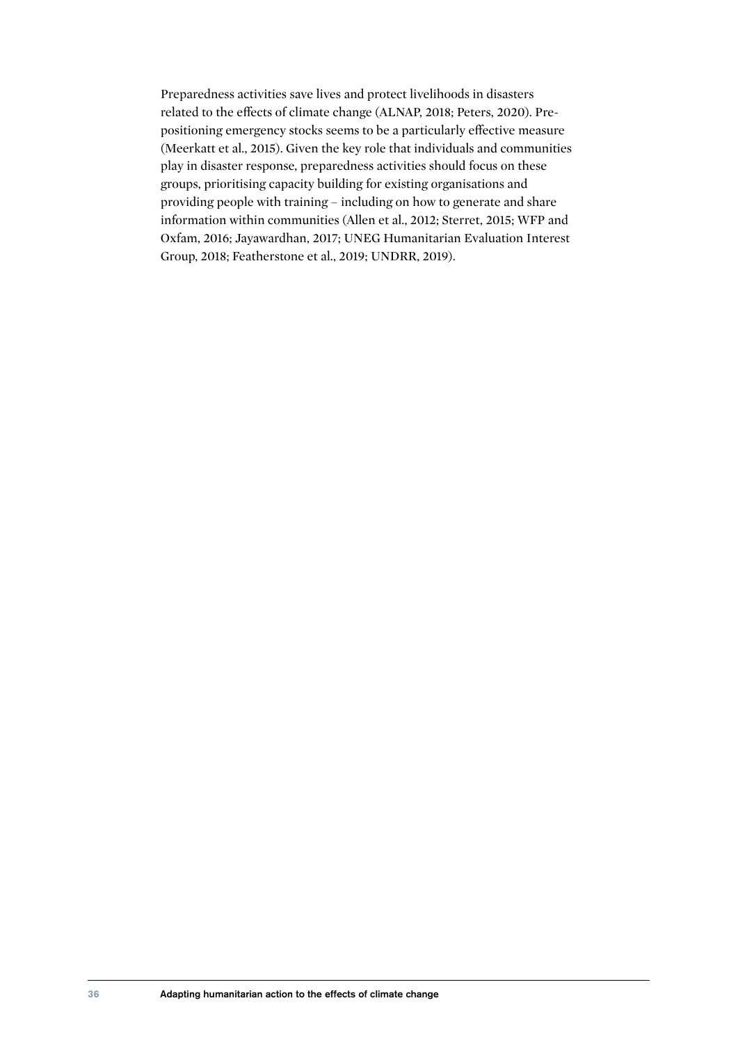Preparedness activities save lives and protect livelihoods in disasters related to the effects of climate change (ALNAP, 2018; Peters, 2020). Pre-positioning emergency stocks seems to be a particularly effective measure (Meerkatt et al., 2015). Given the key role that individuals and communities play in disaster response, preparedness activities should focus on these groups, prioritising capacity building for existing organisations and providing people with training – including on how to generate and share information within communities (Allen et al., 2012; Sterret, 2015; WFP and Oxfam, 2016; Jayawardhan, 2017; UNEG Humanitarian Evaluation Interest Group, 2018; Featherstone et al., 2019; UNDRR, 2019).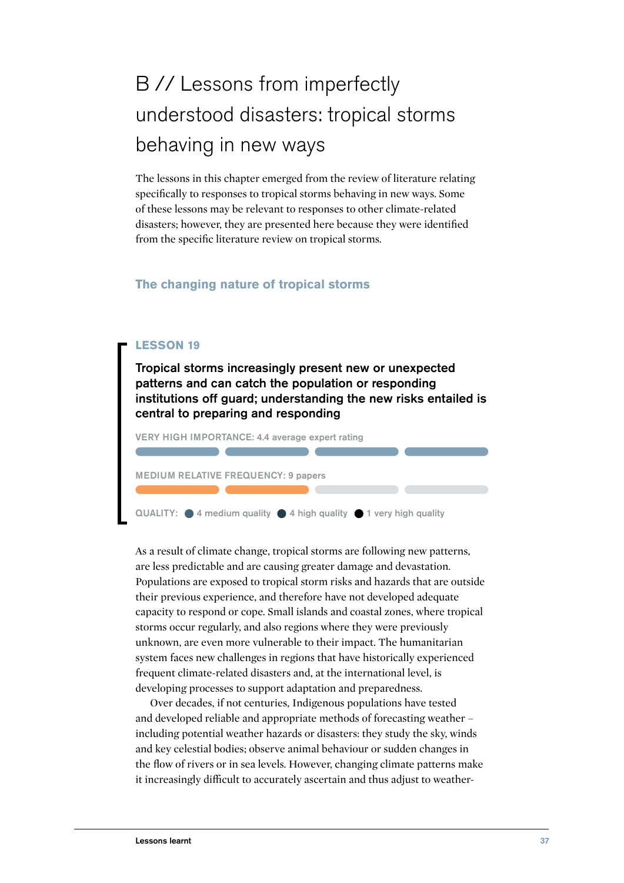# B // Lessons from imperfectly understood disasters: tropical storms behaving in new ways

The lessons in this chapter emerged from the review of literature relating specifically to responses to tropical storms behaving in new ways. Some of these lessons may be relevant to responses to other climate-related disasters; however, they are presented here because they were identified from the specific literature review on tropical storms.

## The changing nature of tropical storms

### LESSON 19

**Tropical storms increasingly present new or unexpected patterns and can catch the population or responding institutions off guard; understanding the new risks entailed is central to preparing and responding**

VERY HIGH IMPORTANCE: 4.4 average expert rating

MEDIUM RELATIVE FREQUENCY: 9 papers

QUALITY: 4 medium quality, 4 high quality, 1 very high quality

As a result of climate change, tropical storms are following new patterns, are less predictable and are causing greater damage and devastation. Populations are exposed to tropical storm risks and hazards that are outside their previous experience, and therefore have not developed adequate capacity to respond or cope. Small islands and coastal zones, where tropical storms occur regularly, and also regions where they were previously unknown, are even more vulnerable to their impact. The humanitarian system faces new challenges in regions that have historically experienced frequent climate-related disasters and, at the international level, is developing processes to support adaptation and preparedness.

Over decades, if not centuries, Indigenous populations have tested and developed reliable and appropriate methods of forecasting weather – including potential weather hazards or disasters: they study the sky, winds and key celestial bodies; observe animal behaviour or sudden changes in the flow of rivers or in sea levels. However, changing climate patterns make it increasingly difficult to accurately ascertain and thus adjust to weather-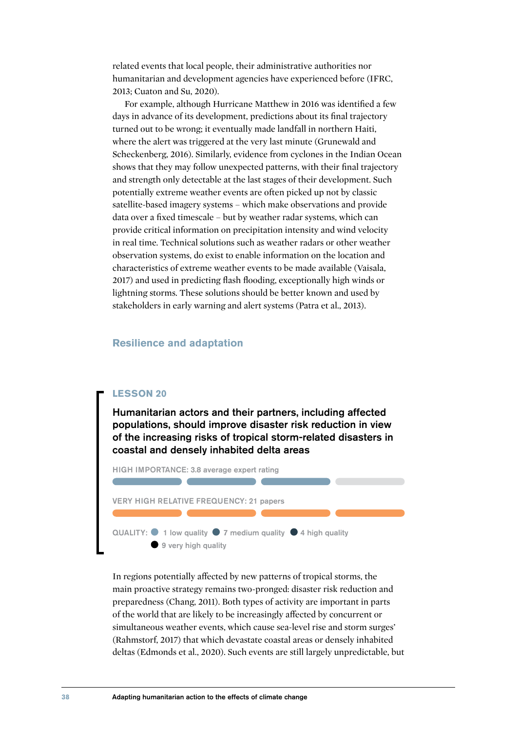related events that local people, their administrative authorities nor humanitarian and development agencies have experienced before (IFRC, 2013; Cuaton and Su, 2020).

For example, although Hurricane Matthew in 2016 was identified a few days in advance of its development, predictions about its final trajectory turned out to be wrong; it eventually made landfall in northern Haiti, where the alert was triggered at the very last minute (Grunewald and Scheckenberg, 2016). Similarly, evidence from cyclones in the Indian Ocean shows that they may follow unexpected patterns, with their final trajectory and strength only detectable at the last stages of their development. Such potentially extreme weather events are often picked up not by classic satellite-based imagery systems – which make observations and provide data over a fixed timescale – but by weather radar systems, which can provide critical information on precipitation intensity and wind velocity in real time. Technical solutions such as weather radars or other weather observation systems, do exist to enable information on the location and characteristics of extreme weather events to be made available (Vaisala, 2017) and used in predicting flash flooding, exceptionally high winds or lightning storms. These solutions should be better known and used by stakeholders in early warning and alert systems (Patra et al., 2013).

## Resilience and adaptation

### LESSON 20

**Humanitarian actors and their partners, including affected populations, should improve disaster risk reduction in view of the increasing risks of tropical storm-related disasters in coastal and densely inhabited delta areas**

HIGH IMPORTANCE: 3.8 average expert rating

VERY HIGH RELATIVE FREQUENCY: 21 papers

QUALITY: 1 low quality, 7 medium quality, 4 high quality, 9 very high quality

In regions potentially affected by new patterns of tropical storms, the main proactive strategy remains two-pronged: disaster risk reduction and preparedness (Chang, 2011). Both types of activity are important in parts of the world that are likely to be increasingly affected by concurrent or simultaneous weather events, which cause sea-level rise and storm surges' (Rahmstorf, 2017) that which devastate coastal areas or densely inhabited deltas (Edmonds et al., 2020). Such events are still largely unpredictable, but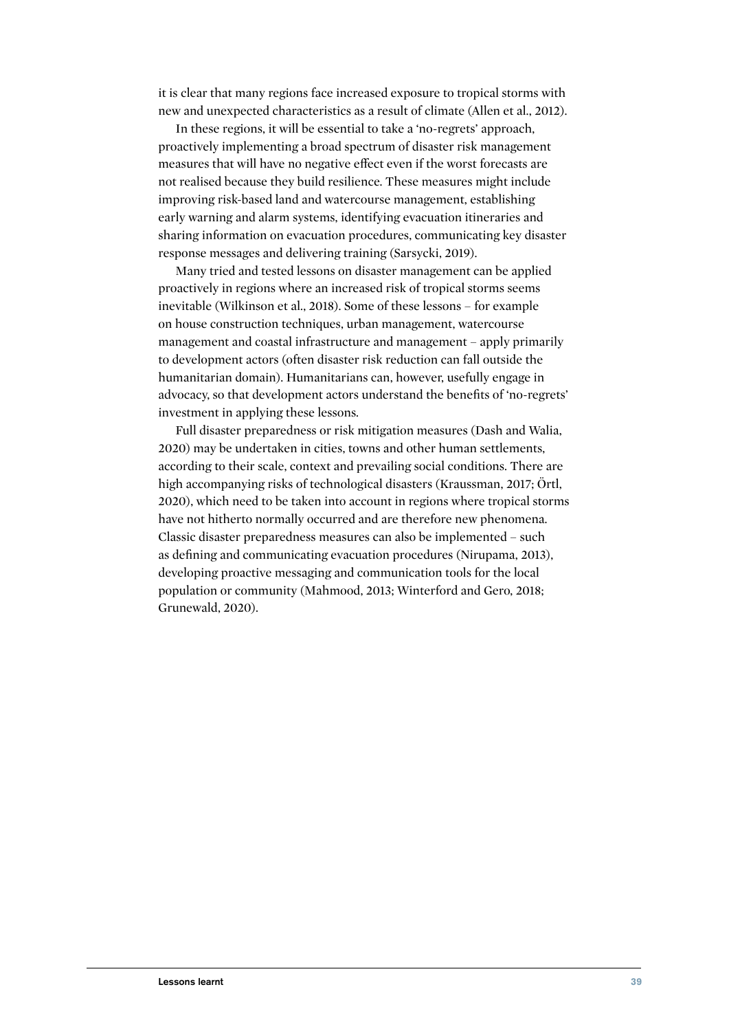it is clear that many regions face increased exposure to tropical storms with new and unexpected characteristics as a result of climate (Allen et al., 2012).

In these regions, it will be essential to take a 'no-regrets' approach, proactively implementing a broad spectrum of disaster risk management measures that will have no negative effect even if the worst forecasts are not realised because they build resilience. These measures might include improving risk-based land and watercourse management, establishing early warning and alarm systems, identifying evacuation itineraries and sharing information on evacuation procedures, communicating key disaster response messages and delivering training (Sarsycki, 2019).

Many tried and tested lessons on disaster management can be applied proactively in regions where an increased risk of tropical storms seems inevitable (Wilkinson et al., 2018). Some of these lessons – for example on house construction techniques, urban management, watercourse management and coastal infrastructure and management – apply primarily to development actors (often disaster risk reduction can fall outside the humanitarian domain). Humanitarians can, however, usefully engage in advocacy, so that development actors understand the benefits of 'no-regrets' investment in applying these lessons.

Full disaster preparedness or risk mitigation measures (Dash and Walia, 2020) may be undertaken in cities, towns and other human settlements, according to their scale, context and prevailing social conditions. There are high accompanying risks of technological disasters (Kraussman, 2017; Örtl, 2020), which need to be taken into account in regions where tropical storms have not hitherto normally occurred and are therefore new phenomena. Classic disaster preparedness measures can also be implemented – such as defining and communicating evacuation procedures (Nirupama, 2013), developing proactive messaging and communication tools for the local population or community (Mahmood, 2013; Winterford and Gero, 2018; Grunewald, 2020).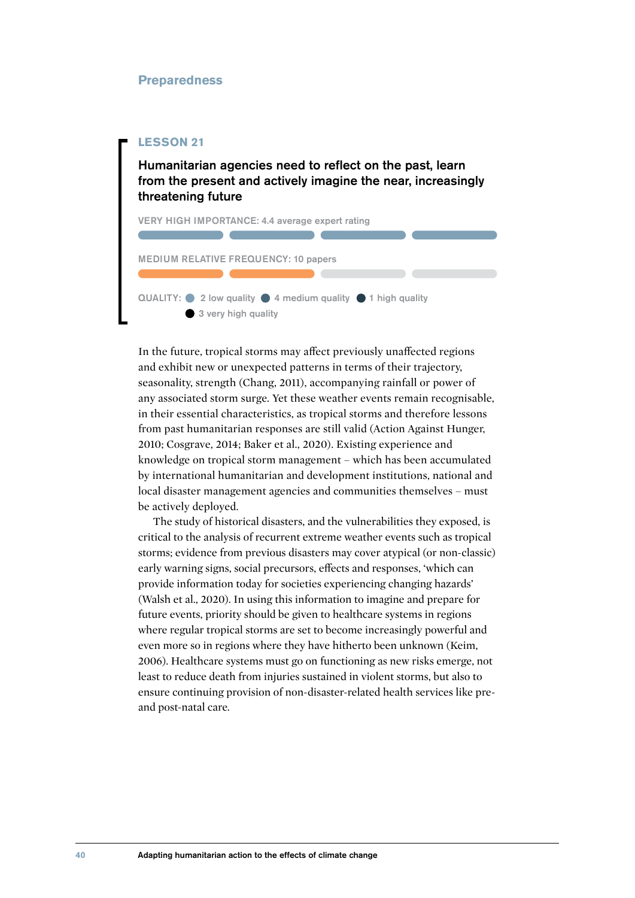## Preparedness

### LESSON 21

**Humanitarian agencies need to reflect on the past, learn from the present and actively imagine the near, increasingly threatening future**

VERY HIGH IMPORTANCE: 4.4 average expert rating

MEDIUM RELATIVE FREQUENCY: 10 papers

QUALITY: 2 low quality · 4 medium quality · 1 high quality · 3 very high quality

In the future, tropical storms may affect previously unaffected regions and exhibit new or unexpected patterns in terms of their trajectory, seasonality, strength (Chang, 2011), accompanying rainfall or power of any associated storm surge. Yet these weather events remain recognisable, in their essential characteristics, as tropical storms and therefore lessons from past humanitarian responses are still valid (Action Against Hunger, 2010; Cosgrave, 2014; Baker et al., 2020). Existing experience and knowledge on tropical storm management – which has been accumulated by international humanitarian and development institutions, national and local disaster management agencies and communities themselves – must be actively deployed.

The study of historical disasters, and the vulnerabilities they exposed, is critical to the analysis of recurrent extreme weather events such as tropical storms; evidence from previous disasters may cover atypical (or non-classic) early warning signs, social precursors, effects and responses, 'which can provide information today for societies experiencing changing hazards' (Walsh et al., 2020). In using this information to imagine and prepare for future events, priority should be given to healthcare systems in regions where regular tropical storms are set to become increasingly powerful and even more so in regions where they have hitherto been unknown (Keim, 2006). Healthcare systems must go on functioning as new risks emerge, not least to reduce death from injuries sustained in violent storms, but also to ensure continuing provision of non-disaster-related health services like pre- and post-natal care.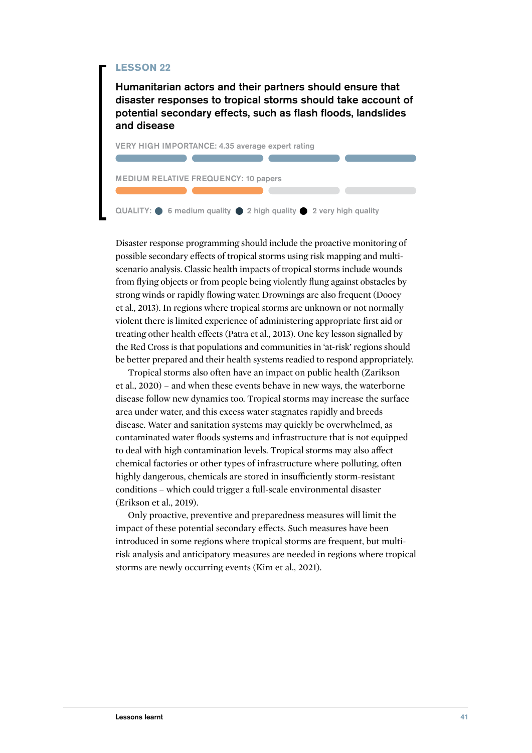## LESSON 22

### Humanitarian actors and their partners should ensure that disaster responses to tropical storms should take account of potential secondary effects, such as flash floods, landslides and disease

VERY HIGH IMPORTANCE: 4.35 average expert rating

MEDIUM RELATIVE FREQUENCY: 10 papers

QUALITY: 6 medium quality, 2 high quality, 2 very high quality

Disaster response programming should include the proactive monitoring of possible secondary effects of tropical storms using risk mapping and multi-scenario analysis. Classic health impacts of tropical storms include wounds from flying objects or from people being violently flung against obstacles by strong winds or rapidly flowing water. Drownings are also frequent (Doocy et al., 2013). In regions where tropical storms are unknown or not normally violent there is limited experience of administering appropriate first aid or treating other health effects (Patra et al., 2013). One key lesson signalled by the Red Cross is that populations and communities in 'at-risk' regions should be better prepared and their health systems readied to respond appropriately.

Tropical storms also often have an impact on public health (Zarikson et al., 2020) – and when these events behave in new ways, the waterborne disease follow new dynamics too. Tropical storms may increase the surface area under water, and this excess water stagnates rapidly and breeds disease. Water and sanitation systems may quickly be overwhelmed, as contaminated water floods systems and infrastructure that is not equipped to deal with high contamination levels. Tropical storms may also affect chemical factories or other types of infrastructure where polluting, often highly dangerous, chemicals are stored in insufficiently storm-resistant conditions – which could trigger a full-scale environmental disaster (Erikson et al., 2019).

Only proactive, preventive and preparedness measures will limit the impact of these potential secondary effects. Such measures have been introduced in some regions where tropical storms are frequent, but multi-risk analysis and anticipatory measures are needed in regions where tropical storms are newly occurring events (Kim et al., 2021).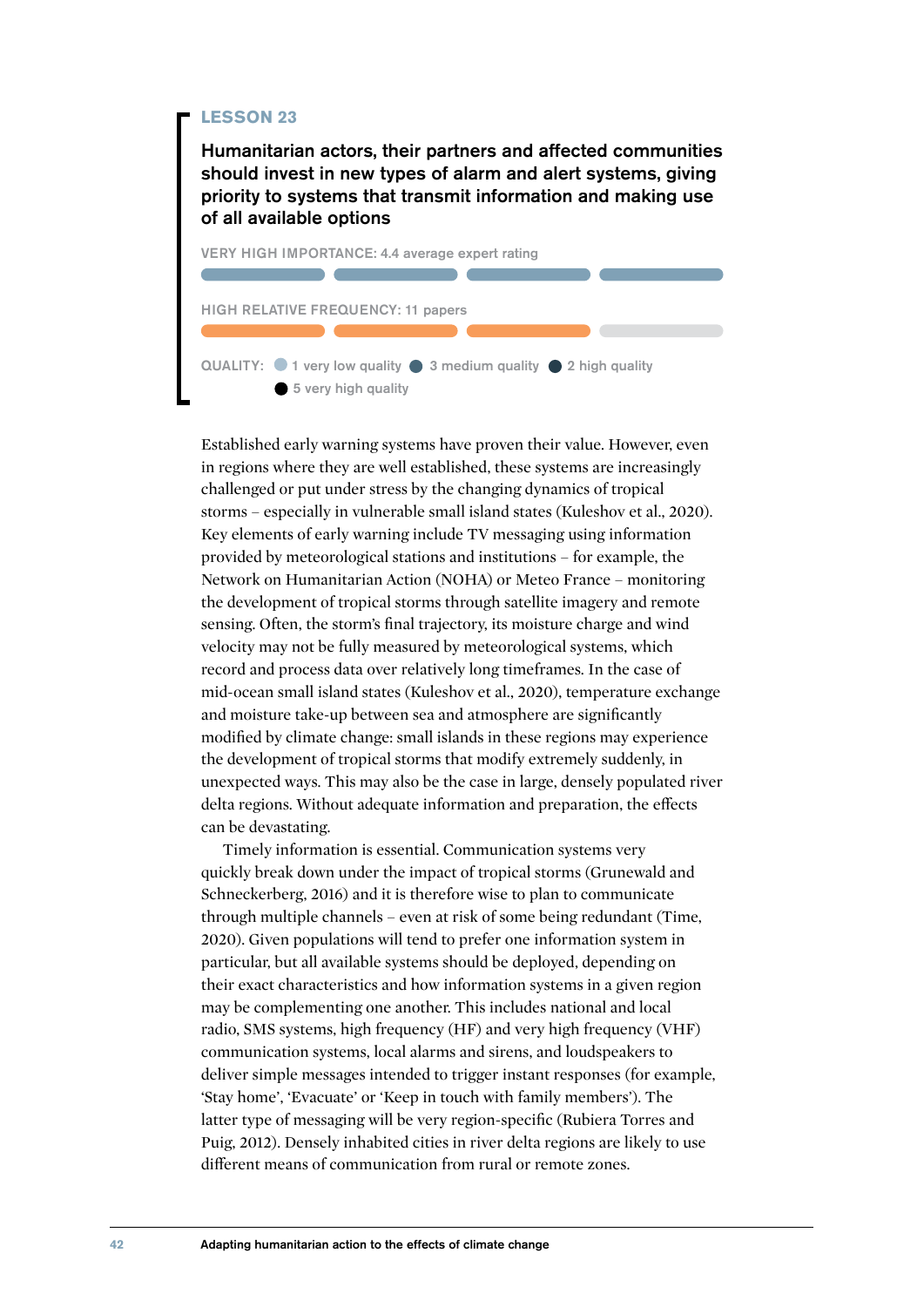## LESSON 23

### Humanitarian actors, their partners and affected communities should invest in new types of alarm and alert systems, giving priority to systems that transmit information and making use of all available options

VERY HIGH IMPORTANCE: 4.4 average expert rating

HIGH RELATIVE FREQUENCY: 11 papers

QUALITY: 1 very low quality, 3 medium quality, 2 high quality, 5 very high quality

Established early warning systems have proven their value. However, even in regions where they are well established, these systems are increasingly challenged or put under stress by the changing dynamics of tropical storms – especially in vulnerable small island states (Kuleshov et al., 2020). Key elements of early warning include TV messaging using information provided by meteorological stations and institutions – for example, the Network on Humanitarian Action (NOHA) or Meteo France – monitoring the development of tropical storms through satellite imagery and remote sensing. Often, the storm's final trajectory, its moisture charge and wind velocity may not be fully measured by meteorological systems, which record and process data over relatively long timeframes. In the case of mid-ocean small island states (Kuleshov et al., 2020), temperature exchange and moisture take-up between sea and atmosphere are significantly modified by climate change: small islands in these regions may experience the development of tropical storms that modify extremely suddenly, in unexpected ways. This may also be the case in large, densely populated river delta regions. Without adequate information and preparation, the effects can be devastating.

Timely information is essential. Communication systems very quickly break down under the impact of tropical storms (Grunewald and Schneckerberg, 2016) and it is therefore wise to plan to communicate through multiple channels – even at risk of some being redundant (Time, 2020). Given populations will tend to prefer one information system in particular, but all available systems should be deployed, depending on their exact characteristics and how information systems in a given region may be complementing one another. This includes national and local radio, SMS systems, high frequency (HF) and very high frequency (VHF) communication systems, local alarms and sirens, and loudspeakers to deliver simple messages intended to trigger instant responses (for example, 'Stay home', 'Evacuate' or 'Keep in touch with family members'). The latter type of messaging will be very region-specific (Rubiera Torres and Puig, 2012). Densely inhabited cities in river delta regions are likely to use different means of communication from rural or remote zones.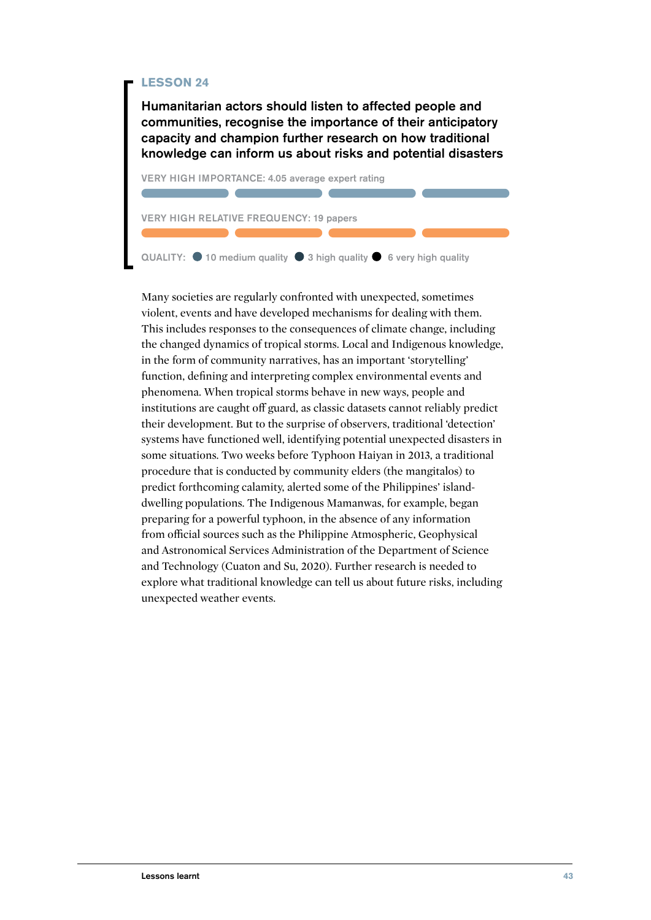## LESSON 24

### Humanitarian actors should listen to affected people and communities, recognise the importance of their anticipatory capacity and champion further research on how traditional knowledge can inform us about risks and potential disasters

VERY HIGH IMPORTANCE: 4.05 average expert rating

VERY HIGH RELATIVE FREQUENCY: 19 papers

QUALITY: ● 10 medium quality ● 3 high quality ● 6 very high quality

Many societies are regularly confronted with unexpected, sometimes violent, events and have developed mechanisms for dealing with them. This includes responses to the consequences of climate change, including the changed dynamics of tropical storms. Local and Indigenous knowledge, in the form of community narratives, has an important 'storytelling' function, defining and interpreting complex environmental events and phenomena. When tropical storms behave in new ways, people and institutions are caught off guard, as classic datasets cannot reliably predict their development. But to the surprise of observers, traditional 'detection' systems have functioned well, identifying potential unexpected disasters in some situations. Two weeks before Typhoon Haiyan in 2013, a traditional procedure that is conducted by community elders (the mangitalos) to predict forthcoming calamity, alerted some of the Philippines' island-dwelling populations. The Indigenous Mamanwas, for example, began preparing for a powerful typhoon, in the absence of any information from official sources such as the Philippine Atmospheric, Geophysical and Astronomical Services Administration of the Department of Science and Technology (Cuaton and Su, 2020). Further research is needed to explore what traditional knowledge can tell us about future risks, including unexpected weather events.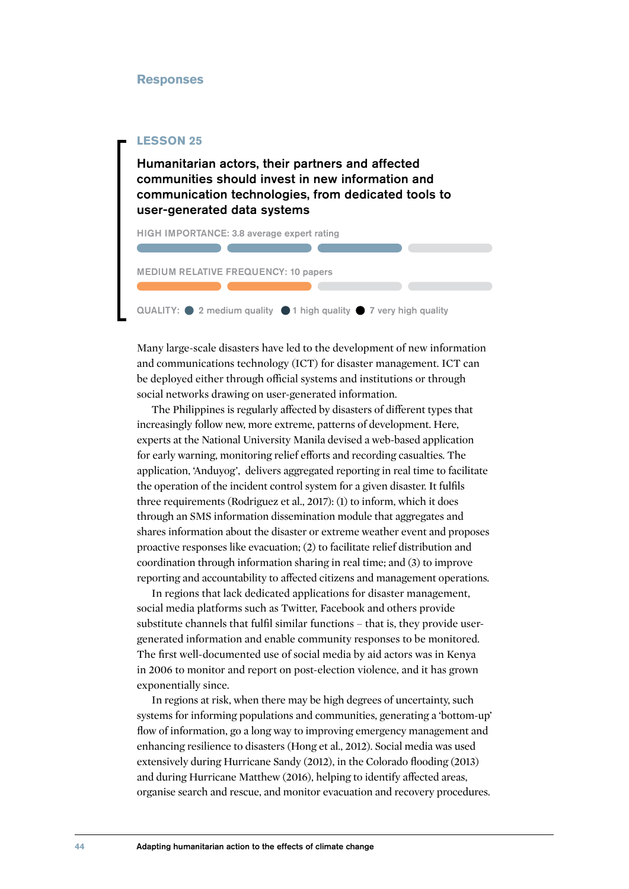Responses

## LESSON 25

### Humanitarian actors, their partners and affected communities should invest in new information and communication technologies, from dedicated tools to user-generated data systems

HIGH IMPORTANCE: 3.8 average expert rating

MEDIUM RELATIVE FREQUENCY: 10 papers

QUALITY: ● 2 medium quality ● 1 high quality ● 7 very high quality

Many large-scale disasters have led to the development of new information and communications technology (ICT) for disaster management. ICT can be deployed either through official systems and institutions or through social networks drawing on user-generated information.

The Philippines is regularly affected by disasters of different types that increasingly follow new, more extreme, patterns of development. Here, experts at the National University Manila devised a web-based application for early warning, monitoring relief efforts and recording casualties. The application, 'Anduyog', delivers aggregated reporting in real time to facilitate the operation of the incident control system for a given disaster. It fulfils three requirements (Rodriguez et al., 2017): (1) to inform, which it does through an SMS information dissemination module that aggregates and shares information about the disaster or extreme weather event and proposes proactive responses like evacuation; (2) to facilitate relief distribution and coordination through information sharing in real time; and (3) to improve reporting and accountability to affected citizens and management operations.

In regions that lack dedicated applications for disaster management, social media platforms such as Twitter, Facebook and others provide substitute channels that fulfil similar functions – that is, they provide user-generated information and enable community responses to be monitored. The first well-documented use of social media by aid actors was in Kenya in 2006 to monitor and report on post-election violence, and it has grown exponentially since.

In regions at risk, when there may be high degrees of uncertainty, such systems for informing populations and communities, generating a 'bottom-up' flow of information, go a long way to improving emergency management and enhancing resilience to disasters (Hong et al., 2012). Social media was used extensively during Hurricane Sandy (2012), in the Colorado flooding (2013) and during Hurricane Matthew (2016), helping to identify affected areas, organise search and rescue, and monitor evacuation and recovery procedures.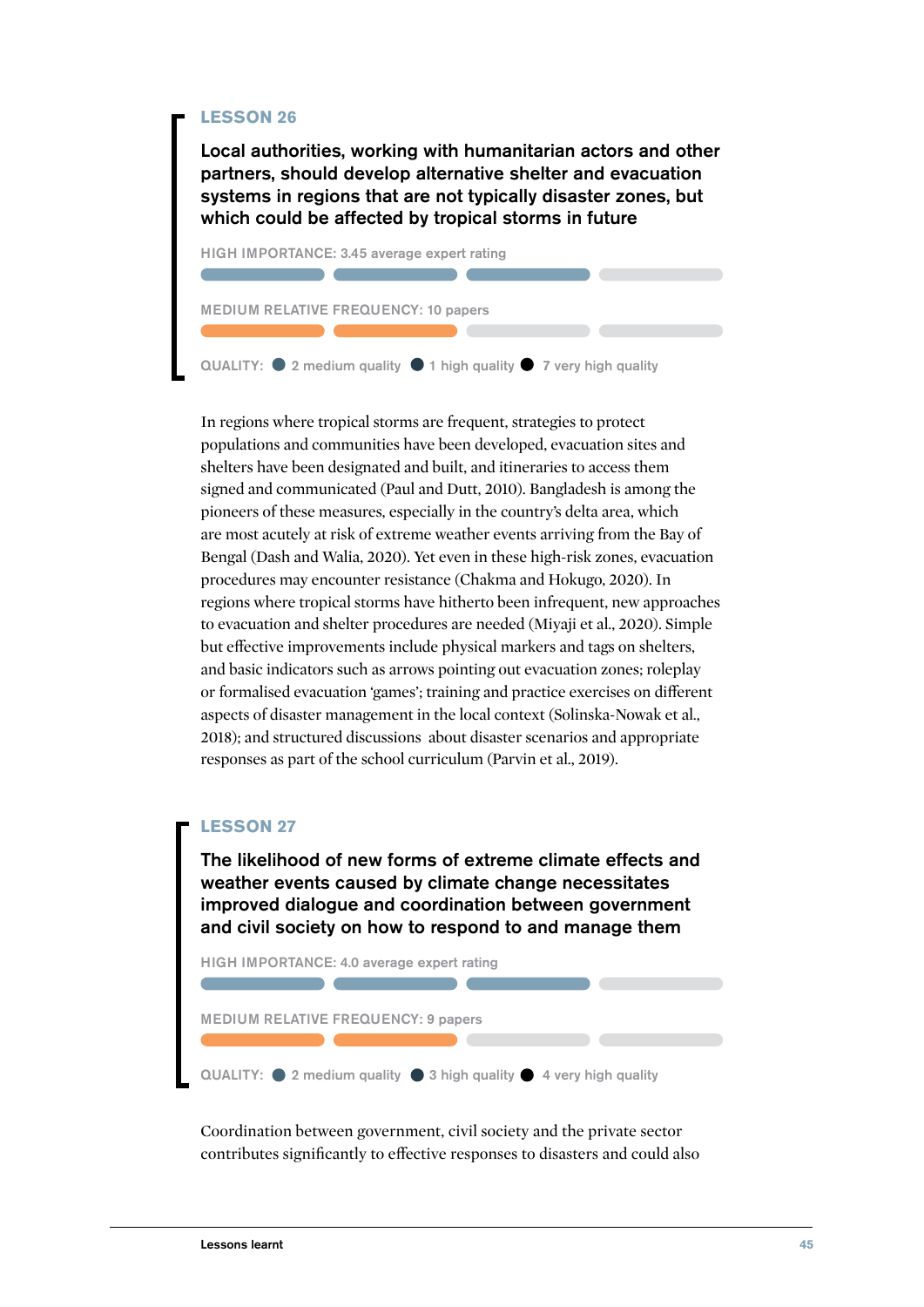## LESSON 26

### Local authorities, working with humanitarian actors and other partners, should develop alternative shelter and evacuation systems in regions that are not typically disaster zones, but which could be affected by tropical storms in future

HIGH IMPORTANCE: 3.45 average expert rating

MEDIUM RELATIVE FREQUENCY: 10 papers

QUALITY: 2 medium quality, 1 high quality, 7 very high quality

In regions where tropical storms are frequent, strategies to protect populations and communities have been developed, evacuation sites and shelters have been designated and built, and itineraries to access them signed and communicated (Paul and Dutt, 2010). Bangladesh is among the pioneers of these measures, especially in the country's delta area, which are most acutely at risk of extreme weather events arriving from the Bay of Bengal (Dash and Walia, 2020). Yet even in these high-risk zones, evacuation procedures may encounter resistance (Chakma and Hokugo, 2020). In regions where tropical storms have hitherto been infrequent, new approaches to evacuation and shelter procedures are needed (Miyaji et al., 2020). Simple but effective improvements include physical markers and tags on shelters, and basic indicators such as arrows pointing out evacuation zones; roleplay or formalised evacuation 'games'; training and practice exercises on different aspects of disaster management in the local context (Solinska-Nowak et al., 2018); and structured discussions about disaster scenarios and appropriate responses as part of the school curriculum (Parvin et al., 2019).

## LESSON 27

### The likelihood of new forms of extreme climate effects and weather events caused by climate change necessitates improved dialogue and coordination between government and civil society on how to respond to and manage them

HIGH IMPORTANCE: 4.0 average expert rating

MEDIUM RELATIVE FREQUENCY: 9 papers

QUALITY: 2 medium quality, 3 high quality, 4 very high quality

Coordination between government, civil society and the private sector contributes significantly to effective responses to disasters and could also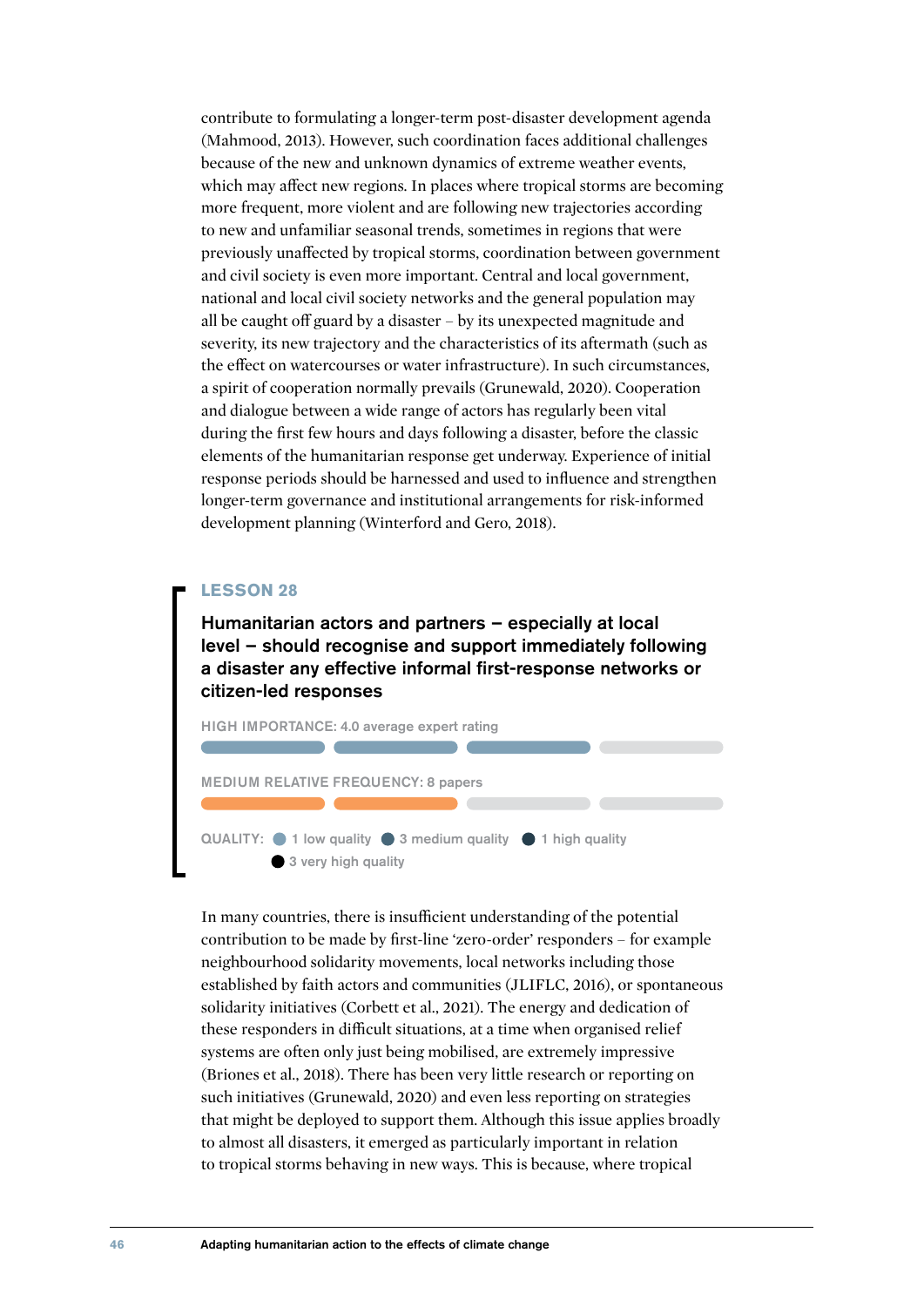contribute to formulating a longer-term post-disaster development agenda (Mahmood, 2013). However, such coordination faces additional challenges because of the new and unknown dynamics of extreme weather events, which may affect new regions. In places where tropical storms are becoming more frequent, more violent and are following new trajectories according to new and unfamiliar seasonal trends, sometimes in regions that were previously unaffected by tropical storms, coordination between government and civil society is even more important. Central and local government, national and local civil society networks and the general population may all be caught off guard by a disaster – by its unexpected magnitude and severity, its new trajectory and the characteristics of its aftermath (such as the effect on watercourses or water infrastructure). In such circumstances, a spirit of cooperation normally prevails (Grunewald, 2020). Cooperation and dialogue between a wide range of actors has regularly been vital during the first few hours and days following a disaster, before the classic elements of the humanitarian response get underway. Experience of initial response periods should be harnessed and used to influence and strengthen longer-term governance and institutional arrangements for risk-informed development planning (Winterford and Gero, 2018).

## LESSON 28

### Humanitarian actors and partners – especially at local level – should recognise and support immediately following a disaster any effective informal first-response networks or citizen-led responses

HIGH IMPORTANCE: 4.0 average expert rating

MEDIUM RELATIVE FREQUENCY: 8 papers

QUALITY: 1 low quality 3 medium quality 1 high quality 3 very high quality

In many countries, there is insufficient understanding of the potential contribution to be made by first-line 'zero-order' responders – for example neighbourhood solidarity movements, local networks including those established by faith actors and communities (JLIFLC, 2016), or spontaneous solidarity initiatives (Corbett et al., 2021). The energy and dedication of these responders in difficult situations, at a time when organised relief systems are often only just being mobilised, are extremely impressive (Briones et al., 2018). There has been very little research or reporting on such initiatives (Grunewald, 2020) and even less reporting on strategies that might be deployed to support them. Although this issue applies broadly to almost all disasters, it emerged as particularly important in relation to tropical storms behaving in new ways. This is because, where tropical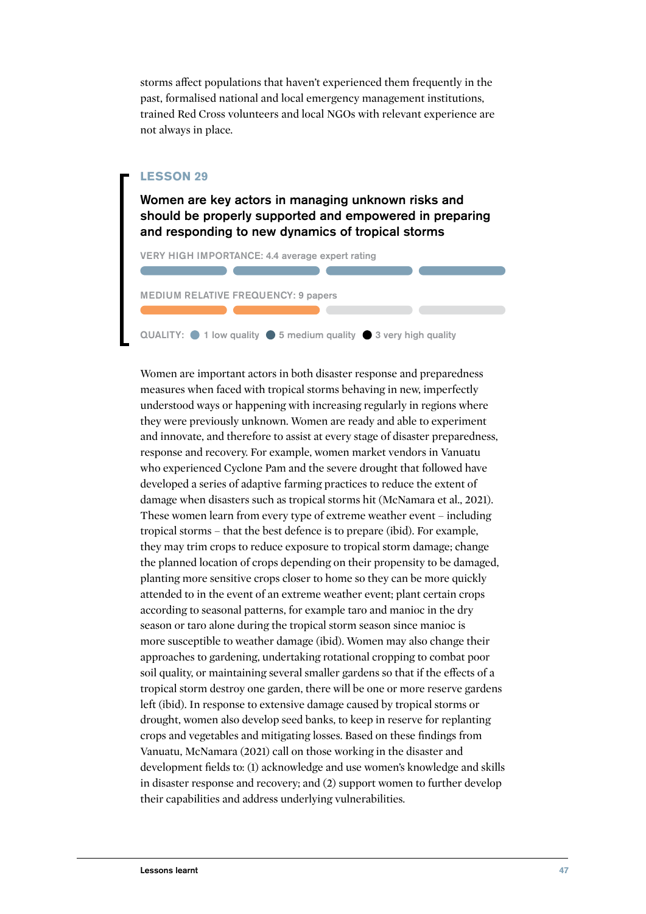storms affect populations that haven't experienced them frequently in the past, formalised national and local emergency management institutions, trained Red Cross volunteers and local NGOs with relevant experience are not always in place.

## LESSON 29

### Women are key actors in managing unknown risks and should be properly supported and empowered in preparing and responding to new dynamics of tropical storms

VERY HIGH IMPORTANCE: 4.4 average expert rating

MEDIUM RELATIVE FREQUENCY: 9 papers

QUALITY: 1 low quality · 5 medium quality · 3 very high quality

Women are important actors in both disaster response and preparedness measures when faced with tropical storms behaving in new, imperfectly understood ways or happening with increasing regularly in regions where they were previously unknown. Women are ready and able to experiment and innovate, and therefore to assist at every stage of disaster preparedness, response and recovery. For example, women market vendors in Vanuatu who experienced Cyclone Pam and the severe drought that followed have developed a series of adaptive farming practices to reduce the extent of damage when disasters such as tropical storms hit (McNamara et al., 2021). These women learn from every type of extreme weather event – including tropical storms – that the best defence is to prepare (ibid). For example, they may trim crops to reduce exposure to tropical storm damage; change the planned location of crops depending on their propensity to be damaged, planting more sensitive crops closer to home so they can be more quickly attended to in the event of an extreme weather event; plant certain crops according to seasonal patterns, for example taro and manioc in the dry season or taro alone during the tropical storm season since manioc is more susceptible to weather damage (ibid). Women may also change their approaches to gardening, undertaking rotational cropping to combat poor soil quality, or maintaining several smaller gardens so that if the effects of a tropical storm destroy one garden, there will be one or more reserve gardens left (ibid). In response to extensive damage caused by tropical storms or drought, women also develop seed banks, to keep in reserve for replanting crops and vegetables and mitigating losses. Based on these findings from Vanuatu, McNamara (2021) call on those working in the disaster and development fields to: (1) acknowledge and use women's knowledge and skills in disaster response and recovery; and (2) support women to further develop their capabilities and address underlying vulnerabilities.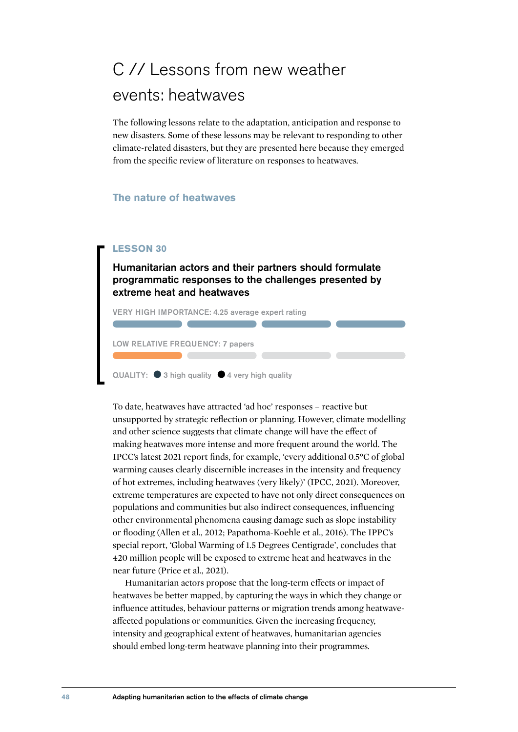# C // Lessons from new weather events: heatwaves

The following lessons relate to the adaptation, anticipation and response to new disasters. Some of these lessons may be relevant to responding to other climate-related disasters, but they are presented here because they emerged from the specific review of literature on responses to heatwaves.

## The nature of heatwaves

### LESSON 30

**Humanitarian actors and their partners should formulate programmatic responses to the challenges presented by extreme heat and heatwaves**

VERY HIGH IMPORTANCE: 4.25 average expert rating

LOW RELATIVE FREQUENCY: 7 papers

QUALITY: 3 high quality, 4 very high quality

To date, heatwaves have attracted 'ad hoc' responses – reactive but unsupported by strategic reflection or planning. However, climate modelling and other science suggests that climate change will have the effect of making heatwaves more intense and more frequent around the world. The IPCC's latest 2021 report finds, for example, 'every additional 0.5°C of global warming causes clearly discernible increases in the intensity and frequency of hot extremes, including heatwaves (very likely)' (IPCC, 2021). Moreover, extreme temperatures are expected to have not only direct consequences on populations and communities but also indirect consequences, influencing other environmental phenomena causing damage such as slope instability or flooding (Allen et al., 2012; Papathoma-Koehle et al., 2016). The IPPC's special report, 'Global Warming of 1.5 Degrees Centigrade', concludes that 420 million people will be exposed to extreme heat and heatwaves in the near future (Price et al., 2021).

Humanitarian actors propose that the long-term effects or impact of heatwaves be better mapped, by capturing the ways in which they change or influence attitudes, behaviour patterns or migration trends among heatwave-affected populations or communities. Given the increasing frequency, intensity and geographical extent of heatwaves, humanitarian agencies should embed long-term heatwave planning into their programmes.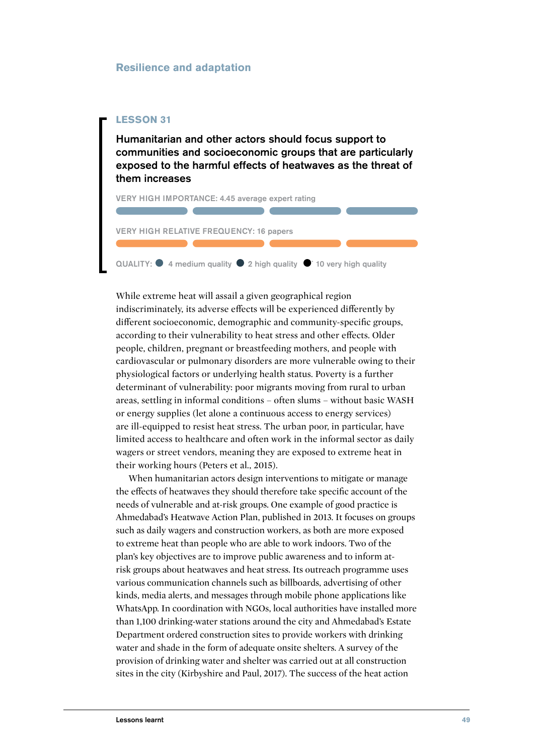Resilience and adaptation

## LESSON 31

### Humanitarian and other actors should focus support to communities and socioeconomic groups that are particularly exposed to the harmful effects of heatwaves as the threat of them increases

VERY HIGH IMPORTANCE: 4.45 average expert rating

VERY HIGH RELATIVE FREQUENCY: 16 papers

QUALITY: 4 medium quality, 2 high quality, 10 very high quality

While extreme heat will assail a given geographical region indiscriminately, its adverse effects will be experienced differently by different socioeconomic, demographic and community-specific groups, according to their vulnerability to heat stress and other effects. Older people, children, pregnant or breastfeeding mothers, and people with cardiovascular or pulmonary disorders are more vulnerable owing to their physiological factors or underlying health status. Poverty is a further determinant of vulnerability: poor migrants moving from rural to urban areas, settling in informal conditions – often slums – without basic WASH or energy supplies (let alone a continuous access to energy services) are ill-equipped to resist heat stress. The urban poor, in particular, have limited access to healthcare and often work in the informal sector as daily wagers or street vendors, meaning they are exposed to extreme heat in their working hours (Peters et al., 2015).

When humanitarian actors design interventions to mitigate or manage the effects of heatwaves they should therefore take specific account of the needs of vulnerable and at-risk groups. One example of good practice is Ahmedabad's Heatwave Action Plan, published in 2013. It focuses on groups such as daily wagers and construction workers, as both are more exposed to extreme heat than people who are able to work indoors. Two of the plan's key objectives are to improve public awareness and to inform at-risk groups about heatwaves and heat stress. Its outreach programme uses various communication channels such as billboards, advertising of other kinds, media alerts, and messages through mobile phone applications like WhatsApp. In coordination with NGOs, local authorities have installed more than 1,100 drinking-water stations around the city and Ahmedabad's Estate Department ordered construction sites to provide workers with drinking water and shade in the form of adequate onsite shelters. A survey of the provision of drinking water and shelter was carried out at all construction sites in the city (Kirbyshire and Paul, 2017). The success of the heat action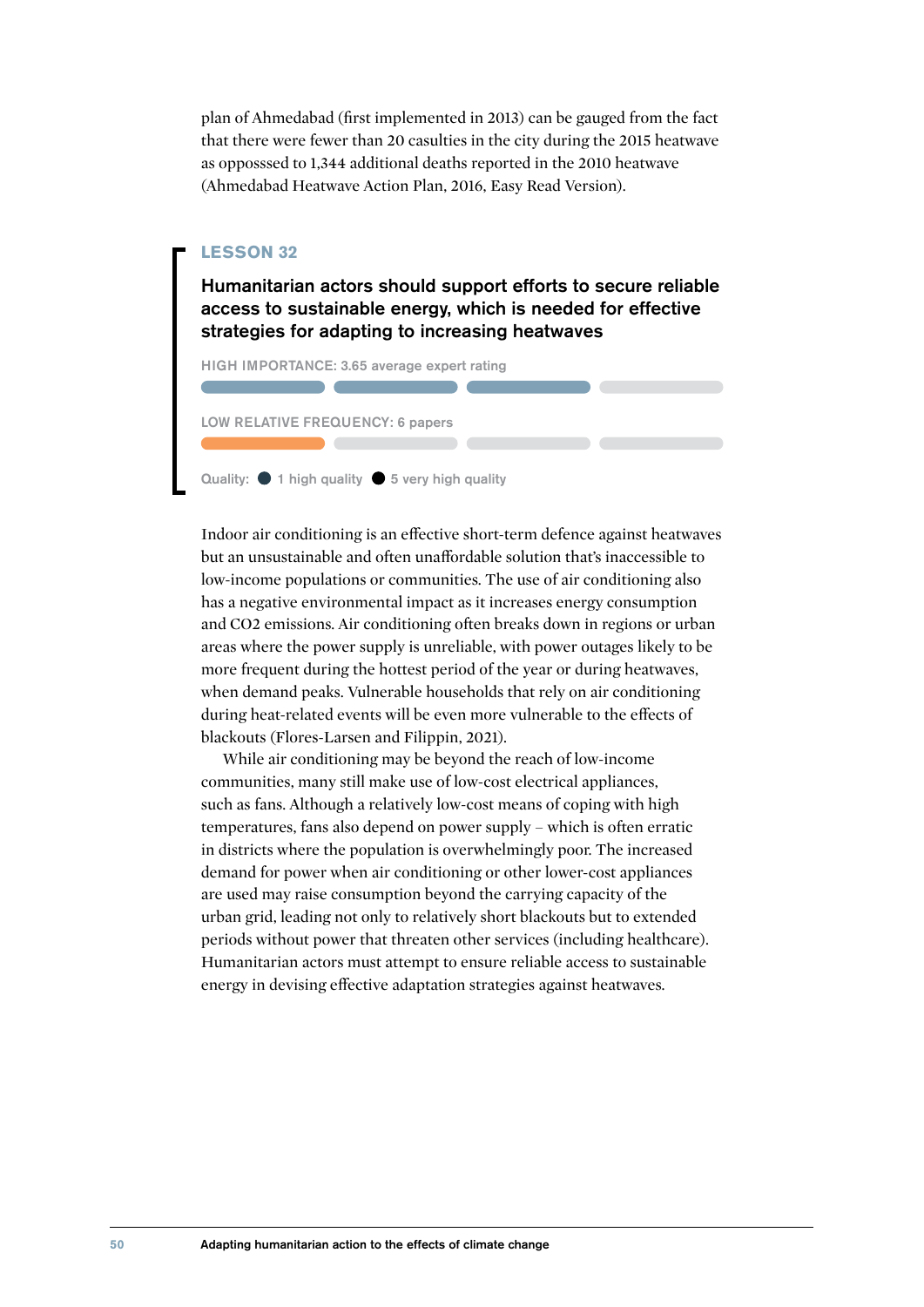plan of Ahmedabad (first implemented in 2013) can be gauged from the fact that there were fewer than 20 casulties in the city during the 2015 heatwave as opposssed to 1,344 additional deaths reported in the 2010 heatwave (Ahmedabad Heatwave Action Plan, 2016, Easy Read Version).

## LESSON 32

### Humanitarian actors should support efforts to secure reliable access to sustainable energy, which is needed for effective strategies for adapting to increasing heatwaves

HIGH IMPORTANCE: 3.65 average expert rating

LOW RELATIVE FREQUENCY: 6 papers

Quality: 1 high quality 5 very high quality

Indoor air conditioning is an effective short-term defence against heatwaves but an unsustainable and often unaffordable solution that's inaccessible to low-income populations or communities. The use of air conditioning also has a negative environmental impact as it increases energy consumption and CO2 emissions. Air conditioning often breaks down in regions or urban areas where the power supply is unreliable, with power outages likely to be more frequent during the hottest period of the year or during heatwaves, when demand peaks. Vulnerable households that rely on air conditioning during heat-related events will be even more vulnerable to the effects of blackouts (Flores-Larsen and Filippin, 2021).

While air conditioning may be beyond the reach of low-income communities, many still make use of low-cost electrical appliances, such as fans. Although a relatively low-cost means of coping with high temperatures, fans also depend on power supply – which is often erratic in districts where the population is overwhelmingly poor. The increased demand for power when air conditioning or other lower-cost appliances are used may raise consumption beyond the carrying capacity of the urban grid, leading not only to relatively short blackouts but to extended periods without power that threaten other services (including healthcare). Humanitarian actors must attempt to ensure reliable access to sustainable energy in devising effective adaptation strategies against heatwaves.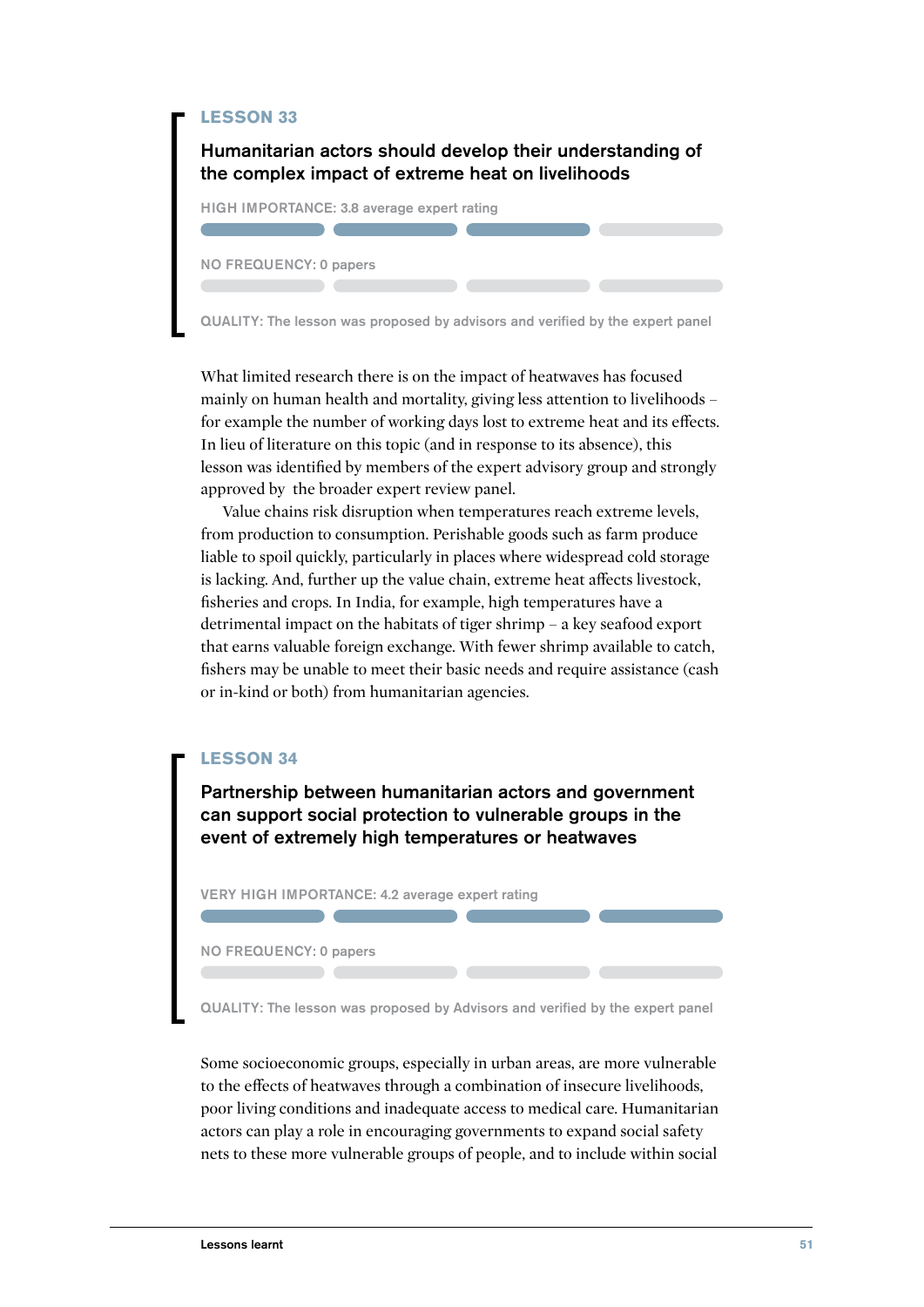## LESSON 33

### Humanitarian actors should develop their understanding of the complex impact of extreme heat on livelihoods

HIGH IMPORTANCE: 3.8 average expert rating

NO FREQUENCY: 0 papers

QUALITY: The lesson was proposed by advisors and verified by the expert panel

What limited research there is on the impact of heatwaves has focused mainly on human health and mortality, giving less attention to livelihoods – for example the number of working days lost to extreme heat and its effects. In lieu of literature on this topic (and in response to its absence), this lesson was identified by members of the expert advisory group and strongly approved by the broader expert review panel.

Value chains risk disruption when temperatures reach extreme levels, from production to consumption. Perishable goods such as farm produce liable to spoil quickly, particularly in places where widespread cold storage is lacking. And, further up the value chain, extreme heat affects livestock, fisheries and crops. In India, for example, high temperatures have a detrimental impact on the habitats of tiger shrimp – a key seafood export that earns valuable foreign exchange. With fewer shrimp available to catch, fishers may be unable to meet their basic needs and require assistance (cash or in-kind or both) from humanitarian agencies.

## LESSON 34

### Partnership between humanitarian actors and government can support social protection to vulnerable groups in the event of extremely high temperatures or heatwaves

VERY HIGH IMPORTANCE: 4.2 average expert rating

NO FREQUENCY: 0 papers

QUALITY: The lesson was proposed by Advisors and verified by the expert panel

Some socioeconomic groups, especially in urban areas, are more vulnerable to the effects of heatwaves through a combination of insecure livelihoods, poor living conditions and inadequate access to medical care. Humanitarian actors can play a role in encouraging governments to expand social safety nets to these more vulnerable groups of people, and to include within social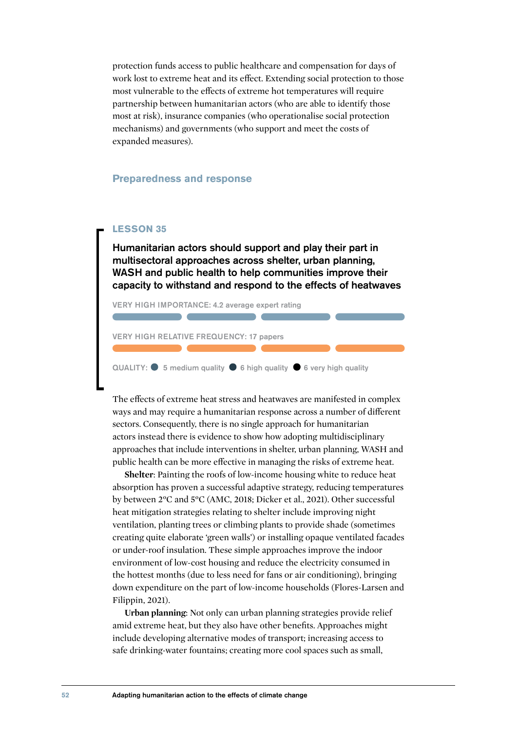protection funds access to public healthcare and compensation for days of work lost to extreme heat and its effect. Extending social protection to those most vulnerable to the effects of extreme hot temperatures will require partnership between humanitarian actors (who are able to identify those most at risk), insurance companies (who operationalise social protection mechanisms) and governments (who support and meet the costs of expanded measures).

## Preparedness and response

### LESSON 35

**Humanitarian actors should support and play their part in multisectoral approaches across shelter, urban planning, WASH and public health to help communities improve their capacity to withstand and respond to the effects of heatwaves**

VERY HIGH IMPORTANCE: 4.2 average expert rating

VERY HIGH RELATIVE FREQUENCY: 17 papers

QUALITY: 5 medium quality, 6 high quality, 6 very high quality

The effects of extreme heat stress and heatwaves are manifested in complex ways and may require a humanitarian response across a number of different sectors. Consequently, there is no single approach for humanitarian actors instead there is evidence to show how adopting multidisciplinary approaches that include interventions in shelter, urban planning, WASH and public health can be more effective in managing the risks of extreme heat.

**Shelter**: Painting the roofs of low-income housing white to reduce heat absorption has proven a successful adaptive strategy, reducing temperatures by between 2°C and 5°C (AMC, 2018; Dicker et al., 2021). Other successful heat mitigation strategies relating to shelter include improving night ventilation, planting trees or climbing plants to provide shade (sometimes creating quite elaborate 'green walls') or installing opaque ventilated facades or under-roof insulation. These simple approaches improve the indoor environment of low-cost housing and reduce the electricity consumed in the hottest months (due to less need for fans or air conditioning), bringing down expenditure on the part of low-income households (Flores-Larsen and Filippin, 2021).

**Urban planning**: Not only can urban planning strategies provide relief amid extreme heat, but they also have other benefits. Approaches might include developing alternative modes of transport; increasing access to safe drinking-water fountains; creating more cool spaces such as small,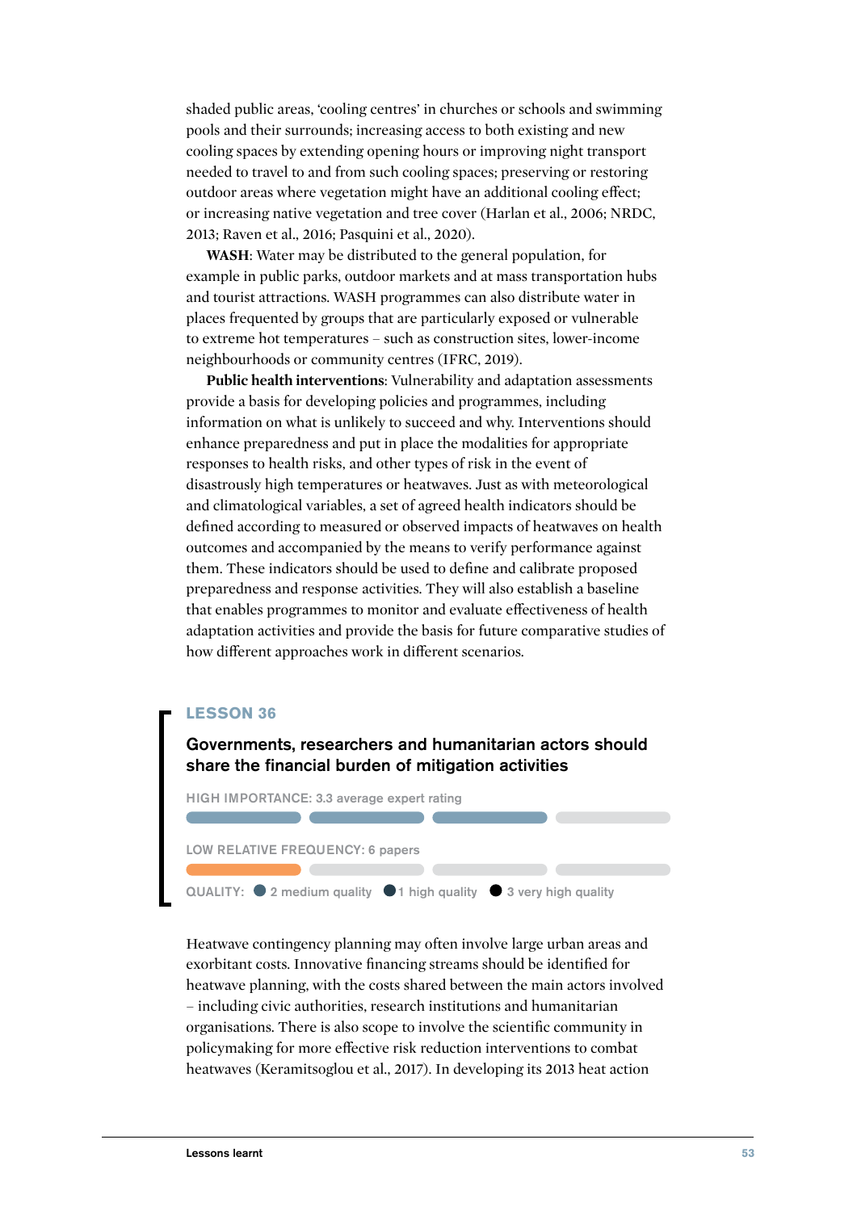shaded public areas, 'cooling centres' in churches or schools and swimming pools and their surrounds; increasing access to both existing and new cooling spaces by extending opening hours or improving night transport needed to travel to and from such cooling spaces; preserving or restoring outdoor areas where vegetation might have an additional cooling effect; or increasing native vegetation and tree cover (Harlan et al., 2006; NRDC, 2013; Raven et al., 2016; Pasquini et al., 2020).

**WASH**: Water may be distributed to the general population, for example in public parks, outdoor markets and at mass transportation hubs and tourist attractions. WASH programmes can also distribute water in places frequented by groups that are particularly exposed or vulnerable to extreme hot temperatures – such as construction sites, lower-income neighbourhoods or community centres (IFRC, 2019).

**Public health interventions**: Vulnerability and adaptation assessments provide a basis for developing policies and programmes, including information on what is unlikely to succeed and why. Interventions should enhance preparedness and put in place the modalities for appropriate responses to health risks, and other types of risk in the event of disastrously high temperatures or heatwaves. Just as with meteorological and climatological variables, a set of agreed health indicators should be defined according to measured or observed impacts of heatwaves on health outcomes and accompanied by the means to verify performance against them. These indicators should be used to define and calibrate proposed preparedness and response activities. They will also establish a baseline that enables programmes to monitor and evaluate effectiveness of health adaptation activities and provide the basis for future comparative studies of how different approaches work in different scenarios.

## LESSON 36

### Governments, researchers and humanitarian actors should share the financial burden of mitigation activities

HIGH IMPORTANCE: 3.3 average expert rating

LOW RELATIVE FREQUENCY: 6 papers

QUALITY: 2 medium quality, 1 high quality, 3 very high quality

Heatwave contingency planning may often involve large urban areas and exorbitant costs. Innovative financing streams should be identified for heatwave planning, with the costs shared between the main actors involved – including civic authorities, research institutions and humanitarian organisations. There is also scope to involve the scientific community in policymaking for more effective risk reduction interventions to combat heatwaves (Keramitsoglou et al., 2017). In developing its 2013 heat action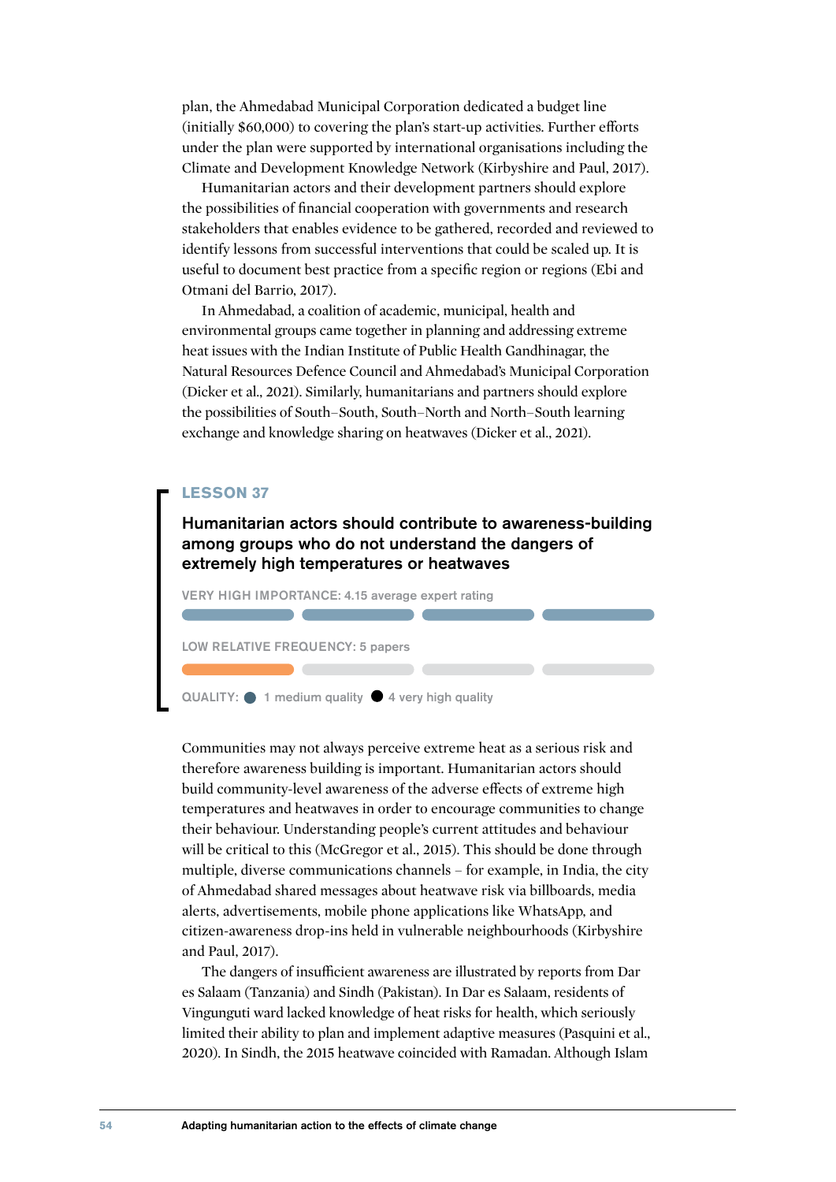plan, the Ahmedabad Municipal Corporation dedicated a budget line (initially $60,000) to covering the plan's start-up activities. Further efforts under the plan were supported by international organisations including the Climate and Development Knowledge Network (Kirbyshire and Paul, 2017).

Humanitarian actors and their development partners should explore the possibilities of financial cooperation with governments and research stakeholders that enables evidence to be gathered, recorded and reviewed to identify lessons from successful interventions that could be scaled up. It is useful to document best practice from a specific region or regions (Ebi and Otmani del Barrio, 2017).

In Ahmedabad, a coalition of academic, municipal, health and environmental groups came together in planning and addressing extreme heat issues with the Indian Institute of Public Health Gandhinagar, the Natural Resources Defence Council and Ahmedabad's Municipal Corporation (Dicker et al., 2021). Similarly, humanitarians and partners should explore the possibilities of South–South, South–North and North–South learning exchange and knowledge sharing on heatwaves (Dicker et al., 2021).

## LESSON 37

### Humanitarian actors should contribute to awareness-building among groups who do not understand the dangers of extremely high temperatures or heatwaves

VERY HIGH IMPORTANCE: 4.15 average expert rating

LOW RELATIVE FREQUENCY: 5 papers

QUALITY: 1 medium quality, 4 very high quality

Communities may not always perceive extreme heat as a serious risk and therefore awareness building is important. Humanitarian actors should build community-level awareness of the adverse effects of extreme high temperatures and heatwaves in order to encourage communities to change their behaviour. Understanding people's current attitudes and behaviour will be critical to this (McGregor et al., 2015). This should be done through multiple, diverse communications channels – for example, in India, the city of Ahmedabad shared messages about heatwave risk via billboards, media alerts, advertisements, mobile phone applications like WhatsApp, and citizen-awareness drop-ins held in vulnerable neighbourhoods (Kirbyshire and Paul, 2017).

The dangers of insufficient awareness are illustrated by reports from Dar es Salaam (Tanzania) and Sindh (Pakistan). In Dar es Salaam, residents of Vingunguti ward lacked knowledge of heat risks for health, which seriously limited their ability to plan and implement adaptive measures (Pasquini et al., 2020). In Sindh, the 2015 heatwave coincided with Ramadan. Although Islam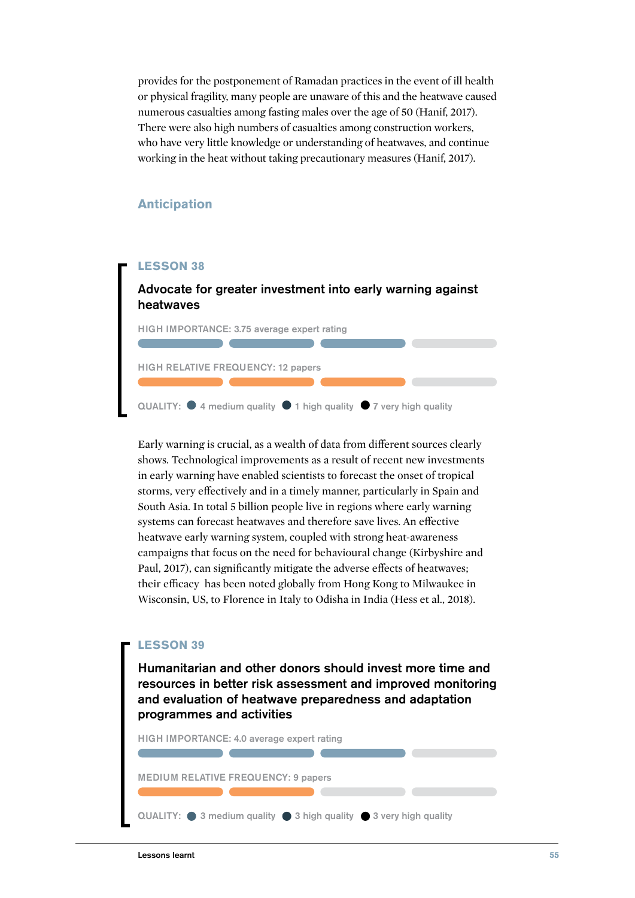provides for the postponement of Ramadan practices in the event of ill health or physical fragility, many people are unaware of this and the heatwave caused numerous casualties among fasting males over the age of 50 (Hanif, 2017). There were also high numbers of casualties among construction workers, who have very little knowledge or understanding of heatwaves, and continue working in the heat without taking precautionary measures (Hanif, 2017).

## Anticipation

### LESSON 38

**Advocate for greater investment into early warning against heatwaves**

HIGH IMPORTANCE: 3.75 average expert rating

HIGH RELATIVE FREQUENCY: 12 papers

QUALITY: 4 medium quality, 1 high quality, 7 very high quality

Early warning is crucial, as a wealth of data from different sources clearly shows. Technological improvements as a result of recent new investments in early warning have enabled scientists to forecast the onset of tropical storms, very effectively and in a timely manner, particularly in Spain and South Asia. In total 5 billion people live in regions where early warning systems can forecast heatwaves and therefore save lives. An effective heatwave early warning system, coupled with strong heat-awareness campaigns that focus on the need for behavioural change (Kirbyshire and Paul, 2017), can significantly mitigate the adverse effects of heatwaves; their efficacy has been noted globally from Hong Kong to Milwaukee in Wisconsin, US, to Florence in Italy to Odisha in India (Hess et al., 2018).

### LESSON 39

**Humanitarian and other donors should invest more time and resources in better risk assessment and improved monitoring and evaluation of heatwave preparedness and adaptation programmes and activities**

HIGH IMPORTANCE: 4.0 average expert rating

MEDIUM RELATIVE FREQUENCY: 9 papers

QUALITY: 3 medium quality, 3 high quality, 3 very high quality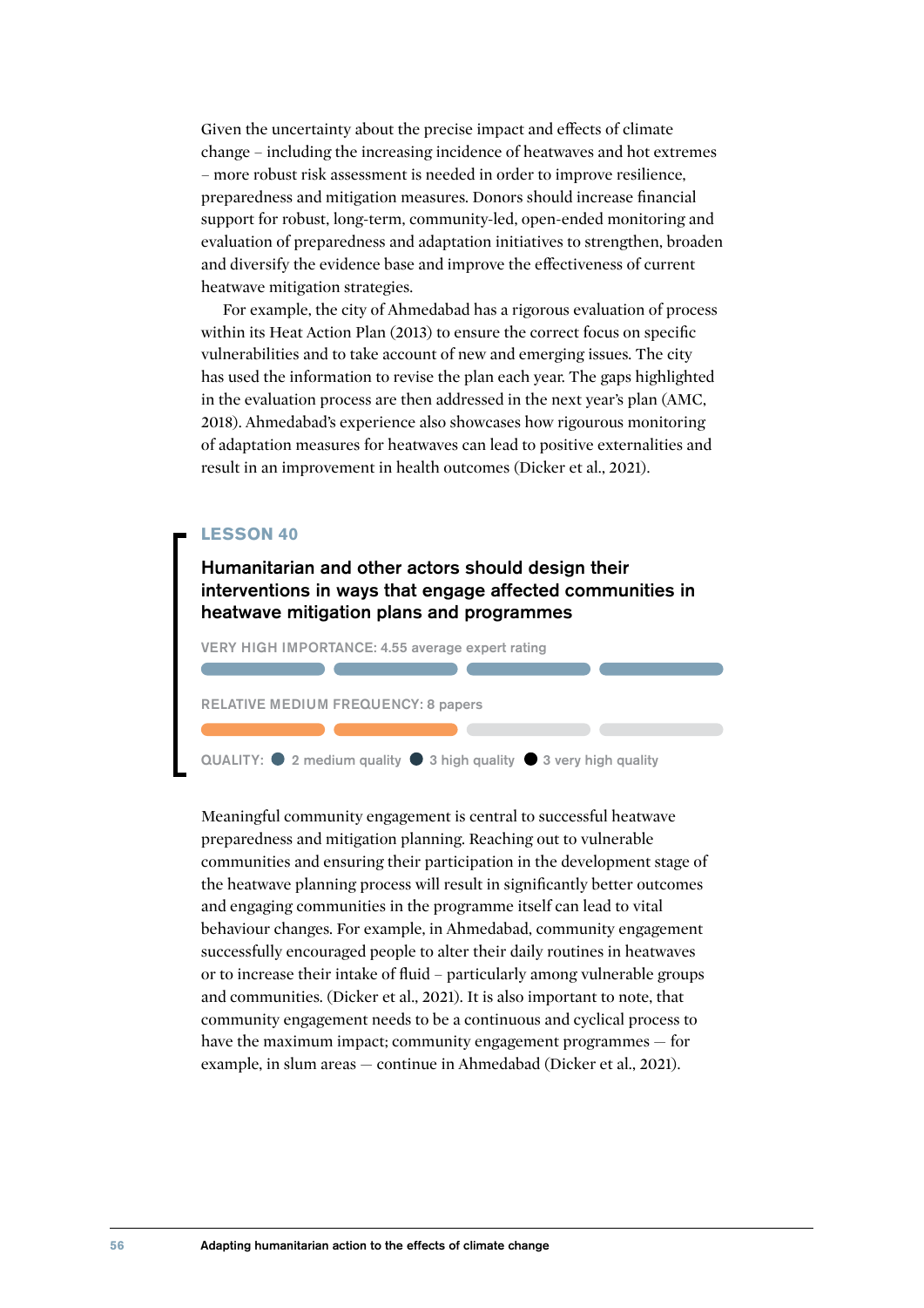Given the uncertainty about the precise impact and effects of climate change – including the increasing incidence of heatwaves and hot extremes – more robust risk assessment is needed in order to improve resilience, preparedness and mitigation measures. Donors should increase financial support for robust, long-term, community-led, open-ended monitoring and evaluation of preparedness and adaptation initiatives to strengthen, broaden and diversify the evidence base and improve the effectiveness of current heatwave mitigation strategies.

For example, the city of Ahmedabad has a rigorous evaluation of process within its Heat Action Plan (2013) to ensure the correct focus on specific vulnerabilities and to take account of new and emerging issues. The city has used the information to revise the plan each year. The gaps highlighted in the evaluation process are then addressed in the next year's plan (AMC, 2018). Ahmedabad's experience also showcases how rigourous monitoring of adaptation measures for heatwaves can lead to positive externalities and result in an improvement in health outcomes (Dicker et al., 2021).

## LESSON 40

### Humanitarian and other actors should design their interventions in ways that engage affected communities in heatwave mitigation plans and programmes

VERY HIGH IMPORTANCE: 4.55 average expert rating

RELATIVE MEDIUM FREQUENCY: 8 papers

QUALITY: 2 medium quality, 3 high quality, 3 very high quality

Meaningful community engagement is central to successful heatwave preparedness and mitigation planning. Reaching out to vulnerable communities and ensuring their participation in the development stage of the heatwave planning process will result in significantly better outcomes and engaging communities in the programme itself can lead to vital behaviour changes. For example, in Ahmedabad, community engagement successfully encouraged people to alter their daily routines in heatwaves or to increase their intake of fluid – particularly among vulnerable groups and communities. (Dicker et al., 2021). It is also important to note, that community engagement needs to be a continuous and cyclical process to have the maximum impact; community engagement programmes — for example, in slum areas — continue in Ahmedabad (Dicker et al., 2021).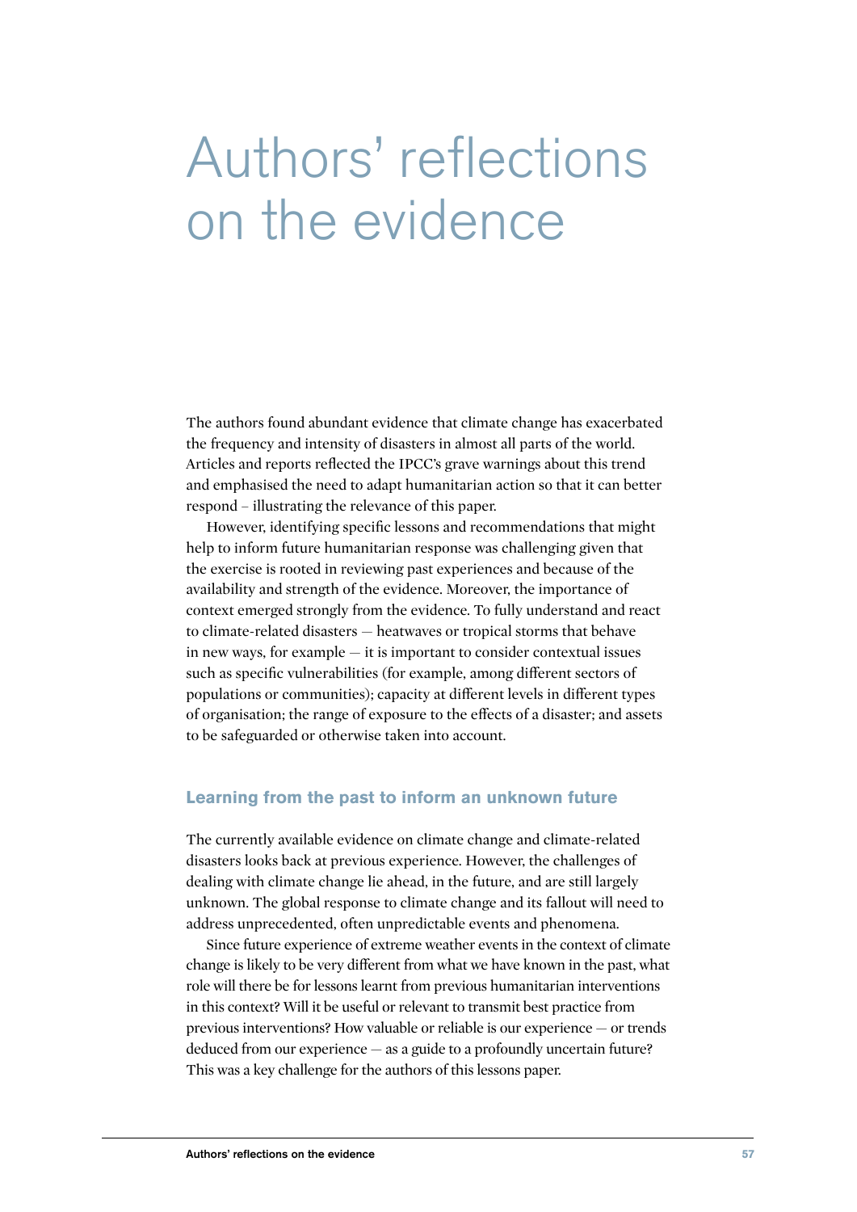# Authors' reflections on the evidence

The authors found abundant evidence that climate change has exacerbated the frequency and intensity of disasters in almost all parts of the world. Articles and reports reflected the IPCC's grave warnings about this trend and emphasised the need to adapt humanitarian action so that it can better respond – illustrating the relevance of this paper.

However, identifying specific lessons and recommendations that might help to inform future humanitarian response was challenging given that the exercise is rooted in reviewing past experiences and because of the availability and strength of the evidence. Moreover, the importance of context emerged strongly from the evidence. To fully understand and react to climate-related disasters — heatwaves or tropical storms that behave in new ways, for example — it is important to consider contextual issues such as specific vulnerabilities (for example, among different sectors of populations or communities); capacity at different levels in different types of organisation; the range of exposure to the effects of a disaster; and assets to be safeguarded or otherwise taken into account.

## Learning from the past to inform an unknown future

The currently available evidence on climate change and climate-related disasters looks back at previous experience. However, the challenges of dealing with climate change lie ahead, in the future, and are still largely unknown. The global response to climate change and its fallout will need to address unprecedented, often unpredictable events and phenomena.

Since future experience of extreme weather events in the context of climate change is likely to be very different from what we have known in the past, what role will there be for lessons learnt from previous humanitarian interventions in this context? Will it be useful or relevant to transmit best practice from previous interventions? How valuable or reliable is our experience — or trends deduced from our experience — as a guide to a profoundly uncertain future? This was a key challenge for the authors of this lessons paper.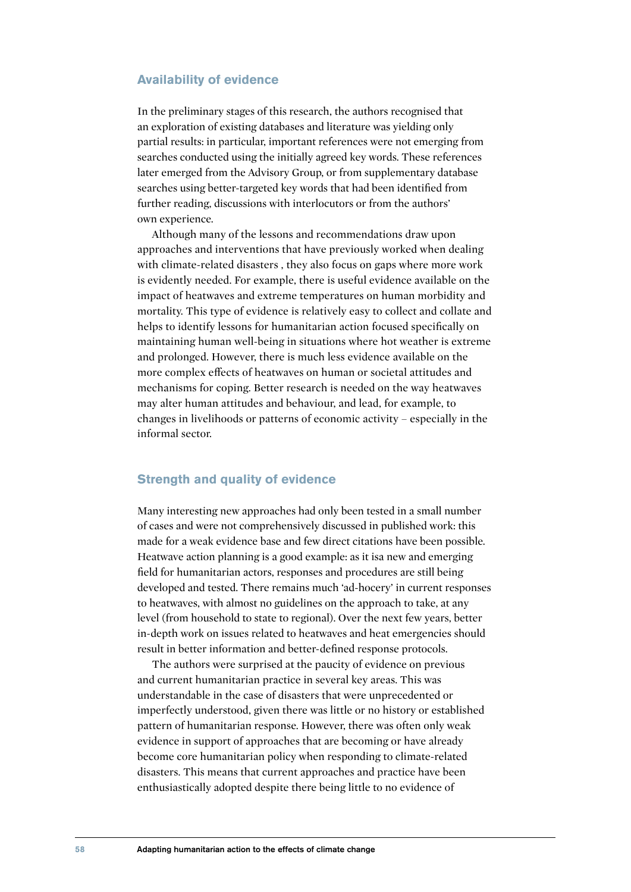## Availability of evidence

In the preliminary stages of this research, the authors recognised that an exploration of existing databases and literature was yielding only partial results: in particular, important references were not emerging from searches conducted using the initially agreed key words. These references later emerged from the Advisory Group, or from supplementary database searches using better-targeted key words that had been identified from further reading, discussions with interlocutors or from the authors' own experience.

Although many of the lessons and recommendations draw upon approaches and interventions that have previously worked when dealing with climate-related disasters , they also focus on gaps where more work is evidently needed. For example, there is useful evidence available on the impact of heatwaves and extreme temperatures on human morbidity and mortality. This type of evidence is relatively easy to collect and collate and helps to identify lessons for humanitarian action focused specifically on maintaining human well-being in situations where hot weather is extreme and prolonged. However, there is much less evidence available on the more complex effects of heatwaves on human or societal attitudes and mechanisms for coping. Better research is needed on the way heatwaves may alter human attitudes and behaviour, and lead, for example, to changes in livelihoods or patterns of economic activity – especially in the informal sector.

## Strength and quality of evidence

Many interesting new approaches had only been tested in a small number of cases and were not comprehensively discussed in published work: this made for a weak evidence base and few direct citations have been possible. Heatwave action planning is a good example: as it isa new and emerging field for humanitarian actors, responses and procedures are still being developed and tested. There remains much 'ad-hocery' in current responses to heatwaves, with almost no guidelines on the approach to take, at any level (from household to state to regional). Over the next few years, better in-depth work on issues related to heatwaves and heat emergencies should result in better information and better-defined response protocols.

The authors were surprised at the paucity of evidence on previous and current humanitarian practice in several key areas. This was understandable in the case of disasters that were unprecedented or imperfectly understood, given there was little or no history or established pattern of humanitarian response. However, there was often only weak evidence in support of approaches that are becoming or have already become core humanitarian policy when responding to climate-related disasters. This means that current approaches and practice have been enthusiastically adopted despite there being little to no evidence of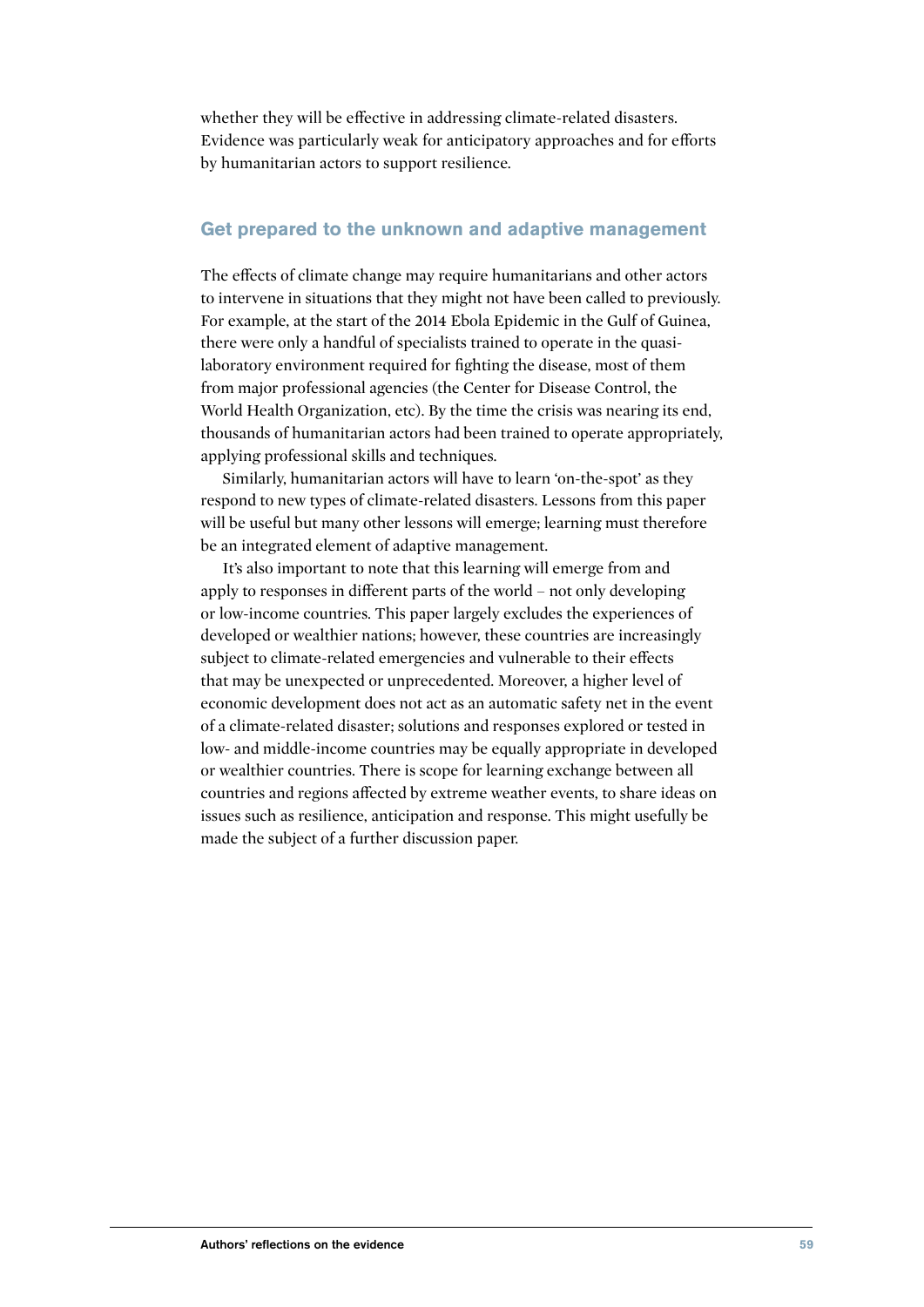whether they will be effective in addressing climate-related disasters. Evidence was particularly weak for anticipatory approaches and for efforts by humanitarian actors to support resilience.

## Get prepared to the unknown and adaptive management

The effects of climate change may require humanitarians and other actors to intervene in situations that they might not have been called to previously. For example, at the start of the 2014 Ebola Epidemic in the Gulf of Guinea, there were only a handful of specialists trained to operate in the quasi-laboratory environment required for fighting the disease, most of them from major professional agencies (the Center for Disease Control, the World Health Organization, etc). By the time the crisis was nearing its end, thousands of humanitarian actors had been trained to operate appropriately, applying professional skills and techniques.

Similarly, humanitarian actors will have to learn 'on-the-spot' as they respond to new types of climate-related disasters. Lessons from this paper will be useful but many other lessons will emerge; learning must therefore be an integrated element of adaptive management.

It's also important to note that this learning will emerge from and apply to responses in different parts of the world – not only developing or low-income countries. This paper largely excludes the experiences of developed or wealthier nations; however, these countries are increasingly subject to climate-related emergencies and vulnerable to their effects that may be unexpected or unprecedented. Moreover, a higher level of economic development does not act as an automatic safety net in the event of a climate-related disaster; solutions and responses explored or tested in low- and middle-income countries may be equally appropriate in developed or wealthier countries. There is scope for learning exchange between all countries and regions affected by extreme weather events, to share ideas on issues such as resilience, anticipation and response. This might usefully be made the subject of a further discussion paper.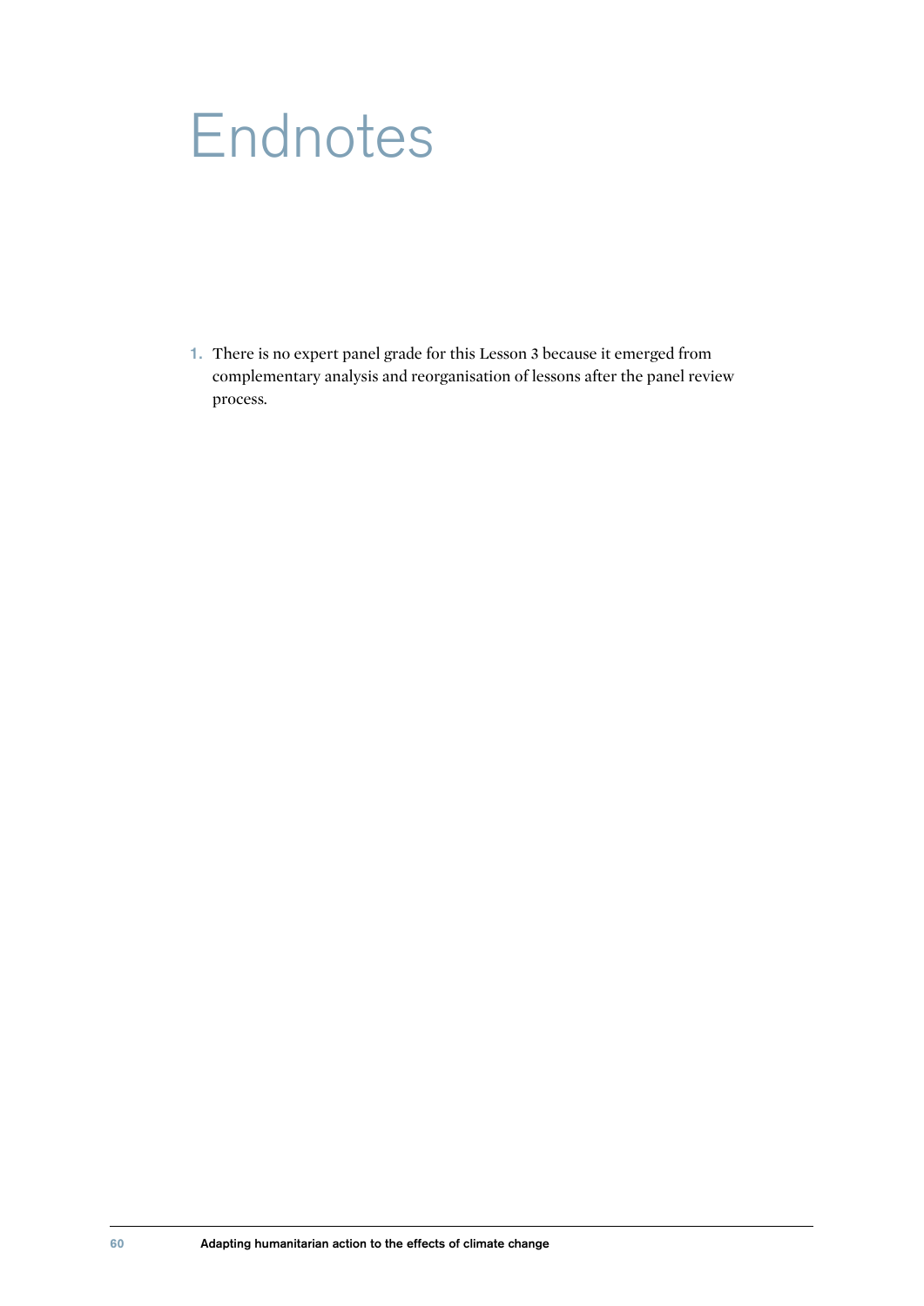# Endnotes

1. There is no expert panel grade for this Lesson 3 because it emerged from complementary analysis and reorganisation of lessons after the panel review process.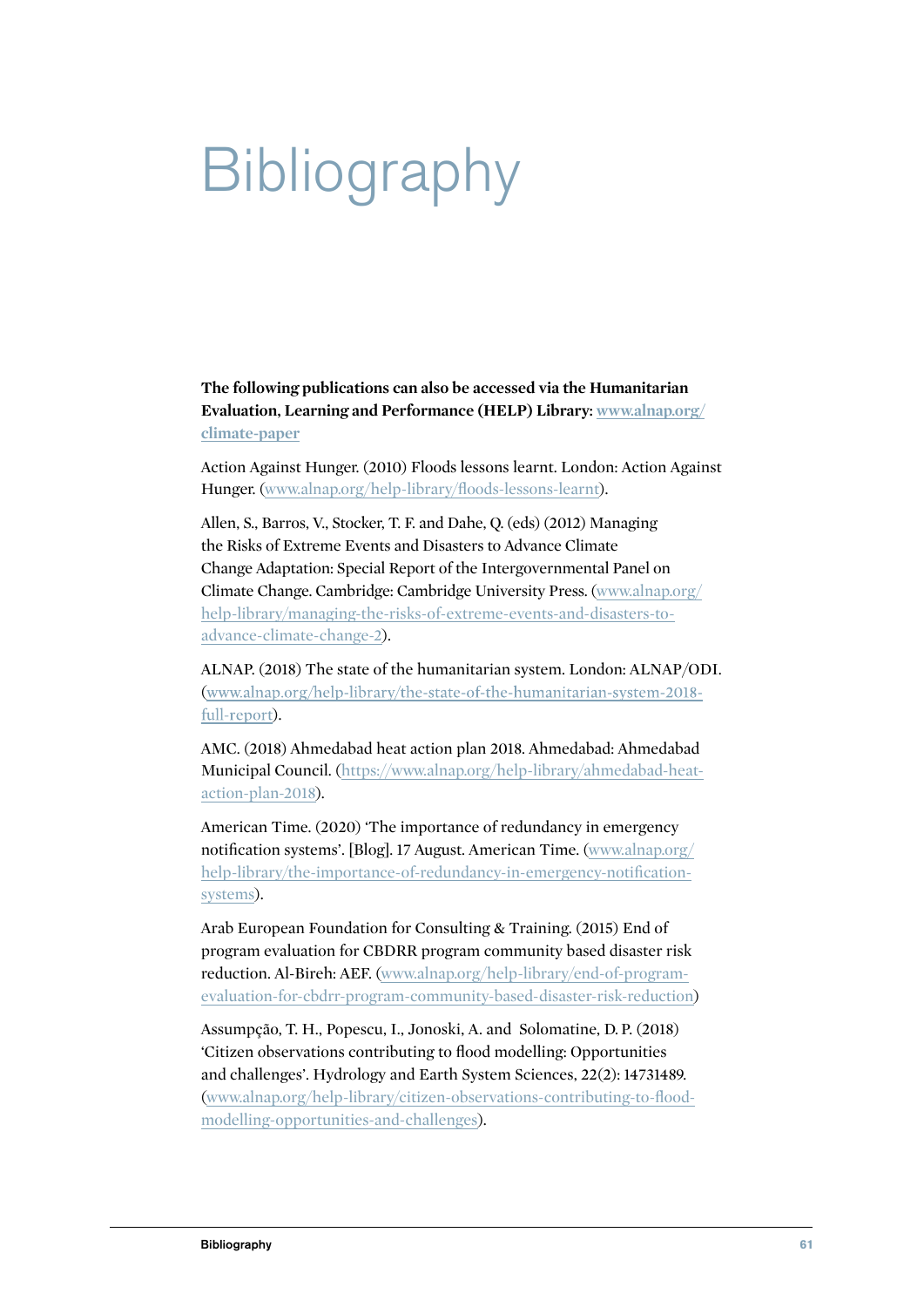# Bibliography

**The following publications can also be accessed via the Humanitarian Evaluation, Learning and Performance (HELP) Library: www.alnap.org/climate-paper**

Action Against Hunger. (2010) Floods lessons learnt. London: Action Against Hunger. (www.alnap.org/help-library/floods-lessons-learnt).

Allen, S., Barros, V., Stocker, T. F. and Dahe, Q. (eds) (2012) Managing the Risks of Extreme Events and Disasters to Advance Climate Change Adaptation: Special Report of the Intergovernmental Panel on Climate Change. Cambridge: Cambridge University Press. (www.alnap.org/help-library/managing-the-risks-of-extreme-events-and-disasters-to-advance-climate-change-2).

ALNAP. (2018) The state of the humanitarian system. London: ALNAP/ODI. (www.alnap.org/help-library/the-state-of-the-humanitarian-system-2018-full-report).

AMC. (2018) Ahmedabad heat action plan 2018. Ahmedabad: Ahmedabad Municipal Council. (https://www.alnap.org/help-library/ahmedabad-heat-action-plan-2018).

American Time. (2020) 'The importance of redundancy in emergency notification systems'. [Blog]. 17 August. American Time. (www.alnap.org/help-library/the-importance-of-redundancy-in-emergency-notification-systems).

Arab European Foundation for Consulting & Training. (2015) End of program evaluation for CBDRR program community based disaster risk reduction. Al-Bireh: AEF. (www.alnap.org/help-library/end-of-program-evaluation-for-cbdrr-program-community-based-disaster-risk-reduction)

Assumpção, T. H., Popescu, I., Jonoski, A. and Solomatine, D. P. (2018) 'Citizen observations contributing to flood modelling: Opportunities and challenges'. Hydrology and Earth System Sciences, 22(2): 14731489. (www.alnap.org/help-library/citizen-observations-contributing-to-flood-modelling-opportunities-and-challenges).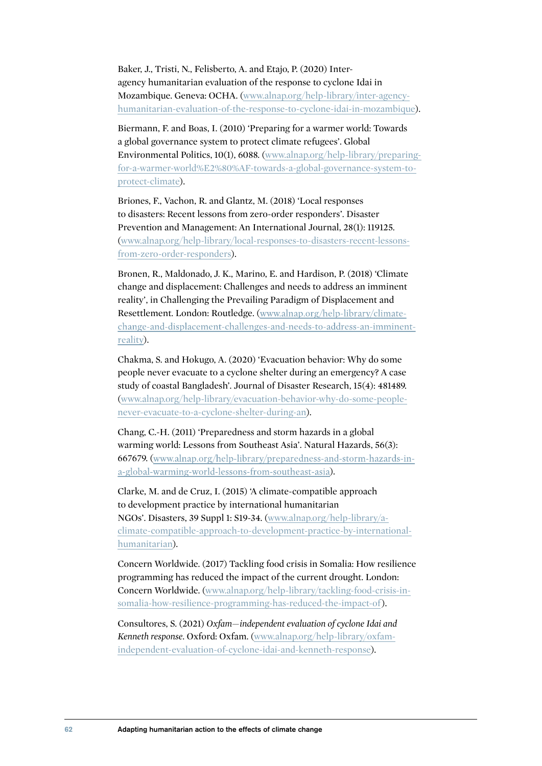Baker, J., Tristi, N., Felisberto, A. and Etajo, P. (2020) Inter-agency humanitarian evaluation of the response to cyclone Idai in Mozambique. Geneva: OCHA. (www.alnap.org/help-library/inter-agency-humanitarian-evaluation-of-the-response-to-cyclone-idai-in-mozambique).

Biermann, F. and Boas, I. (2010) 'Preparing for a warmer world: Towards a global governance system to protect climate refugees'. Global Environmental Politics, 10(1), 6088. (www.alnap.org/help-library/preparing-for-a-warmer-world%E2%80%AF-towards-a-global-governance-system-to-protect-climate).

Briones, F., Vachon, R. and Glantz, M. (2018) 'Local responses to disasters: Recent lessons from zero-order responders'. Disaster Prevention and Management: An International Journal, 28(1): 119125. (www.alnap.org/help-library/local-responses-to-disasters-recent-lessons-from-zero-order-responders).

Bronen, R., Maldonado, J. K., Marino, E. and Hardison, P. (2018) 'Climate change and displacement: Challenges and needs to address an imminent reality', in Challenging the Prevailing Paradigm of Displacement and Resettlement. London: Routledge. (www.alnap.org/help-library/climate-change-and-displacement-challenges-and-needs-to-address-an-imminent-reality).

Chakma, S. and Hokugo, A. (2020) 'Evacuation behavior: Why do some people never evacuate to a cyclone shelter during an emergency? A case study of coastal Bangladesh'. Journal of Disaster Research, 15(4): 481489. (www.alnap.org/help-library/evacuation-behavior-why-do-some-people-never-evacuate-to-a-cyclone-shelter-during-an).

Chang, C.-H. (2011) 'Preparedness and storm hazards in a global warming world: Lessons from Southeast Asia'. Natural Hazards, 56(3): 667679. (www.alnap.org/help-library/preparedness-and-storm-hazards-in-a-global-warming-world-lessons-from-southeast-asia).

Clarke, M. and de Cruz, I. (2015) 'A climate-compatible approach to development practice by international humanitarian NGOs'. Disasters, 39 Suppl 1: S19-34. (www.alnap.org/help-library/a-climate-compatible-approach-to-development-practice-by-international-humanitarian).

Concern Worldwide. (2017) Tackling food crisis in Somalia: How resilience programming has reduced the impact of the current drought. London: Concern Worldwide. (www.alnap.org/help-library/tackling-food-crisis-in-somalia-how-resilience-programming-has-reduced-the-impact-of).

Consultores, S. (2021) *Oxfam—independent evaluation of cyclone Idai and Kenneth response*. Oxford: Oxfam. (www.alnap.org/help-library/oxfam-independent-evaluation-of-cyclone-idai-and-kenneth-response).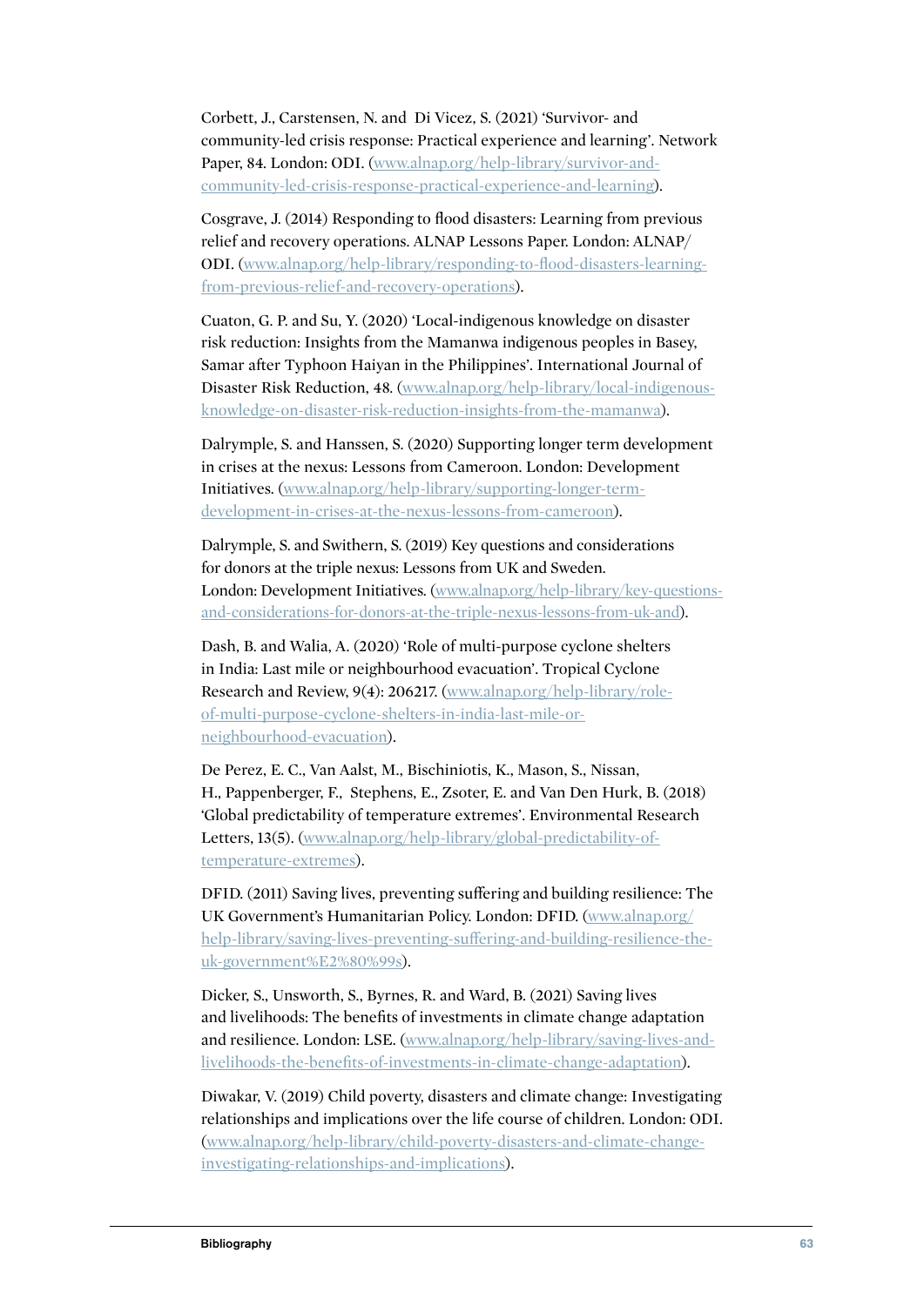Corbett, J., Carstensen, N. and Di Vicez, S. (2021) 'Survivor- and community-led crisis response: Practical experience and learning'. Network Paper, 84. London: ODI. ([www.alnap.org/help-library/survivor-and-community-led-crisis-response-practical-experience-and-learning](www.alnap.org/help-library/survivor-and-community-led-crisis-response-practical-experience-and-learning)).

Cosgrave, J. (2014) Responding to flood disasters: Learning from previous relief and recovery operations. ALNAP Lessons Paper. London: ALNAP/ODI. ([www.alnap.org/help-library/responding-to-flood-disasters-learning-from-previous-relief-and-recovery-operations](www.alnap.org/help-library/responding-to-flood-disasters-learning-from-previous-relief-and-recovery-operations)).

Cuaton, G. P. and Su, Y. (2020) 'Local-indigenous knowledge on disaster risk reduction: Insights from the Mamanwa indigenous peoples in Basey, Samar after Typhoon Haiyan in the Philippines'. International Journal of Disaster Risk Reduction, 48. ([www.alnap.org/help-library/local-indigenous-knowledge-on-disaster-risk-reduction-insights-from-the-mamanwa](www.alnap.org/help-library/local-indigenous-knowledge-on-disaster-risk-reduction-insights-from-the-mamanwa)).

Dalrymple, S. and Hanssen, S. (2020) Supporting longer term development in crises at the nexus: Lessons from Cameroon. London: Development Initiatives. ([www.alnap.org/help-library/supporting-longer-term-development-in-crises-at-the-nexus-lessons-from-cameroon](www.alnap.org/help-library/supporting-longer-term-development-in-crises-at-the-nexus-lessons-from-cameroon)).

Dalrymple, S. and Swithern, S. (2019) Key questions and considerations for donors at the triple nexus: Lessons from UK and Sweden. London: Development Initiatives. ([www.alnap.org/help-library/key-questions-and-considerations-for-donors-at-the-triple-nexus-lessons-from-uk-and](www.alnap.org/help-library/key-questions-and-considerations-for-donors-at-the-triple-nexus-lessons-from-uk-and)).

Dash, B. and Walia, A. (2020) 'Role of multi-purpose cyclone shelters in India: Last mile or neighbourhood evacuation'. Tropical Cyclone Research and Review, 9(4): 206217. ([www.alnap.org/help-library/role-of-multi-purpose-cyclone-shelters-in-india-last-mile-or-neighbourhood-evacuation](www.alnap.org/help-library/role-of-multi-purpose-cyclone-shelters-in-india-last-mile-or-neighbourhood-evacuation)).

De Perez, E. C., Van Aalst, M., Bischiniotis, K., Mason, S., Nissan, H., Pappenberger, F., Stephens, E., Zsoter, E. and Van Den Hurk, B. (2018) 'Global predictability of temperature extremes'. Environmental Research Letters, 13(5). ([www.alnap.org/help-library/global-predictability-of-temperature-extremes](www.alnap.org/help-library/global-predictability-of-temperature-extremes)).

DFID. (2011) Saving lives, preventing suffering and building resilience: The UK Government's Humanitarian Policy. London: DFID. ([www.alnap.org/help-library/saving-lives-preventing-suffering-and-building-resilience-the-uk-government%E2%80%99s](www.alnap.org/help-library/saving-lives-preventing-suffering-and-building-resilience-the-uk-government%E2%80%99s)).

Dicker, S., Unsworth, S., Byrnes, R. and Ward, B. (2021) Saving lives and livelihoods: The benefits of investments in climate change adaptation and resilience. London: LSE. ([www.alnap.org/help-library/saving-lives-and-livelihoods-the-benefits-of-investments-in-climate-change-adaptation](www.alnap.org/help-library/saving-lives-and-livelihoods-the-benefits-of-investments-in-climate-change-adaptation)).

Diwakar, V. (2019) Child poverty, disasters and climate change: Investigating relationships and implications over the life course of children. London: ODI. ([www.alnap.org/help-library/child-poverty-disasters-and-climate-change-investigating-relationships-and-implications](www.alnap.org/help-library/child-poverty-disasters-and-climate-change-investigating-relationships-and-implications)).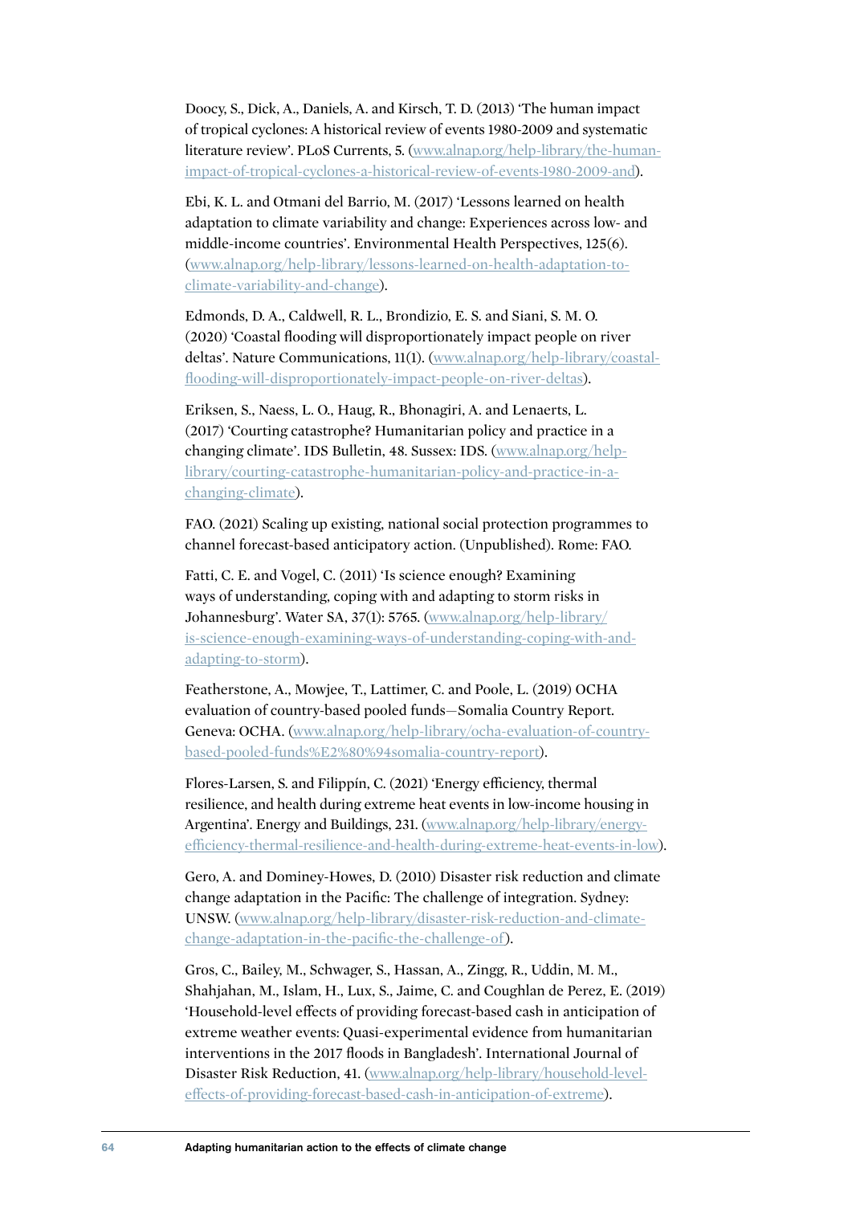Doocy, S., Dick, A., Daniels, A. and Kirsch, T. D. (2013) 'The human impact of tropical cyclones: A historical review of events 1980-2009 and systematic literature review'. PLoS Currents, 5. (www.alnap.org/help-library/the-human-impact-of-tropical-cyclones-a-historical-review-of-events-1980-2009-and).

Ebi, K. L. and Otmani del Barrio, M. (2017) 'Lessons learned on health adaptation to climate variability and change: Experiences across low- and middle-income countries'. Environmental Health Perspectives, 125(6). (www.alnap.org/help-library/lessons-learned-on-health-adaptation-to-climate-variability-and-change).

Edmonds, D. A., Caldwell, R. L., Brondizio, E. S. and Siani, S. M. O. (2020) 'Coastal flooding will disproportionately impact people on river deltas'. Nature Communications, 11(1). (www.alnap.org/help-library/coastal-flooding-will-disproportionately-impact-people-on-river-deltas).

Eriksen, S., Naess, L. O., Haug, R., Bhonagiri, A. and Lenaerts, L. (2017) 'Courting catastrophe? Humanitarian policy and practice in a changing climate'. IDS Bulletin, 48. Sussex: IDS. (www.alnap.org/help-library/courting-catastrophe-humanitarian-policy-and-practice-in-a-changing-climate).

FAO. (2021) Scaling up existing, national social protection programmes to channel forecast-based anticipatory action. (Unpublished). Rome: FAO.

Fatti, C. E. and Vogel, C. (2011) 'Is science enough? Examining ways of understanding, coping with and adapting to storm risks in Johannesburg'. Water SA, 37(1): 5765. (www.alnap.org/help-library/is-science-enough-examining-ways-of-understanding-coping-with-and-adapting-to-storm).

Featherstone, A., Mowjee, T., Lattimer, C. and Poole, L. (2019) OCHA evaluation of country-based pooled funds—Somalia Country Report. Geneva: OCHA. (www.alnap.org/help-library/ocha-evaluation-of-country-based-pooled-funds%E2%80%94somalia-country-report).

Flores-Larsen, S. and Filippín, C. (2021) 'Energy efficiency, thermal resilience, and health during extreme heat events in low-income housing in Argentina'. Energy and Buildings, 231. (www.alnap.org/help-library/energy-efficiency-thermal-resilience-and-health-during-extreme-heat-events-in-low).

Gero, A. and Dominey-Howes, D. (2010) Disaster risk reduction and climate change adaptation in the Pacific: The challenge of integration. Sydney: UNSW. (www.alnap.org/help-library/disaster-risk-reduction-and-climate-change-adaptation-in-the-pacific-the-challenge-of).

Gros, C., Bailey, M., Schwager, S., Hassan, A., Zingg, R., Uddin, M. M., Shahjahan, M., Islam, H., Lux, S., Jaime, C. and Coughlan de Perez, E. (2019) 'Household-level effects of providing forecast-based cash in anticipation of extreme weather events: Quasi-experimental evidence from humanitarian interventions in the 2017 floods in Bangladesh'. International Journal of Disaster Risk Reduction, 41. (www.alnap.org/help-library/household-level-effects-of-providing-forecast-based-cash-in-anticipation-of-extreme).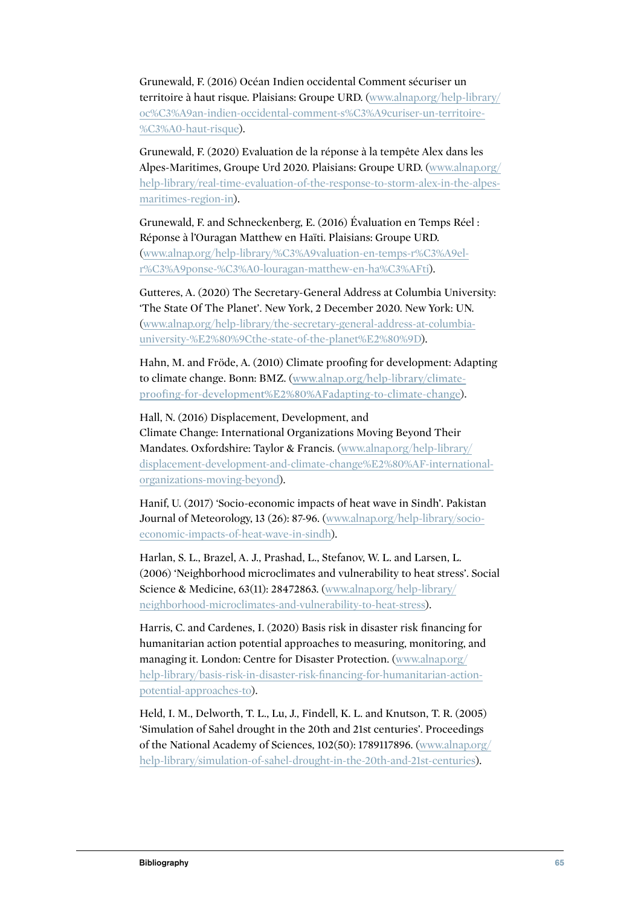Grunewald, F. (2016) Océan Indien occidental Comment sécuriser un territoire à haut risque. Plaisians: Groupe URD. (www.alnap.org/help-library/oc%C3%A9an-indien-occidental-comment-s%C3%A9curiser-un-territoire-%C3%A0-haut-risque).

Grunewald, F. (2020) Evaluation de la réponse à la tempête Alex dans les Alpes-Maritimes, Groupe Urd 2020. Plaisians: Groupe URD. (www.alnap.org/help-library/real-time-evaluation-of-the-response-to-storm-alex-in-the-alpes-maritimes-region-in).

Grunewald, F. and Schneckenberg, E. (2016) Évaluation en Temps Réel : Réponse à l'Ouragan Matthew en Haïti. Plaisians: Groupe URD. (www.alnap.org/help-library/%C3%A9valuation-en-temps-r%C3%A9el-r%C3%A9ponse-%C3%A0-louragan-matthew-en-ha%C3%AFti).

Gutteres, A. (2020) The Secretary-General Address at Columbia University: 'The State Of The Planet'. New York, 2 December 2020. New York: UN. (www.alnap.org/help-library/the-secretary-general-address-at-columbia-university-%E2%80%9Cthe-state-of-the-planet%E2%80%9D).

Hahn, M. and Fröde, A. (2010) Climate proofing for development: Adapting to climate change. Bonn: BMZ. (www.alnap.org/help-library/climate-proofing-for-development%E2%80%AFadapting-to-climate-change).

Hall, N. (2016) Displacement, Development, and Climate Change: International Organizations Moving Beyond Their Mandates. Oxfordshire: Taylor & Francis. (www.alnap.org/help-library/displacement-development-and-climate-change%E2%80%AF-international-organizations-moving-beyond).

Hanif, U. (2017) 'Socio-economic impacts of heat wave in Sindh'. Pakistan Journal of Meteorology, 13 (26): 87-96. (www.alnap.org/help-library/socio-economic-impacts-of-heat-wave-in-sindh).

Harlan, S. L., Brazel, A. J., Prashad, L., Stefanov, W. L. and Larsen, L. (2006) 'Neighborhood microclimates and vulnerability to heat stress'. Social Science & Medicine, 63(11): 28472863. (www.alnap.org/help-library/neighborhood-microclimates-and-vulnerability-to-heat-stress).

Harris, C. and Cardenes, I. (2020) Basis risk in disaster risk financing for humanitarian action potential approaches to measuring, monitoring, and managing it. London: Centre for Disaster Protection. (www.alnap.org/help-library/basis-risk-in-disaster-risk-financing-for-humanitarian-action-potential-approaches-to).

Held, I. M., Delworth, T. L., Lu, J., Findell, K. L. and Knutson, T. R. (2005) 'Simulation of Sahel drought in the 20th and 21st centuries'. Proceedings of the National Academy of Sciences, 102(50): 1789117896. (www.alnap.org/help-library/simulation-of-sahel-drought-in-the-20th-and-21st-centuries).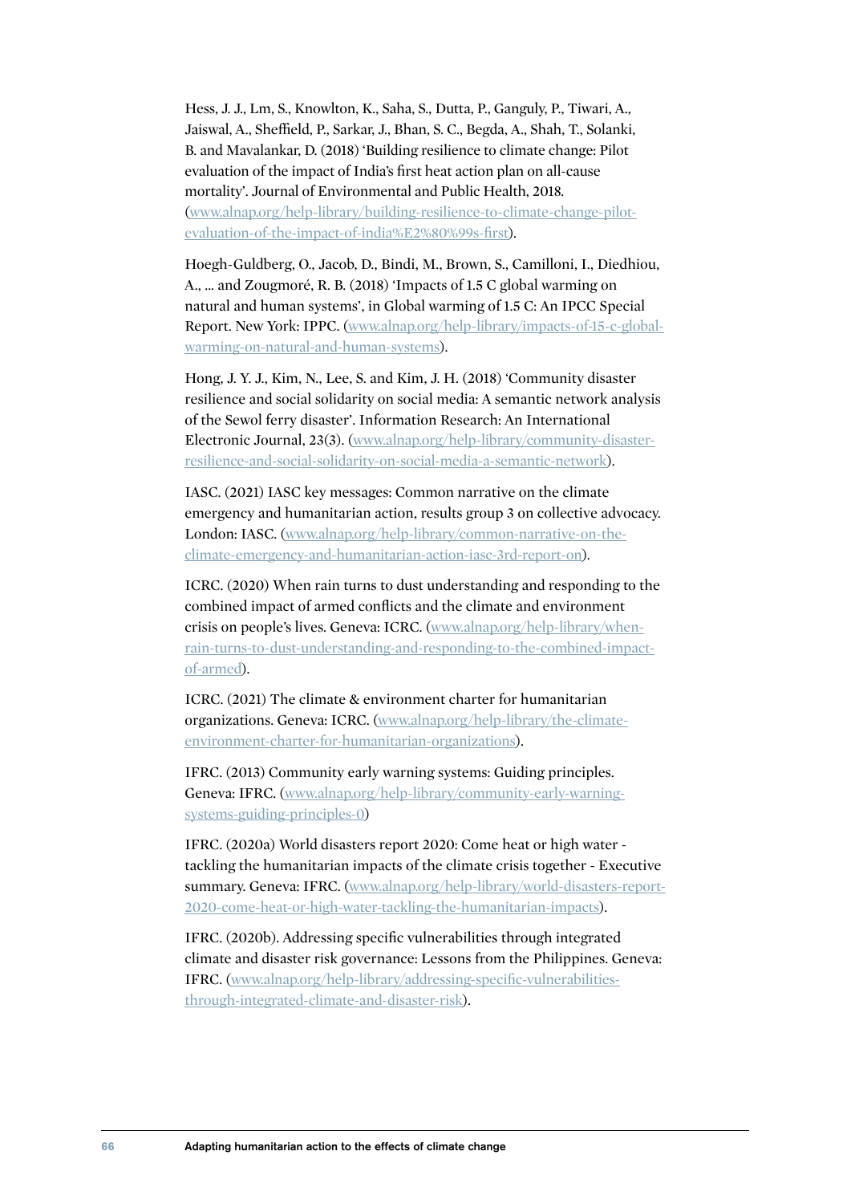Hess, J. J., Lm, S., Knowlton, K., Saha, S., Dutta, P., Ganguly, P., Tiwari, A., Jaiswal, A., Sheffield, P., Sarkar, J., Bhan, S. C., Begda, A., Shah, T., Solanki, B. and Mavalankar, D. (2018) 'Building resilience to climate change: Pilot evaluation of the impact of India's first heat action plan on all-cause mortality'. Journal of Environmental and Public Health, 2018. (www.alnap.org/help-library/building-resilience-to-climate-change-pilot-evaluation-of-the-impact-of-india%E2%80%99s-first).

Hoegh-Guldberg, O., Jacob, D., Bindi, M., Brown, S., Camilloni, I., Diedhiou, A., ... and Zougmoré, R. B. (2018) 'Impacts of 1.5 C global warming on natural and human systems', in Global warming of 1.5 C: An IPCC Special Report. New York: IPPC. (www.alnap.org/help-library/impacts-of-15-c-global-warming-on-natural-and-human-systems).

Hong, J. Y. J., Kim, N., Lee, S. and Kim, J. H. (2018) 'Community disaster resilience and social solidarity on social media: A semantic network analysis of the Sewol ferry disaster'. Information Research: An International Electronic Journal, 23(3). (www.alnap.org/help-library/community-disaster-resilience-and-social-solidarity-on-social-media-a-semantic-network).

IASC. (2021) IASC key messages: Common narrative on the climate emergency and humanitarian action, results group 3 on collective advocacy. London: IASC. (www.alnap.org/help-library/common-narrative-on-the-climate-emergency-and-humanitarian-action-iasc-3rd-report-on).

ICRC. (2020) When rain turns to dust understanding and responding to the combined impact of armed conflicts and the climate and environment crisis on people's lives. Geneva: ICRC. (www.alnap.org/help-library/when-rain-turns-to-dust-understanding-and-responding-to-the-combined-impact-of-armed).

ICRC. (2021) The climate & environment charter for humanitarian organizations. Geneva: ICRC. (www.alnap.org/help-library/the-climate-environment-charter-for-humanitarian-organizations).

IFRC. (2013) Community early warning systems: Guiding principles. Geneva: IFRC. (www.alnap.org/help-library/community-early-warning-systems-guiding-principles-0)

IFRC. (2020a) World disasters report 2020: Come heat or high water - tackling the humanitarian impacts of the climate crisis together - Executive summary. Geneva: IFRC. (www.alnap.org/help-library/world-disasters-report-2020-come-heat-or-high-water-tackling-the-humanitarian-impacts).

IFRC. (2020b). Addressing specific vulnerabilities through integrated climate and disaster risk governance: Lessons from the Philippines. Geneva: IFRC. (www.alnap.org/help-library/addressing-specific-vulnerabilities-through-integrated-climate-and-disaster-risk).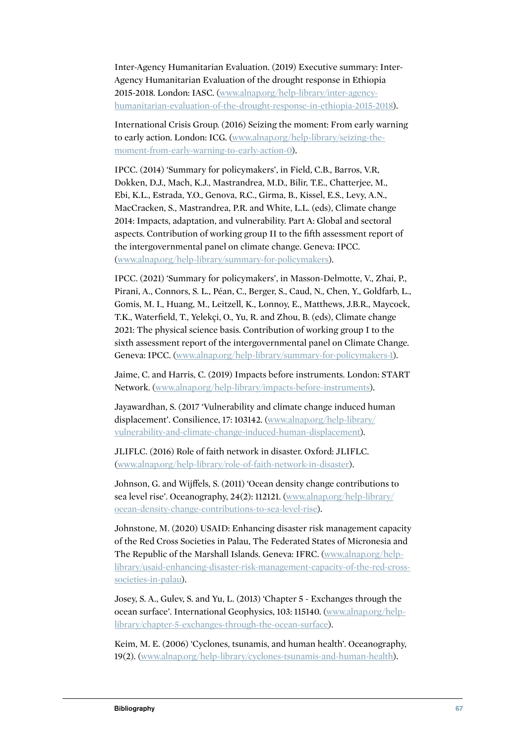Inter-Agency Humanitarian Evaluation. (2019) Executive summary: Inter-Agency Humanitarian Evaluation of the drought response in Ethiopia 2015-2018. London: IASC. (www.alnap.org/help-library/inter-agency-humanitarian-evaluation-of-the-drought-response-in-ethiopia-2015-2018).

International Crisis Group. (2016) Seizing the moment: From early warning to early action. London: ICG. (www.alnap.org/help-library/seizing-the-moment-from-early-warning-to-early-action-0).

IPCC. (2014) 'Summary for policymakers', in Field, C.B., Barros, V.R, Dokken, D.J., Mach, K.J., Mastrandrea, M.D., Bilir, T.E., Chatterjee, M., Ebi, K.L., Estrada, Y.O., Genova, R.C., Girma, B., Kissel, E.S., Levy, A.N., MacCracken, S., Mastrandrea, P.R. and White, L.L. (eds), Climate change 2014: Impacts, adaptation, and vulnerability. Part A: Global and sectoral aspects. Contribution of working group II to the fifth assessment report of the intergovernmental panel on climate change. Geneva: IPCC. (www.alnap.org/help-library/summary-for-policymakers).

IPCC. (2021) 'Summary for policymakers', in Masson-Delmotte, V., Zhai, P., Pirani, A., Connors, S. L., Péan, C., Berger, S., Caud, N., Chen, Y., Goldfarb, L., Gomis, M. I., Huang, M., Leitzell, K., Lonnoy, E., Matthews, J.B.R., Maycock, T.K., Waterfield, T., Yelekçi, O., Yu, R. and Zhou, B. (eds), Climate change 2021: The physical science basis. Contribution of working group I to the sixth assessment report of the intergovernmental panel on Climate Change. Geneva: IPCC. (www.alnap.org/help-library/summary-for-policymakers-1).

Jaime, C. and Harris, C. (2019) Impacts before instruments. London: START Network. (www.alnap.org/help-library/impacts-before-instruments).

Jayawardhan, S. (2017 'Vulnerability and climate change induced human displacement'. Consilience, 17: 103142. (www.alnap.org/help-library/vulnerability-and-climate-change-induced-human-displacement).

JLIFLC. (2016) Role of faith network in disaster. Oxford: JLIFLC. (www.alnap.org/help-library/role-of-faith-network-in-disaster).

Johnson, G. and Wijffels, S. (2011) 'Ocean density change contributions to sea level rise'. Oceanography, 24(2): 112121. (www.alnap.org/help-library/ocean-density-change-contributions-to-sea-level-rise).

Johnstone, M. (2020) USAID: Enhancing disaster risk management capacity of the Red Cross Societies in Palau, The Federated States of Micronesia and The Republic of the Marshall Islands. Geneva: IFRC. (www.alnap.org/help-library/usaid-enhancing-disaster-risk-management-capacity-of-the-red-cross-societies-in-palau).

Josey, S. A., Gulev, S. and Yu, L. (2013) 'Chapter 5 - Exchanges through the ocean surface'. International Geophysics, 103: 115140. (www.alnap.org/help-library/chapter-5-exchanges-through-the-ocean-surface).

Keim, M. E. (2006) 'Cyclones, tsunamis, and human health'. Oceanography, 19(2). (www.alnap.org/help-library/cyclones-tsunamis-and-human-health).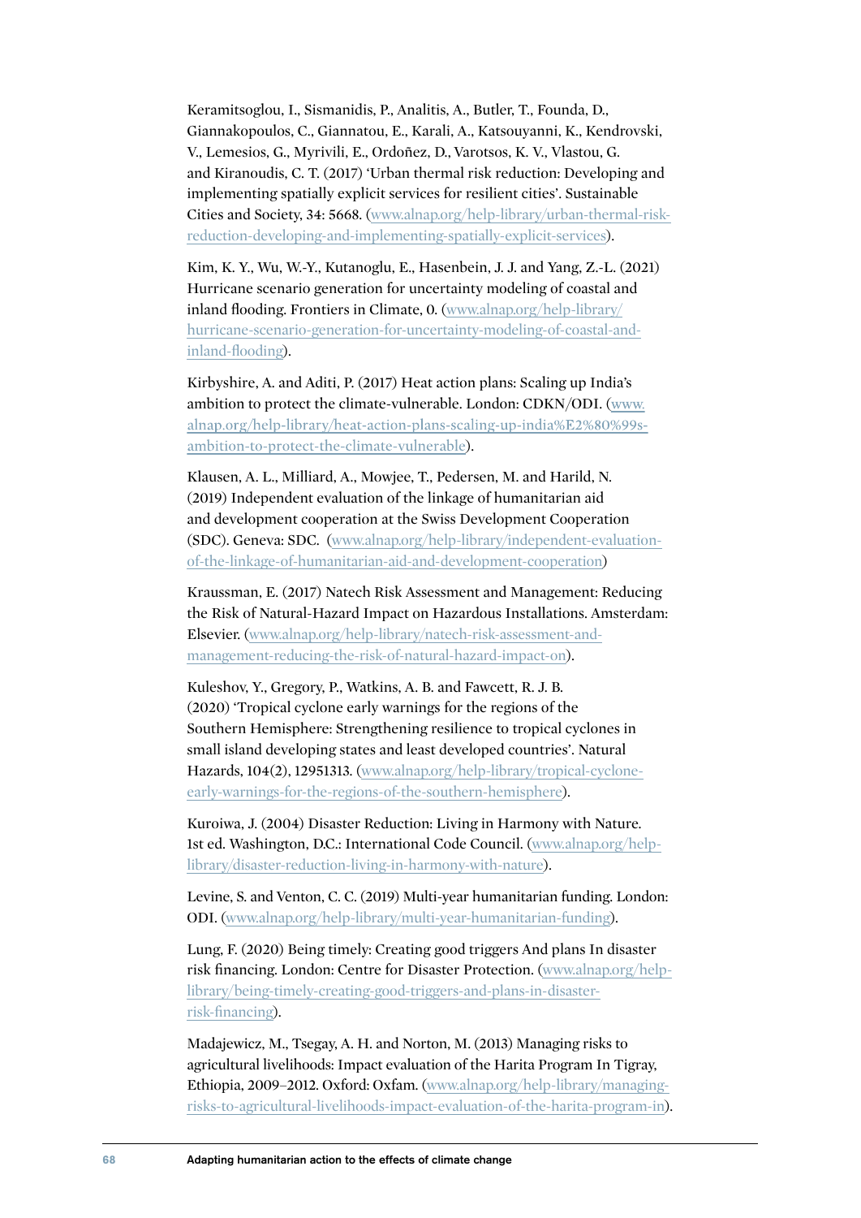Keramitsoglou, I., Sismanidis, P., Analitis, A., Butler, T., Founda, D., Giannakopoulos, C., Giannatou, E., Karali, A., Katsouyanni, K., Kendrovski, V., Lemesios, G., Myrivili, E., Ordoñez, D., Varotsos, K. V., Vlastou, G. and Kiranoudis, C. T. (2017) 'Urban thermal risk reduction: Developing and implementing spatially explicit services for resilient cities'. Sustainable Cities and Society, 34: 5668. (www.alnap.org/help-library/urban-thermal-risk-reduction-developing-and-implementing-spatially-explicit-services).

Kim, K. Y., Wu, W.-Y., Kutanoglu, E., Hasenbein, J. J. and Yang, Z.-L. (2021) Hurricane scenario generation for uncertainty modeling of coastal and inland flooding. Frontiers in Climate, 0. (www.alnap.org/help-library/hurricane-scenario-generation-for-uncertainty-modeling-of-coastal-and-inland-flooding).

Kirbyshire, A. and Aditi, P. (2017) Heat action plans: Scaling up India's ambition to protect the climate-vulnerable. London: CDKN/ODI. (www.alnap.org/help-library/heat-action-plans-scaling-up-india%E2%80%99s-ambition-to-protect-the-climate-vulnerable).

Klausen, A. L., Milliard, A., Mowjee, T., Pedersen, M. and Harild, N. (2019) Independent evaluation of the linkage of humanitarian aid and development cooperation at the Swiss Development Cooperation (SDC). Geneva: SDC. (www.alnap.org/help-library/independent-evaluation-of-the-linkage-of-humanitarian-aid-and-development-cooperation)

Kraussman, E. (2017) Natech Risk Assessment and Management: Reducing the Risk of Natural-Hazard Impact on Hazardous Installations. Amsterdam: Elsevier. (www.alnap.org/help-library/natech-risk-assessment-and-management-reducing-the-risk-of-natural-hazard-impact-on).

Kuleshov, Y., Gregory, P., Watkins, A. B. and Fawcett, R. J. B. (2020) 'Tropical cyclone early warnings for the regions of the Southern Hemisphere: Strengthening resilience to tropical cyclones in small island developing states and least developed countries'. Natural Hazards, 104(2), 12951313. (www.alnap.org/help-library/tropical-cyclone-early-warnings-for-the-regions-of-the-southern-hemisphere).

Kuroiwa, J. (2004) Disaster Reduction: Living in Harmony with Nature. 1st ed. Washington, D.C.: International Code Council. (www.alnap.org/help-library/disaster-reduction-living-in-harmony-with-nature).

Levine, S. and Venton, C. C. (2019) Multi-year humanitarian funding. London: ODI. (www.alnap.org/help-library/multi-year-humanitarian-funding).

Lung, F. (2020) Being timely: Creating good triggers And plans In disaster risk financing. London: Centre for Disaster Protection. (www.alnap.org/help-library/being-timely-creating-good-triggers-and-plans-in-disaster-risk-financing).

Madajewicz, M., Tsegay, A. H. and Norton, M. (2013) Managing risks to agricultural livelihoods: Impact evaluation of the Harita Program In Tigray, Ethiopia, 2009–2012. Oxford: Oxfam. (www.alnap.org/help-library/managing-risks-to-agricultural-livelihoods-impact-evaluation-of-the-harita-program-in).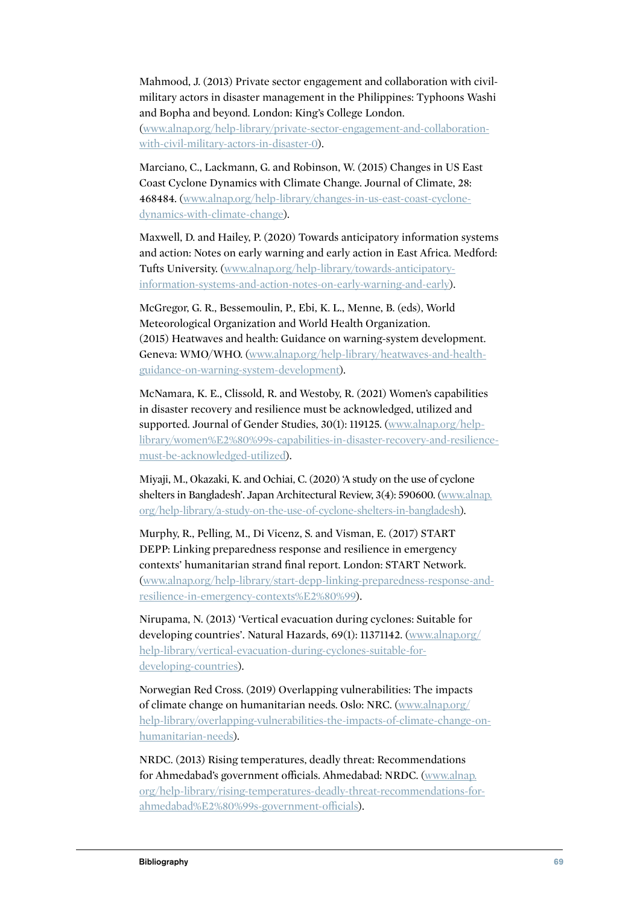Mahmood, J. (2013) Private sector engagement and collaboration with civil-military actors in disaster management in the Philippines: Typhoons Washi and Bopha and beyond. London: King's College London. (www.alnap.org/help-library/private-sector-engagement-and-collaboration-with-civil-military-actors-in-disaster-0).

Marciano, C., Lackmann, G. and Robinson, W. (2015) Changes in US East Coast Cyclone Dynamics with Climate Change. Journal of Climate, 28: 468484. (www.alnap.org/help-library/changes-in-us-east-coast-cyclone-dynamics-with-climate-change).

Maxwell, D. and Hailey, P. (2020) Towards anticipatory information systems and action: Notes on early warning and early action in East Africa. Medford: Tufts University. (www.alnap.org/help-library/towards-anticipatory-information-systems-and-action-notes-on-early-warning-and-early).

McGregor, G. R., Bessemoulin, P., Ebi, K. L., Menne, B. (eds), World Meteorological Organization and World Health Organization. (2015) Heatwaves and health: Guidance on warning-system development. Geneva: WMO/WHO. (www.alnap.org/help-library/heatwaves-and-health-guidance-on-warning-system-development).

McNamara, K. E., Clissold, R. and Westoby, R. (2021) Women's capabilities in disaster recovery and resilience must be acknowledged, utilized and supported. Journal of Gender Studies, 30(1): 119125. (www.alnap.org/help-library/women%E2%80%99s-capabilities-in-disaster-recovery-and-resilience-must-be-acknowledged-utilized).

Miyaji, M., Okazaki, K. and Ochiai, C. (2020) 'A study on the use of cyclone shelters in Bangladesh'. Japan Architectural Review, 3(4): 590600. (www.alnap.org/help-library/a-study-on-the-use-of-cyclone-shelters-in-bangladesh).

Murphy, R., Pelling, M., Di Vicenz, S. and Visman, E. (2017) START DEPP: Linking preparedness response and resilience in emergency contexts' humanitarian strand final report. London: START Network. (www.alnap.org/help-library/start-depp-linking-preparedness-response-and-resilience-in-emergency-contexts%E2%80%99).

Nirupama, N. (2013) 'Vertical evacuation during cyclones: Suitable for developing countries'. Natural Hazards, 69(1): 11371142. (www.alnap.org/help-library/vertical-evacuation-during-cyclones-suitable-for-developing-countries).

Norwegian Red Cross. (2019) Overlapping vulnerabilities: The impacts of climate change on humanitarian needs. Oslo: NRC. (www.alnap.org/help-library/overlapping-vulnerabilities-the-impacts-of-climate-change-on-humanitarian-needs).

NRDC. (2013) Rising temperatures, deadly threat: Recommendations for Ahmedabad's government officials. Ahmedabad: NRDC. (www.alnap.org/help-library/rising-temperatures-deadly-threat-recommendations-for-ahmedabad%E2%80%99s-government-officials).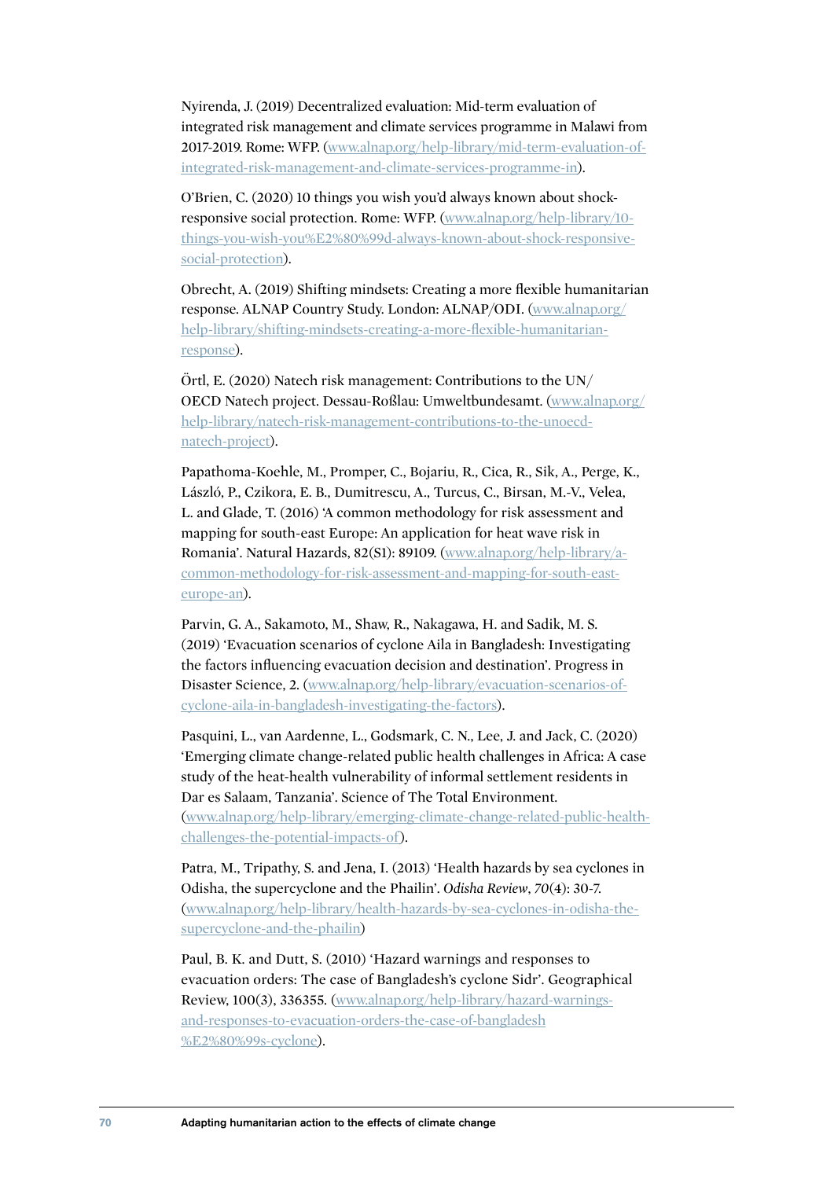Nyirenda, J. (2019) Decentralized evaluation: Mid-term evaluation of integrated risk management and climate services programme in Malawi from 2017-2019. Rome: WFP. (www.alnap.org/help-library/mid-term-evaluation-of-integrated-risk-management-and-climate-services-programme-in).

O'Brien, C. (2020) 10 things you wish you'd always known about shock-responsive social protection. Rome: WFP. (www.alnap.org/help-library/10-things-you-wish-you%E2%80%99d-always-known-about-shock-responsive-social-protection).

Obrecht, A. (2019) Shifting mindsets: Creating a more flexible humanitarian response. ALNAP Country Study. London: ALNAP/ODI. (www.alnap.org/help-library/shifting-mindsets-creating-a-more-flexible-humanitarian-response).

Örtl, E. (2020) Natech risk management: Contributions to the UN/OECD Natech project. Dessau-Roßlau: Umweltbundesamt. (www.alnap.org/help-library/natech-risk-management-contributions-to-the-unoecd-natech-project).

Papathoma-Koehle, M., Promper, C., Bojariu, R., Cica, R., Sik, A., Perge, K., László, P., Czikora, E. B., Dumitrescu, A., Turcus, C., Birsan, M.-V., Velea, L. and Glade, T. (2016) 'A common methodology for risk assessment and mapping for south-east Europe: An application for heat wave risk in Romania'. Natural Hazards, 82(S1): 89109. (www.alnap.org/help-library/a-common-methodology-for-risk-assessment-and-mapping-for-south-east-europe-an).

Parvin, G. A., Sakamoto, M., Shaw, R., Nakagawa, H. and Sadik, M. S. (2019) 'Evacuation scenarios of cyclone Aila in Bangladesh: Investigating the factors influencing evacuation decision and destination'. Progress in Disaster Science, 2. (www.alnap.org/help-library/evacuation-scenarios-of-cyclone-aila-in-bangladesh-investigating-the-factors).

Pasquini, L., van Aardenne, L., Godsmark, C. N., Lee, J. and Jack, C. (2020) 'Emerging climate change-related public health challenges in Africa: A case study of the heat-health vulnerability of informal settlement residents in Dar es Salaam, Tanzania'. Science of The Total Environment. (www.alnap.org/help-library/emerging-climate-change-related-public-health-challenges-the-potential-impacts-of).

Patra, M., Tripathy, S. and Jena, I. (2013) 'Health hazards by sea cyclones in Odisha, the supercyclone and the Phailin'. *Odisha Review*, *70*(4): 30-7. (www.alnap.org/help-library/health-hazards-by-sea-cyclones-in-odisha-the-supercyclone-and-the-phailin)

Paul, B. K. and Dutt, S. (2010) 'Hazard warnings and responses to evacuation orders: The case of Bangladesh's cyclone Sidr'. Geographical Review, 100(3), 336355. (www.alnap.org/help-library/hazard-warnings-and-responses-to-evacuation-orders-the-case-of-bangladesh%E2%80%99s-cyclone).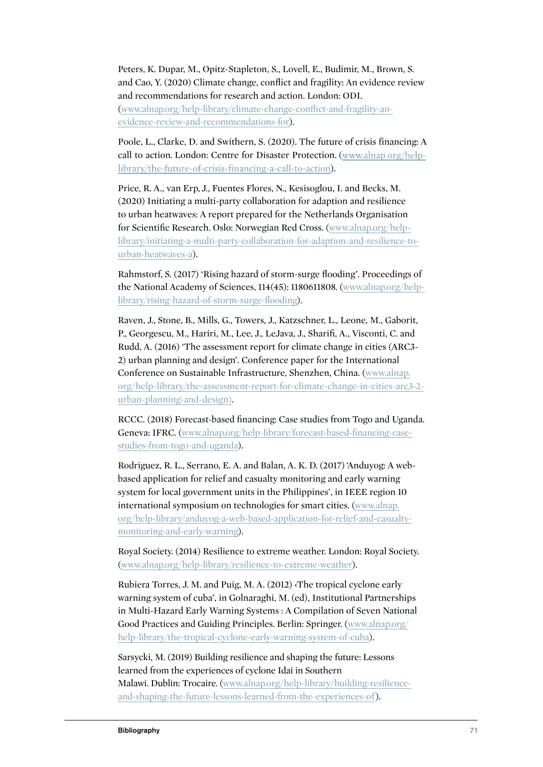Peters, K. Dupar, M., Opitz-Stapleton, S., Lovell, E., Budimir, M., Brown, S. and Cao, Y. (2020) Climate change, conflict and fragility: An evidence review and recommendations for research and action. London: ODI. (www.alnap.org/help-library/climate-change-conflict-and-fragility-an-evidence-review-and-recommendations-for).

Poole, L., Clarke, D. and Swithern, S. (2020). The future of crisis financing: A call to action. London: Centre for Disaster Protection. (www.alnap.org/help-library/the-future-of-crisis-financing-a-call-to-action).

Price, R. A., van Erp, J., Fuentes Flores, N., Kesisoglou, I. and Becks, M. (2020) Initiating a multi-party collaboration for adaption and resilience to urban heatwaves: A report prepared for the Netherlands Organisation for Scientific Research. Oslo: Norwegian Red Cross. (www.alnap.org/help-library/initiating-a-multi-party-collaboration-for-adaption-and-resilience-to-urban-heatwaves-a).

Rahmstorf, S. (2017) 'Rising hazard of storm-surge flooding'. Proceedings of the National Academy of Sciences, 114(45): 1180611808. (www.alnap.org/help-library/rising-hazard-of-storm-surge-flooding).

Raven, J., Stone, B., Mills, G., Towers, J., Katzschner, L., Leone, M., Gaborit, P., Georgescu, M., Hariri, M., Lee, J., LeJava, J., Sharifi, A., Visconti, C. and Rudd, A. (2016) 'The assessment report for climate change in cities (ARC3-2) urban planning and design'. Conference paper for the International Conference on Sustainable Infrastructure, Shenzhen, China. (www.alnap.org/help-library/the-assessment-report-for-climate-change-in-cities-arc3-2-urban-planning-and-design).

RCCC. (2018) Forecast-based financing: Case studies from Togo and Uganda. Geneva: IFRC. (www.alnap.org/help-library/forecast-based-financing-case-studies-from-togo-and-uganda).

Rodriguez, R. L., Serrano, E. A. and Balan, A. K. D. (2017) 'Anduyog: A web-based application for relief and casualty monitoring and early warning system for local government units in the Philippines', in IEEE region 10 international symposium on technologies for smart cities. (www.alnap.org/help-library/anduyog-a-web-based-application-for-relief-and-casualty-monitoring-and-early-warning).

Royal Society. (2014) Resilience to extreme weather. London: Royal Society. (www.alnap.org/help-library/resilience-to-extreme-weather).

Rubiera Torres, J. M. and Puig, M. A. (2012) ‹The tropical cyclone early warning system of cuba', in Golnaraghi, M. (ed), Institutional Partnerships in Multi-Hazard Early Warning Systems : A Compilation of Seven National Good Practices and Guiding Principles. Berlin: Springer. (www.alnap.org/help-library/the-tropical-cyclone-early-warning-system-of-cuba).

Sarsycki, M. (2019) Building resilience and shaping the future: Lessons learned from the experiences of cyclone Idai in Southern Malawi. Dublin: Trocaire. (www.alnap.org/help-library/building-resilience-and-shaping-the-future-lessons-learned-from-the-experiences-of).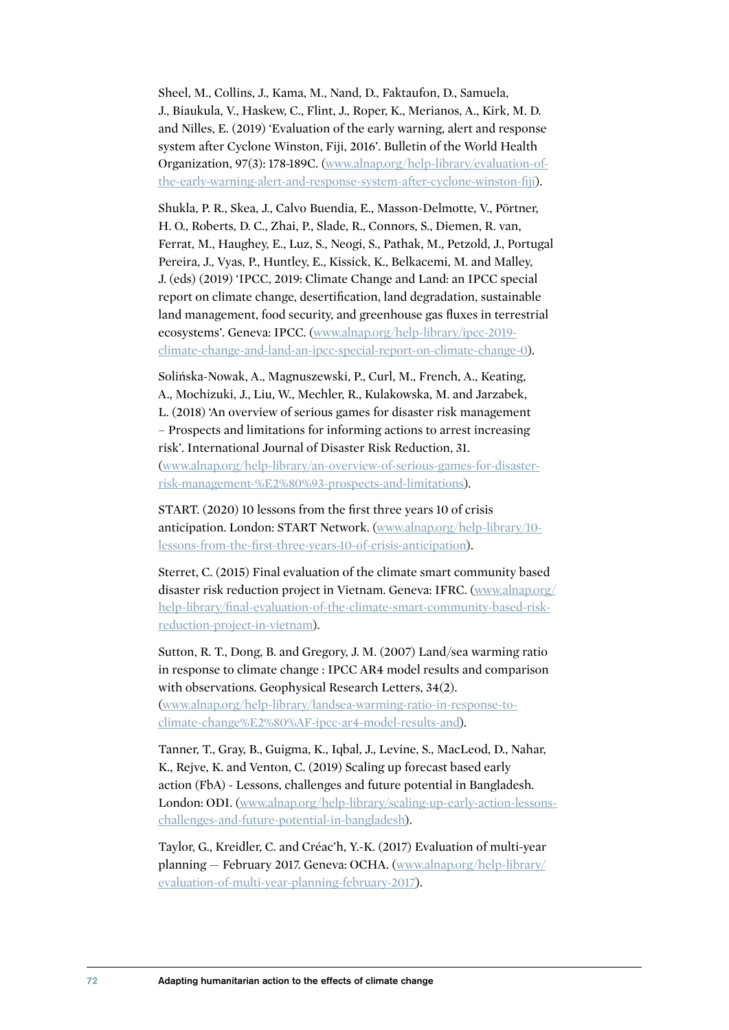Sheel, M., Collins, J., Kama, M., Nand, D., Faktaufon, D., Samuela, J., Biaukula, V., Haskew, C., Flint, J., Roper, K., Merianos, A., Kirk, M. D. and Nilles, E. (2019) 'Evaluation of the early warning, alert and response system after Cyclone Winston, Fiji, 2016'. Bulletin of the World Health Organization, 97(3): 178-189C. (www.alnap.org/help-library/evaluation-of-the-early-warning-alert-and-response-system-after-cyclone-winston-fiji).

Shukla, P. R., Skea, J., Calvo Buendia, E., Masson-Delmotte, V., Pörtner, H. O., Roberts, D. C., Zhai, P., Slade, R., Connors, S., Diemen, R. van, Ferrat, M., Haughey, E., Luz, S., Neogi, S., Pathak, M., Petzold, J., Portugal Pereira, J., Vyas, P., Huntley, E., Kissick, K., Belkacemi, M. and Malley, J. (eds) (2019) 'IPCC, 2019: Climate Change and Land: an IPCC special report on climate change, desertification, land degradation, sustainable land management, food security, and greenhouse gas fluxes in terrestrial ecosystems'. Geneva: IPCC. (www.alnap.org/help-library/ipcc-2019-climate-change-and-land-an-ipcc-special-report-on-climate-change-0).

Solińska-Nowak, A., Magnuszewski, P., Curl, M., French, A., Keating, A., Mochizuki, J., Liu, W., Mechler, R., Kulakowska, M. and Jarzabek, L. (2018) 'An overview of serious games for disaster risk management – Prospects and limitations for informing actions to arrest increasing risk'. International Journal of Disaster Risk Reduction, 31. (www.alnap.org/help-library/an-overview-of-serious-games-for-disaster-risk-management-%E2%80%93-prospects-and-limitations).

START. (2020) 10 lessons from the first three years 10 of crisis anticipation. London: START Network. (www.alnap.org/help-library/10-lessons-from-the-first-three-years-10-of-crisis-anticipation).

Sterret, C. (2015) Final evaluation of the climate smart community based disaster risk reduction project in Vietnam. Geneva: IFRC. (www.alnap.org/help-library/final-evaluation-of-the-climate-smart-community-based-risk-reduction-project-in-vietnam).

Sutton, R. T., Dong, B. and Gregory, J. M. (2007) Land/sea warming ratio in response to climate change : IPCC AR4 model results and comparison with observations. Geophysical Research Letters, 34(2). (www.alnap.org/help-library/landsea-warming-ratio-in-response-to-climate-change%E2%80%AF-ipcc-ar4-model-results-and).

Tanner, T., Gray, B., Guigma, K., Iqbal, J., Levine, S., MacLeod, D., Nahar, K., Rejve, K. and Venton, C. (2019) Scaling up forecast based early action (FbA) - Lessons, challenges and future potential in Bangladesh. London: ODI. (www.alnap.org/help-library/scaling-up-early-action-lessons-challenges-and-future-potential-in-bangladesh).

Taylor, G., Kreidler, C. and Créac'h, Y.-K. (2017) Evaluation of multi-year planning — February 2017. Geneva: OCHA. (www.alnap.org/help-library/evaluation-of-multi-year-planning-february-2017).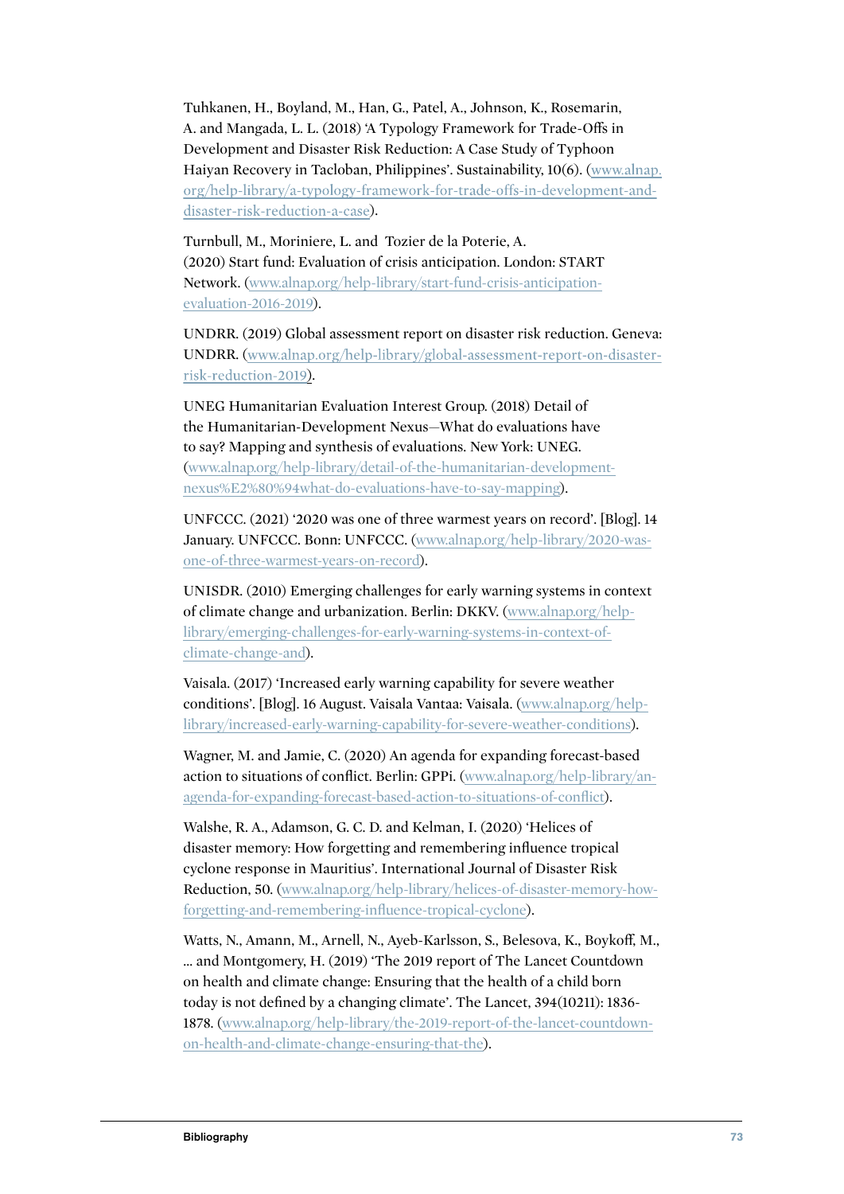Tuhkanen, H., Boyland, M., Han, G., Patel, A., Johnson, K., Rosemarin, A. and Mangada, L. L. (2018) 'A Typology Framework for Trade-Offs in Development and Disaster Risk Reduction: A Case Study of Typhoon Haiyan Recovery in Tacloban, Philippines'. Sustainability, 10(6). (www.alnap.org/help-library/a-typology-framework-for-trade-offs-in-development-and-disaster-risk-reduction-a-case).

Turnbull, M., Moriniere, L. and Tozier de la Poterie, A. (2020) Start fund: Evaluation of crisis anticipation. London: START Network. (www.alnap.org/help-library/start-fund-crisis-anticipation-evaluation-2016-2019).

UNDRR. (2019) Global assessment report on disaster risk reduction. Geneva: UNDRR. (www.alnap.org/help-library/global-assessment-report-on-disaster-risk-reduction-2019).

UNEG Humanitarian Evaluation Interest Group. (2018) Detail of the Humanitarian-Development Nexus—What do evaluations have to say? Mapping and synthesis of evaluations. New York: UNEG. (www.alnap.org/help-library/detail-of-the-humanitarian-development-nexus%E2%80%94what-do-evaluations-have-to-say-mapping).

UNFCCC. (2021) '2020 was one of three warmest years on record'. [Blog]. 14 January. UNFCCC. Bonn: UNFCCC. (www.alnap.org/help-library/2020-was-one-of-three-warmest-years-on-record).

UNISDR. (2010) Emerging challenges for early warning systems in context of climate change and urbanization. Berlin: DKKV. (www.alnap.org/help-library/emerging-challenges-for-early-warning-systems-in-context-of-climate-change-and).

Vaisala. (2017) 'Increased early warning capability for severe weather conditions'. [Blog]. 16 August. Vaisala Vantaa: Vaisala. (www.alnap.org/help-library/increased-early-warning-capability-for-severe-weather-conditions).

Wagner, M. and Jamie, C. (2020) An agenda for expanding forecast-based action to situations of conflict. Berlin: GPPi. (www.alnap.org/help-library/an-agenda-for-expanding-forecast-based-action-to-situations-of-conflict).

Walshe, R. A., Adamson, G. C. D. and Kelman, I. (2020) 'Helices of disaster memory: How forgetting and remembering influence tropical cyclone response in Mauritius'. International Journal of Disaster Risk Reduction, 50. (www.alnap.org/help-library/helices-of-disaster-memory-how-forgetting-and-remembering-influence-tropical-cyclone).

Watts, N., Amann, M., Arnell, N., Ayeb-Karlsson, S., Belesova, K., Boykoff, M., ... and Montgomery, H. (2019) 'The 2019 report of The Lancet Countdown on health and climate change: Ensuring that the health of a child born today is not defined by a changing climate'. The Lancet, 394(10211): 1836-1878. (www.alnap.org/help-library/the-2019-report-of-the-lancet-countdown-on-health-and-climate-change-ensuring-that-the).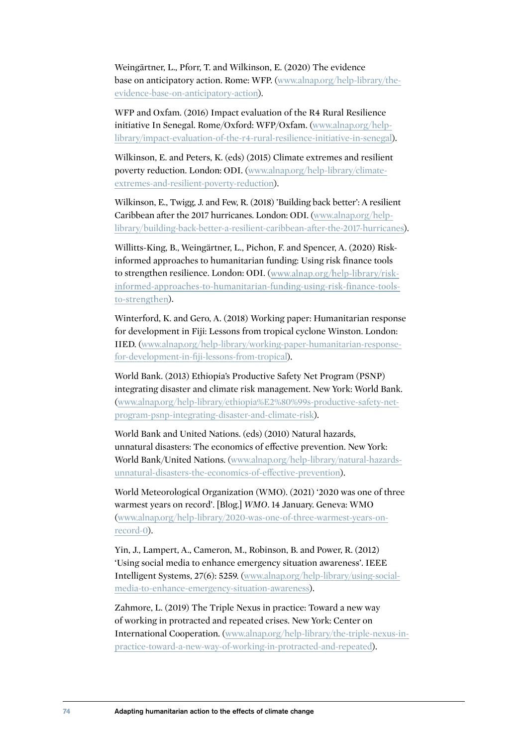Weingärtner, L., Pforr, T. and Wilkinson, E. (2020) The evidence base on anticipatory action. Rome: WFP. (www.alnap.org/help-library/the-evidence-base-on-anticipatory-action).

WFP and Oxfam. (2016) Impact evaluation of the R4 Rural Resilience initiative In Senegal. Rome/Oxford: WFP/Oxfam. (www.alnap.org/help-library/impact-evaluation-of-the-r4-rural-resilience-initiative-in-senegal).

Wilkinson, E. and Peters, K. (eds) (2015) Climate extremes and resilient poverty reduction. London: ODI. (www.alnap.org/help-library/climate-extremes-and-resilient-poverty-reduction).

Wilkinson, E., Twigg, J. and Few, R. (2018) 'Building back better': A resilient Caribbean after the 2017 hurricanes. London: ODI. (www.alnap.org/help-library/building-back-better-a-resilient-caribbean-after-the-2017-hurricanes).

Willitts-King, B., Weingärtner, L., Pichon, F. and Spencer, A. (2020) Risk-informed approaches to humanitarian funding: Using risk finance tools to strengthen resilience. London: ODI. (www.alnap.org/help-library/risk-informed-approaches-to-humanitarian-funding-using-risk-finance-tools-to-strengthen).

Winterford, K. and Gero, A. (2018) Working paper: Humanitarian response for development in Fiji: Lessons from tropical cyclone Winston. London: IIED. (www.alnap.org/help-library/working-paper-humanitarian-response-for-development-in-fiji-lessons-from-tropical).

World Bank. (2013) Ethiopia's Productive Safety Net Program (PSNP) integrating disaster and climate risk management. New York: World Bank. (www.alnap.org/help-library/ethiopia%E2%80%99s-productive-safety-net-program-psnp-integrating-disaster-and-climate-risk).

World Bank and United Nations. (eds) (2010) Natural hazards, unnatural disasters: The economics of effective prevention. New York: World Bank/United Nations. (www.alnap.org/help-library/natural-hazards-unnatural-disasters-the-economics-of-effective-prevention).

World Meteorological Organization (WMO). (2021) '2020 was one of three warmest years on record'. [Blog.] *WMO*. 14 January. Geneva: WMO (www.alnap.org/help-library/2020-was-one-of-three-warmest-years-on-record-0).

Yin, J., Lampert, A., Cameron, M., Robinson, B. and Power, R. (2012) 'Using social media to enhance emergency situation awareness'. IEEE Intelligent Systems, 27(6): 5259. (www.alnap.org/help-library/using-social-media-to-enhance-emergency-situation-awareness).

Zahmore, L. (2019) The Triple Nexus in practice: Toward a new way of working in protracted and repeated crises. New York: Center on International Cooperation. (www.alnap.org/help-library/the-triple-nexus-in-practice-toward-a-new-way-of-working-in-protracted-and-repeated).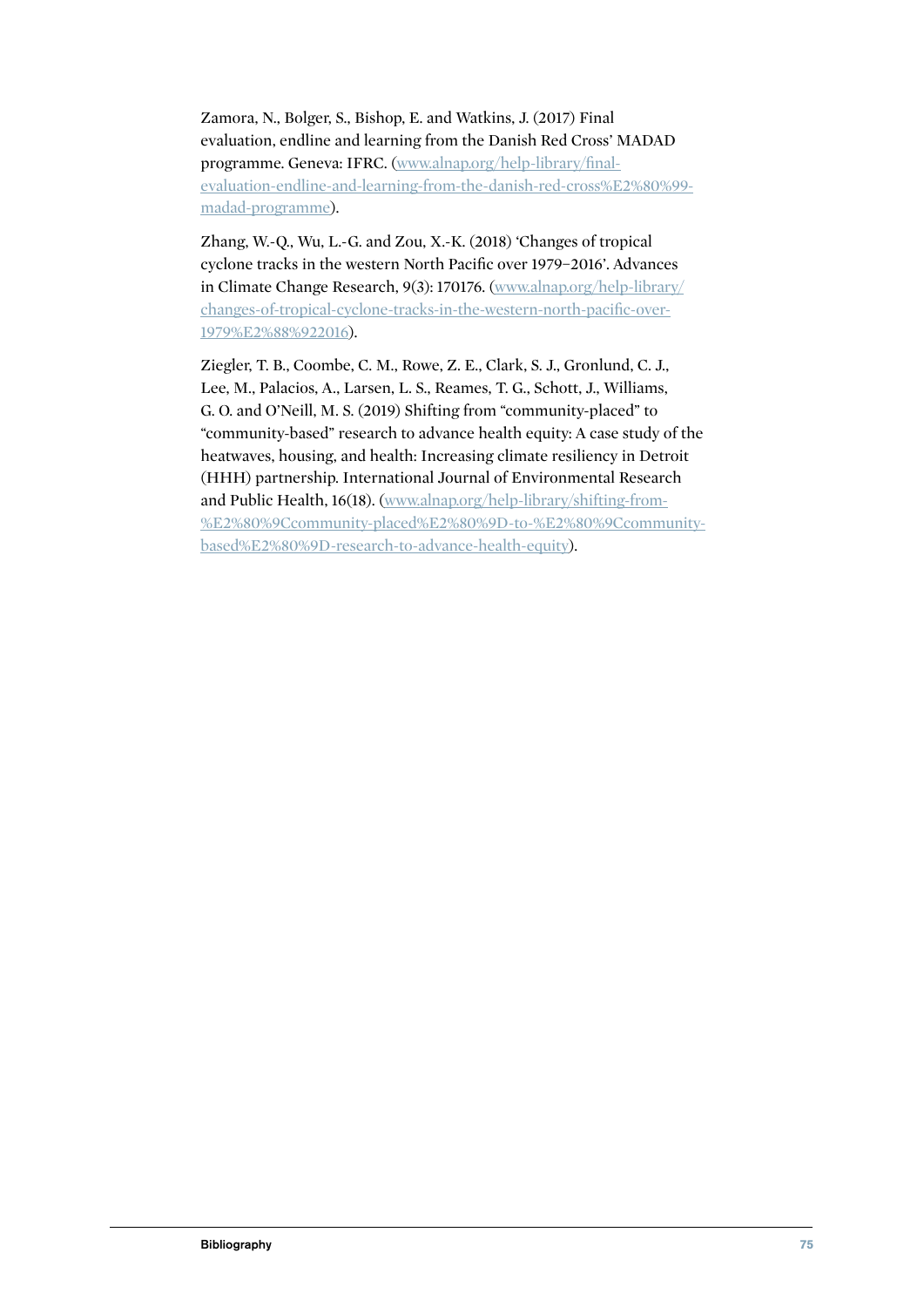Zamora, N., Bolger, S., Bishop, E. and Watkins, J. (2017) Final evaluation, endline and learning from the Danish Red Cross' MADAD programme. Geneva: IFRC. (www.alnap.org/help-library/final-evaluation-endline-and-learning-from-the-danish-red-cross%E2%80%99-madad-programme).

Zhang, W.-Q., Wu, L.-G. and Zou, X.-K. (2018) 'Changes of tropical cyclone tracks in the western North Pacific over 1979–2016'. Advances in Climate Change Research, 9(3): 170176. (www.alnap.org/help-library/changes-of-tropical-cyclone-tracks-in-the-western-north-pacific-over-1979%E2%88%922016).

Ziegler, T. B., Coombe, C. M., Rowe, Z. E., Clark, S. J., Gronlund, C. J., Lee, M., Palacios, A., Larsen, L. S., Reames, T. G., Schott, J., Williams, G. O. and O'Neill, M. S. (2019) Shifting from "community-placed" to "community-based" research to advance health equity: A case study of the heatwaves, housing, and health: Increasing climate resiliency in Detroit (HHH) partnership. International Journal of Environmental Research and Public Health, 16(18). (www.alnap.org/help-library/shifting-from-%E2%80%9Ccommunity-placed%E2%80%9D-to-%E2%80%9Ccommunity-based%E2%80%9D-research-to-advance-health-equity).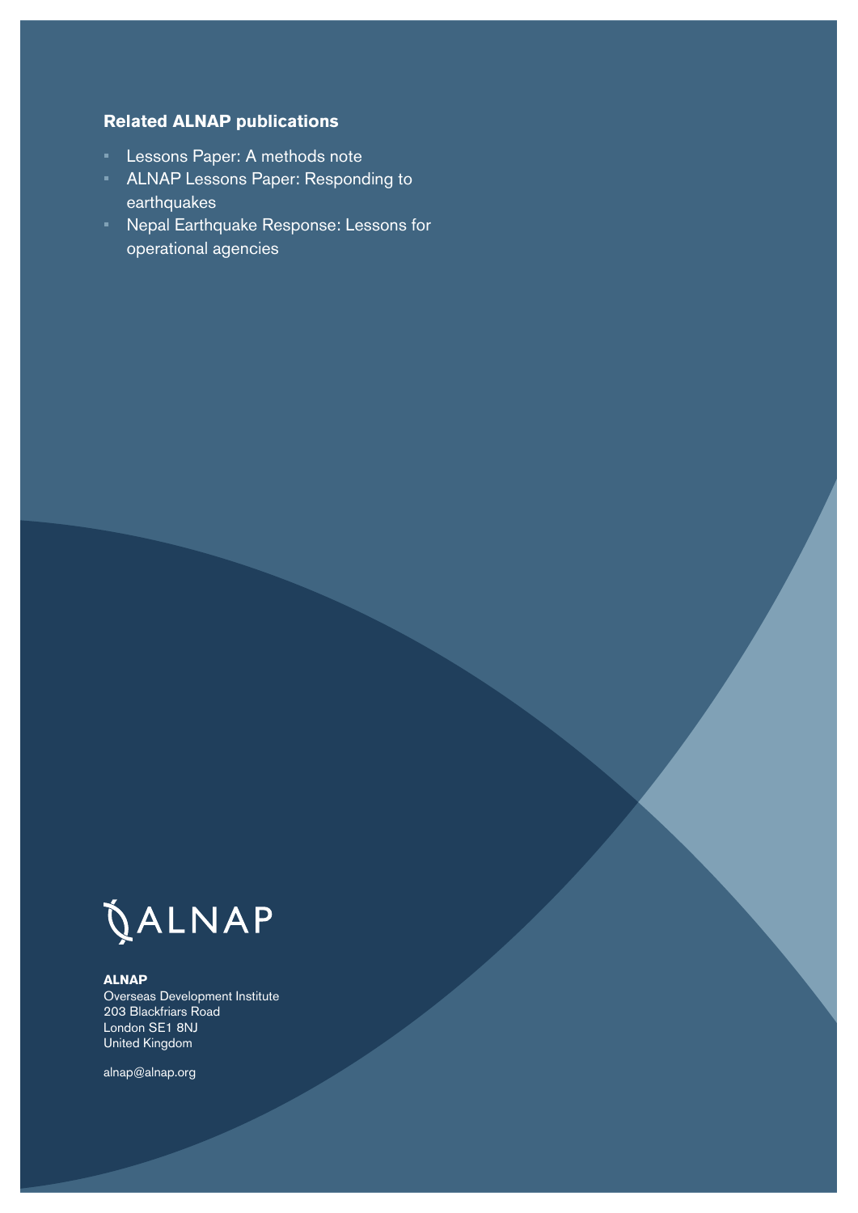**Related ALNAP publications**

- Lessons Paper: A methods note
- ALNAP Lessons Paper: Responding to earthquakes
- Nepal Earthquake Response: Lessons for operational agencies

ALNAP

**ALNAP**
Overseas Development Institute
203 Blackfriars Road
London SE1 8NJ
United Kingdom

alnap@alnap.org